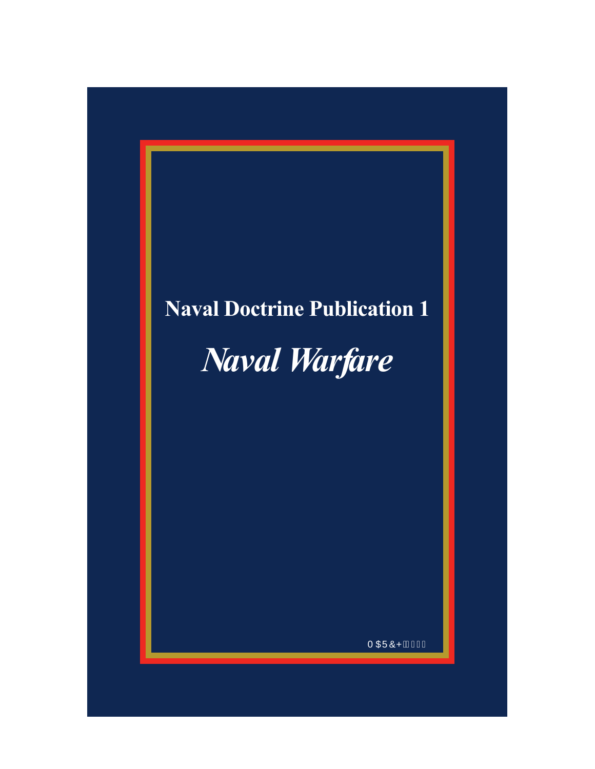# Naval Doctrine Publication 1

## *Naval Warfare*

MARCH 2010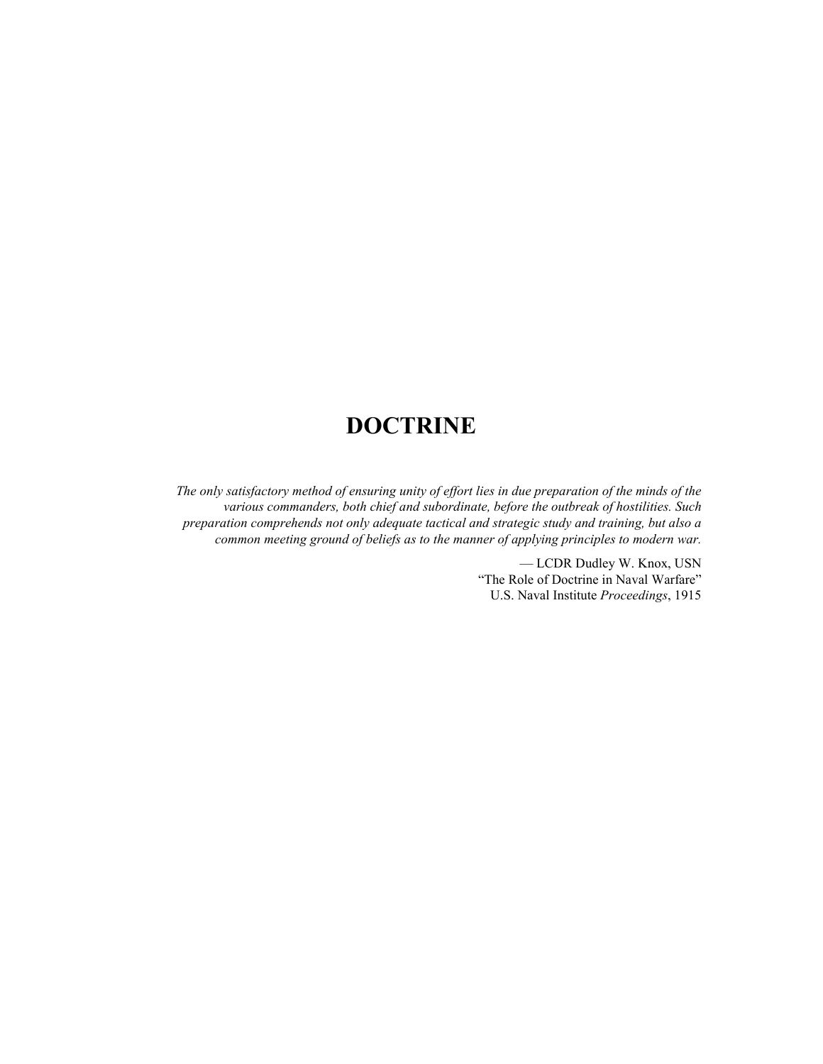# DOCTRINE

*The only satisfactory method of ensuring unity of effort lies in due preparation of the minds of the various commanders, both chief and subordinate, before the outbreak of hostilities. Such preparation comprehends not only adequate tactical and strategic study and training, but also a common meeting ground of beliefs as to the manner of applying principles to modern war.*

— LCDR Dudley W. Knox, USN
"The Role of Doctrine in Naval Warfare"
U.S. Naval Institute *Proceedings*, 1915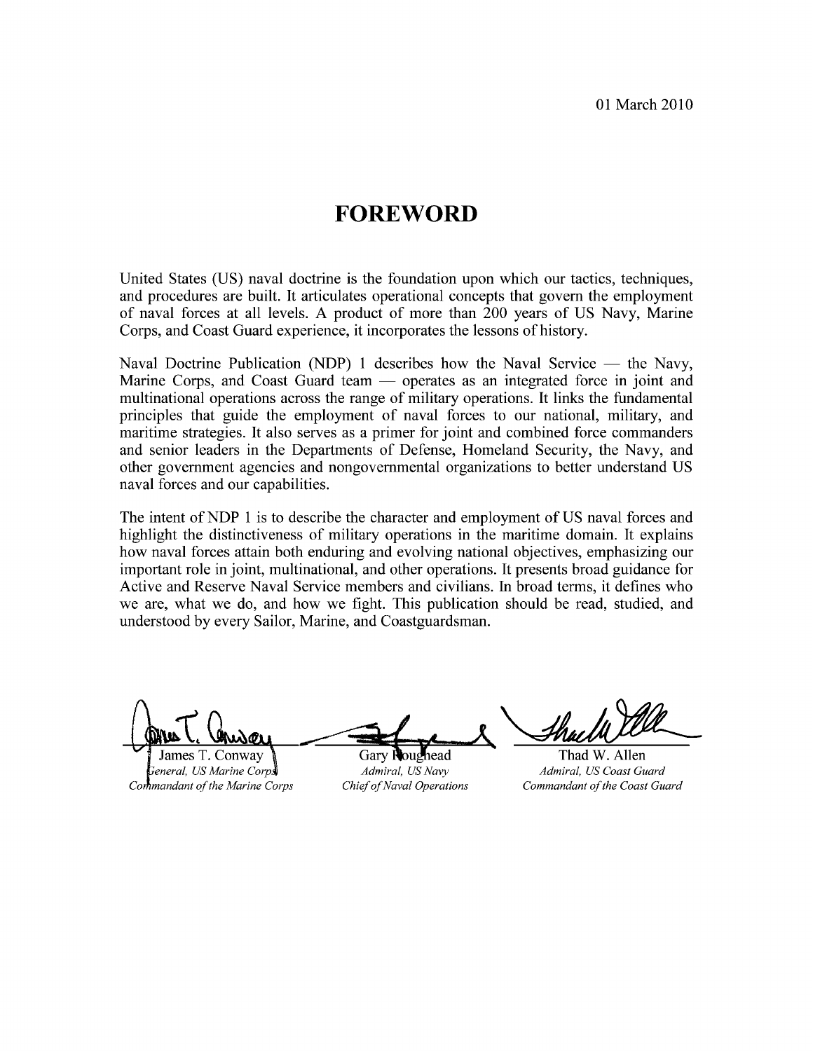01 March 2010

# FOREWORD

United States (US) naval doctrine is the foundation upon which our tactics, techniques, and procedures are built. It articulates operational concepts that govern the employment of naval forces at all levels. A product of more than 200 years of US Navy, Marine Corps, and Coast Guard experience, it incorporates the lessons of history.

Naval Doctrine Publication (NDP) 1 describes how the Naval Service — the Navy, Marine Corps, and Coast Guard team — operates as an integrated force in joint and multinational operations across the range of military operations. It links the fundamental principles that guide the employment of naval forces to our national, military, and maritime strategies. It also serves as a primer for joint and combined force commanders and senior leaders in the Departments of Defense, Homeland Security, the Navy, and other government agencies and nongovernmental organizations to better understand US naval forces and our capabilities.

The intent of NDP 1 is to describe the character and employment of US naval forces and highlight the distinctiveness of military operations in the maritime domain. It explains how naval forces attain both enduring and evolving national objectives, emphasizing our important role in joint, multinational, and other operations. It presents broad guidance for Active and Reserve Naval Service members and civilians. In broad terms, it defines who we are, what we do, and how we fight. This publication should be read, studied, and understood by every Sailor, Marine, and Coastguardsman.

| James T. Conway | Gary Roughead | Thad W. Allen |
|---|---|---|
| *General, US Marine Corps* | *Admiral, US Navy* | *Admiral, US Coast Guard* |
| *Commandant of the Marine Corps* | *Chief of Naval Operations* | *Commandant of the Coast Guard* |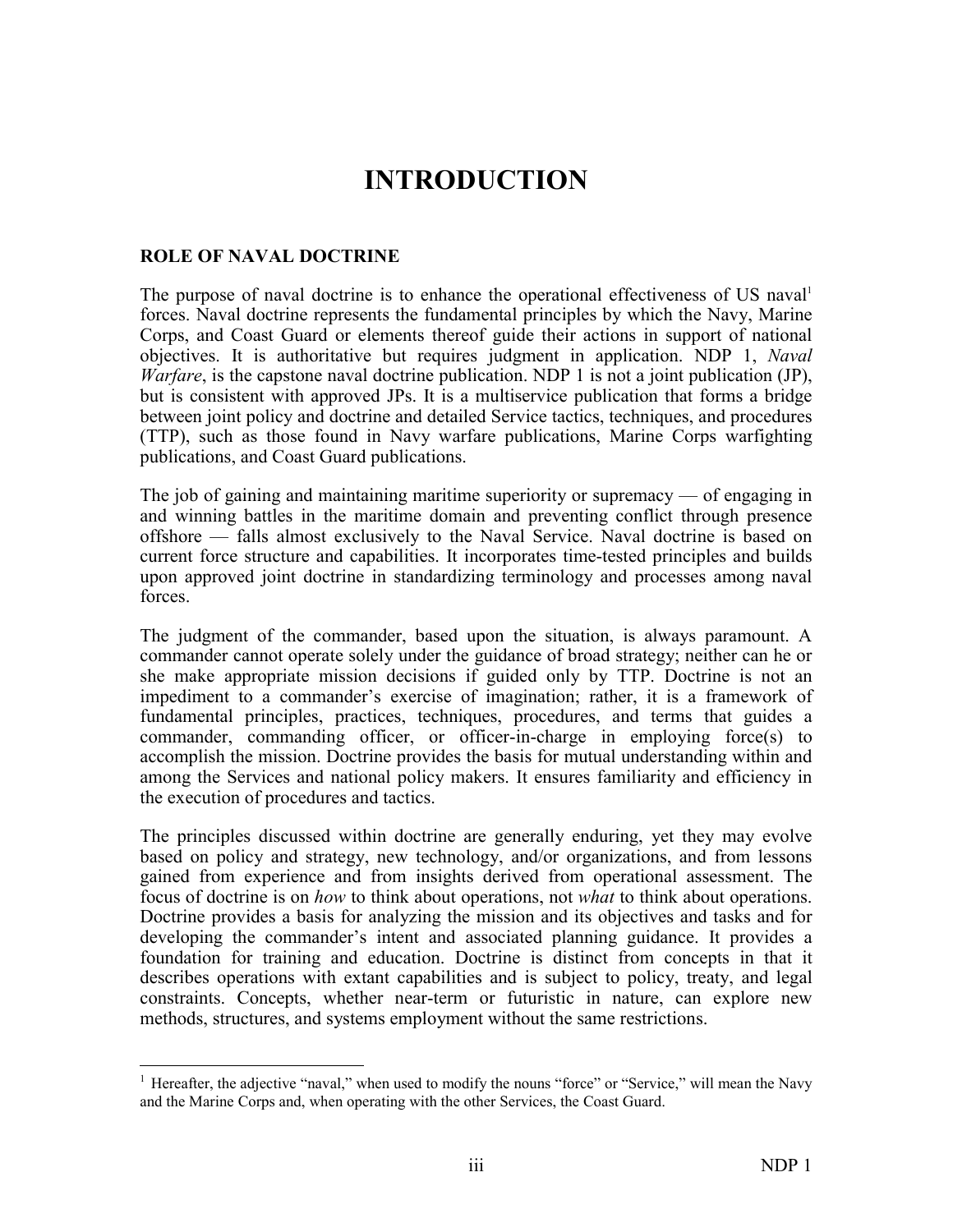# INTRODUCTION

## ROLE OF NAVAL DOCTRINE

The purpose of naval doctrine is to enhance the operational effectiveness of US naval[1] forces. Naval doctrine represents the fundamental principles by which the Navy, Marine Corps, and Coast Guard or elements thereof guide their actions in support of national objectives. It is authoritative but requires judgment in application. NDP 1, *Naval Warfare*, is the capstone naval doctrine publication. NDP 1 is not a joint publication (JP), but is consistent with approved JPs. It is a multiservice publication that forms a bridge between joint policy and doctrine and detailed Service tactics, techniques, and procedures (TTP), such as those found in Navy warfare publications, Marine Corps warfighting publications, and Coast Guard publications.

The job of gaining and maintaining maritime superiority or supremacy — of engaging in and winning battles in the maritime domain and preventing conflict through presence offshore — falls almost exclusively to the Naval Service. Naval doctrine is based on current force structure and capabilities. It incorporates time-tested principles and builds upon approved joint doctrine in standardizing terminology and processes among naval forces.

The judgment of the commander, based upon the situation, is always paramount. A commander cannot operate solely under the guidance of broad strategy; neither can he or she make appropriate mission decisions if guided only by TTP. Doctrine is not an impediment to a commander's exercise of imagination; rather, it is a framework of fundamental principles, practices, techniques, procedures, and terms that guides a commander, commanding officer, or officer-in-charge in employing force(s) to accomplish the mission. Doctrine provides the basis for mutual understanding within and among the Services and national policy makers. It ensures familiarity and efficiency in the execution of procedures and tactics.

The principles discussed within doctrine are generally enduring, yet they may evolve based on policy and strategy, new technology, and/or organizations, and from lessons gained from experience and from insights derived from operational assessment. The focus of doctrine is on *how* to think about operations, not *what* to think about operations. Doctrine provides a basis for analyzing the mission and its objectives and tasks and for developing the commander's intent and associated planning guidance. It provides a foundation for training and education. Doctrine is distinct from concepts in that it describes operations with extant capabilities and is subject to policy, treaty, and legal constraints. Concepts, whether near-term or futuristic in nature, can explore new methods, structures, and systems employment without the same restrictions.

---

[1] Hereafter, the adjective "naval," when used to modify the nouns "force" or "Service," will mean the Navy and the Marine Corps and, when operating with the other Services, the Coast Guard.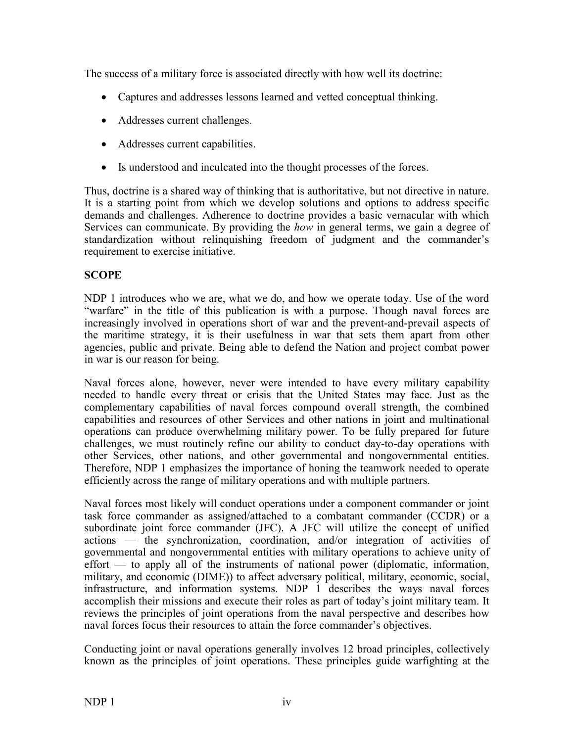The success of a military force is associated directly with how well its doctrine:

- Captures and addresses lessons learned and vetted conceptual thinking.
- Addresses current challenges.
- Addresses current capabilities.
- Is understood and inculcated into the thought processes of the forces.

Thus, doctrine is a shared way of thinking that is authoritative, but not directive in nature. It is a starting point from which we develop solutions and options to address specific demands and challenges. Adherence to doctrine provides a basic vernacular with which Services can communicate. By providing the *how* in general terms, we gain a degree of standardization without relinquishing freedom of judgment and the commander's requirement to exercise initiative.

**SCOPE**

NDP 1 introduces who we are, what we do, and how we operate today. Use of the word "warfare" in the title of this publication is with a purpose. Though naval forces are increasingly involved in operations short of war and the prevent-and-prevail aspects of the maritime strategy, it is their usefulness in war that sets them apart from other agencies, public and private. Being able to defend the Nation and project combat power in war is our reason for being.

Naval forces alone, however, never were intended to have every military capability needed to handle every threat or crisis that the United States may face. Just as the complementary capabilities of naval forces compound overall strength, the combined capabilities and resources of other Services and other nations in joint and multinational operations can produce overwhelming military power. To be fully prepared for future challenges, we must routinely refine our ability to conduct day-to-day operations with other Services, other nations, and other governmental and nongovernmental entities. Therefore, NDP 1 emphasizes the importance of honing the teamwork needed to operate efficiently across the range of military operations and with multiple partners.

Naval forces most likely will conduct operations under a component commander or joint task force commander as assigned/attached to a combatant commander (CCDR) or a subordinate joint force commander (JFC). A JFC will utilize the concept of unified actions — the synchronization, coordination, and/or integration of activities of governmental and nongovernmental entities with military operations to achieve unity of effort — to apply all of the instruments of national power (diplomatic, information, military, and economic (DIME)) to affect adversary political, military, economic, social, infrastructure, and information systems. NDP 1 describes the ways naval forces accomplish their missions and execute their roles as part of today's joint military team. It reviews the principles of joint operations from the naval perspective and describes how naval forces focus their resources to attain the force commander's objectives.

Conducting joint or naval operations generally involves 12 broad principles, collectively known as the principles of joint operations. These principles guide warfighting at the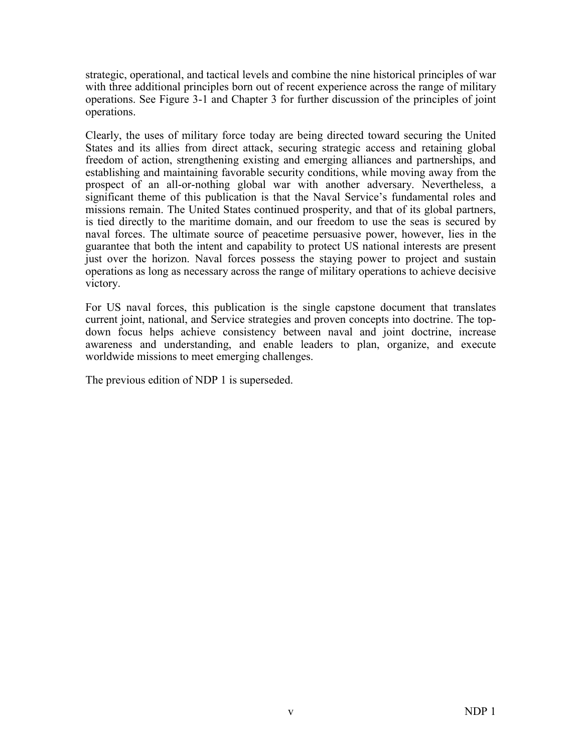strategic, operational, and tactical levels and combine the nine historical principles of war with three additional principles born out of recent experience across the range of military operations. See Figure 3-1 and Chapter 3 for further discussion of the principles of joint operations.

Clearly, the uses of military force today are being directed toward securing the United States and its allies from direct attack, securing strategic access and retaining global freedom of action, strengthening existing and emerging alliances and partnerships, and establishing and maintaining favorable security conditions, while moving away from the prospect of an all-or-nothing global war with another adversary. Nevertheless, a significant theme of this publication is that the Naval Service's fundamental roles and missions remain. The United States continued prosperity, and that of its global partners, is tied directly to the maritime domain, and our freedom to use the seas is secured by naval forces. The ultimate source of peacetime persuasive power, however, lies in the guarantee that both the intent and capability to protect US national interests are present just over the horizon. Naval forces possess the staying power to project and sustain operations as long as necessary across the range of military operations to achieve decisive victory.

For US naval forces, this publication is the single capstone document that translates current joint, national, and Service strategies and proven concepts into doctrine. The top-down focus helps achieve consistency between naval and joint doctrine, increase awareness and understanding, and enable leaders to plan, organize, and execute worldwide missions to meet emerging challenges.

The previous edition of NDP 1 is superseded.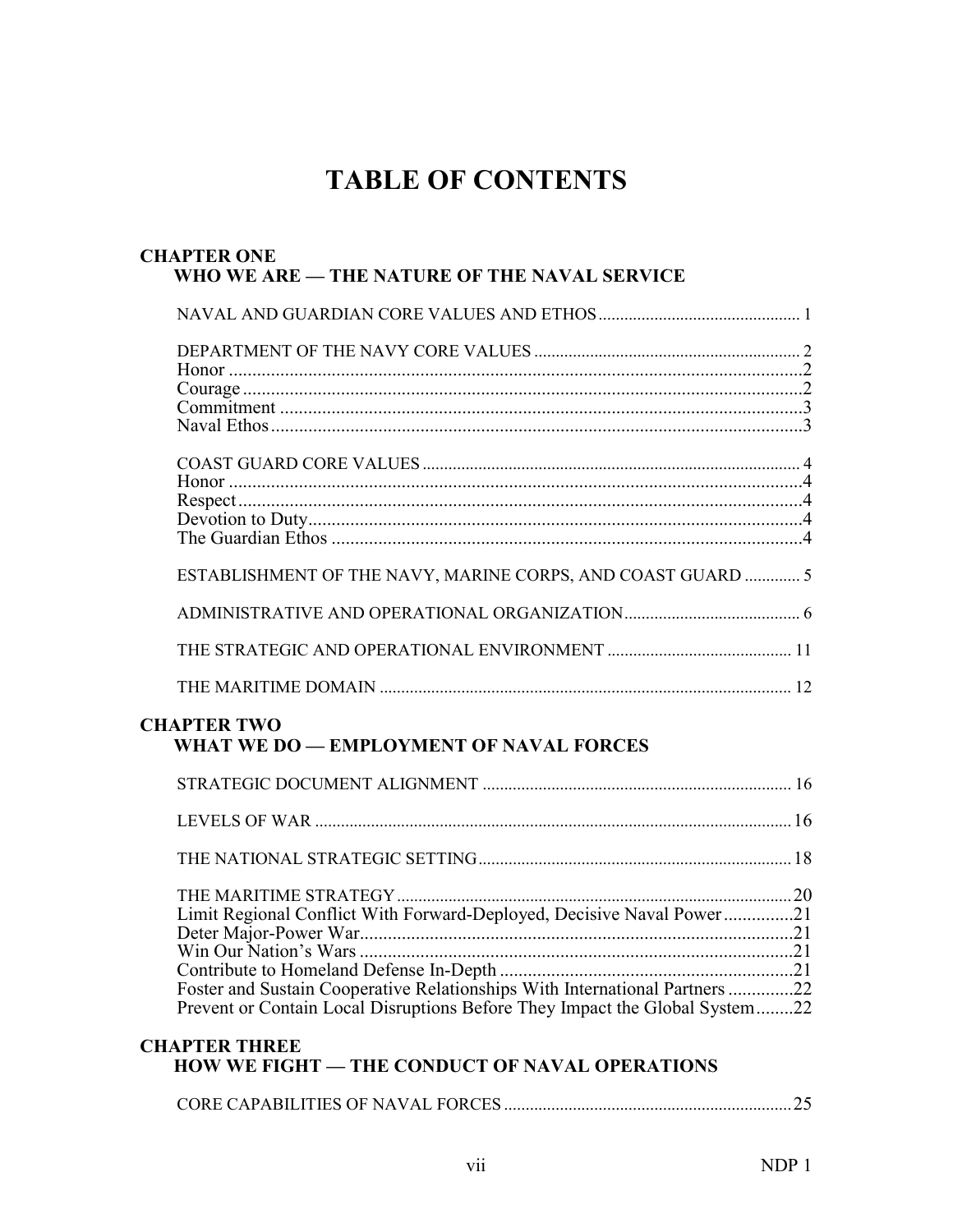# TABLE OF CONTENTS

## CHAPTER ONE
### WHO WE ARE — THE NATURE OF THE NAVAL SERVICE

NAVAL AND GUARDIAN CORE VALUES AND ETHOS ........ 1

DEPARTMENT OF THE NAVY CORE VALUES ........ 2
Honor ........ 2
Courage ........ 2
Commitment ........ 3
Naval Ethos ........ 3

COAST GUARD CORE VALUES ........ 4
Honor ........ 4
Respect ........ 4
Devotion to Duty ........ 4
The Guardian Ethos ........ 4

ESTABLISHMENT OF THE NAVY, MARINE CORPS, AND COAST GUARD ........ 5

ADMINISTRATIVE AND OPERATIONAL ORGANIZATION ........ 6

THE STRATEGIC AND OPERATIONAL ENVIRONMENT ........ 11

THE MARITIME DOMAIN ........ 12

## CHAPTER TWO
### WHAT WE DO — EMPLOYMENT OF NAVAL FORCES

STRATEGIC DOCUMENT ALIGNMENT ........ 16

LEVELS OF WAR ........ 16

THE NATIONAL STRATEGIC SETTING ........ 18

THE MARITIME STRATEGY ........ 20
Limit Regional Conflict With Forward-Deployed, Decisive Naval Power ........ 21
Deter Major-Power War ........ 21
Win Our Nation's Wars ........ 21
Contribute to Homeland Defense In-Depth ........ 21
Foster and Sustain Cooperative Relationships With International Partners ........ 22
Prevent or Contain Local Disruptions Before They Impact the Global System ........ 22

## CHAPTER THREE
### HOW WE FIGHT — THE CONDUCT OF NAVAL OPERATIONS

CORE CAPABILITIES OF NAVAL FORCES ........ 25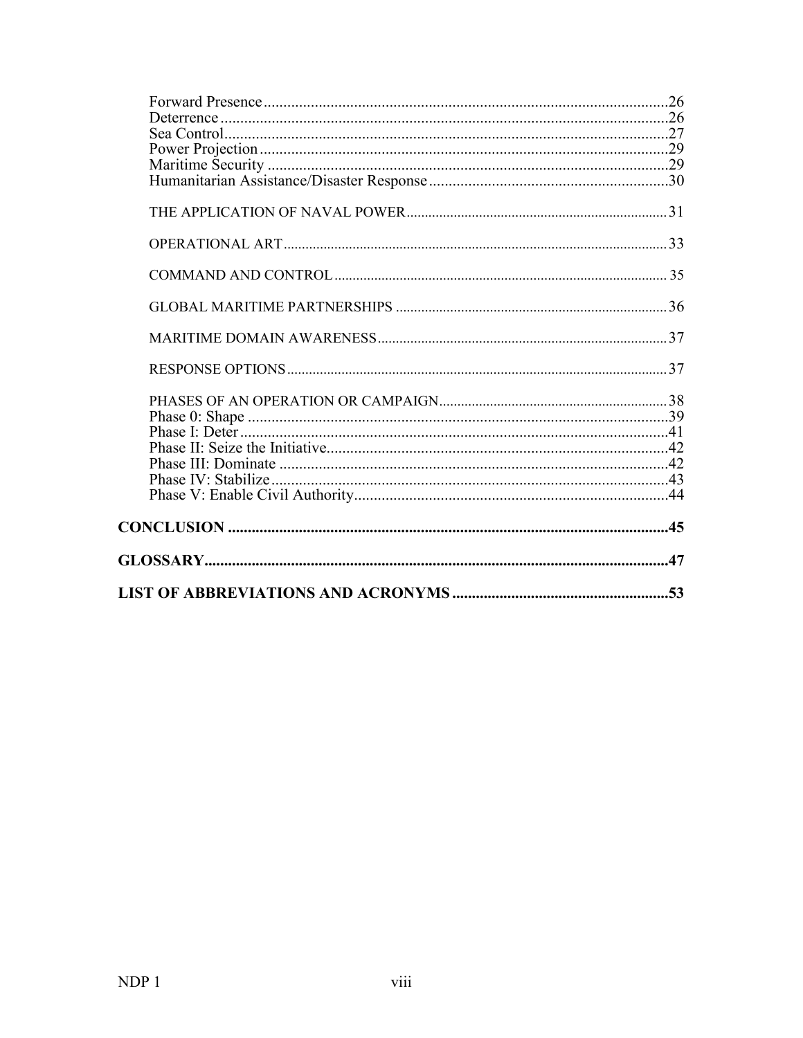Forward Presence ........................................................................................................26
Deterrence ....................................................................................................................26
Sea Control...................................................................................................................27
Power Projection ..........................................................................................................29
Maritime Security ........................................................................................................29
Humanitarian Assistance/Disaster Response ..............................................................30

THE APPLICATION OF NAVAL POWER ..........................................................................31

OPERATIONAL ART ...........................................................................................................33

COMMAND AND CONTROL ..............................................................................................35

GLOBAL MARITIME PARTNERSHIPS ..............................................................................36

MARITIME DOMAIN AWARENESS ...................................................................................37

RESPONSE OPTIONS ...........................................................................................................37

PHASES OF AN OPERATION OR CAMPAIGN ..................................................................38
Phase 0: Shape ..............................................................................................................39
Phase I: Deter ...............................................................................................................41
Phase II: Seize the Initiative.........................................................................................42
Phase III: Dominate .....................................................................................................42
Phase IV: Stabilize .......................................................................................................43
Phase V: Enable Civil Authority..................................................................................44

**CONCLUSION ................................................................................................................45**

**GLOSSARY......................................................................................................................47**

**LIST OF ABBREVIATIONS AND ACRONYMS .......................................................53**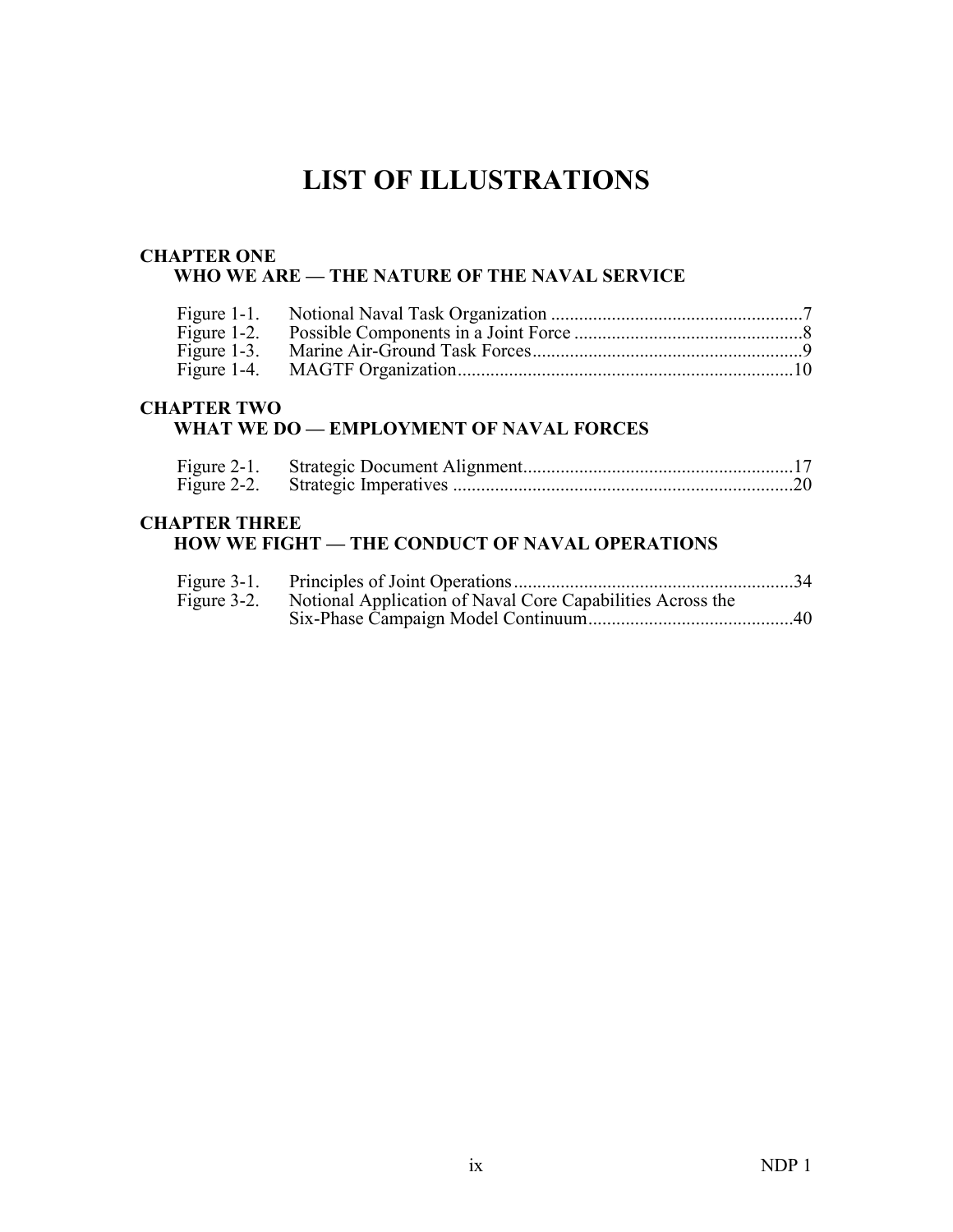# LIST OF ILLUSTRATIONS

## CHAPTER ONE
### WHO WE ARE — THE NATURE OF THE NAVAL SERVICE

Figure 1-1. Notional Naval Task Organization ......................................................7
Figure 1-2. Possible Components in a Joint Force .................................................8
Figure 1-3. Marine Air-Ground Task Forces..........................................................9
Figure 1-4. MAGTF Organization........................................................................10

## CHAPTER TWO
### WHAT WE DO — EMPLOYMENT OF NAVAL FORCES

Figure 2-1. Strategic Document Alignment..........................................................17
Figure 2-2. Strategic Imperatives .........................................................................20

## CHAPTER THREE
### HOW WE FIGHT — THE CONDUCT OF NAVAL OPERATIONS

Figure 3-1. Principles of Joint Operations............................................................34
Figure 3-2. Notional Application of Naval Core Capabilities Across the Six-Phase Campaign Model Continuum............................................40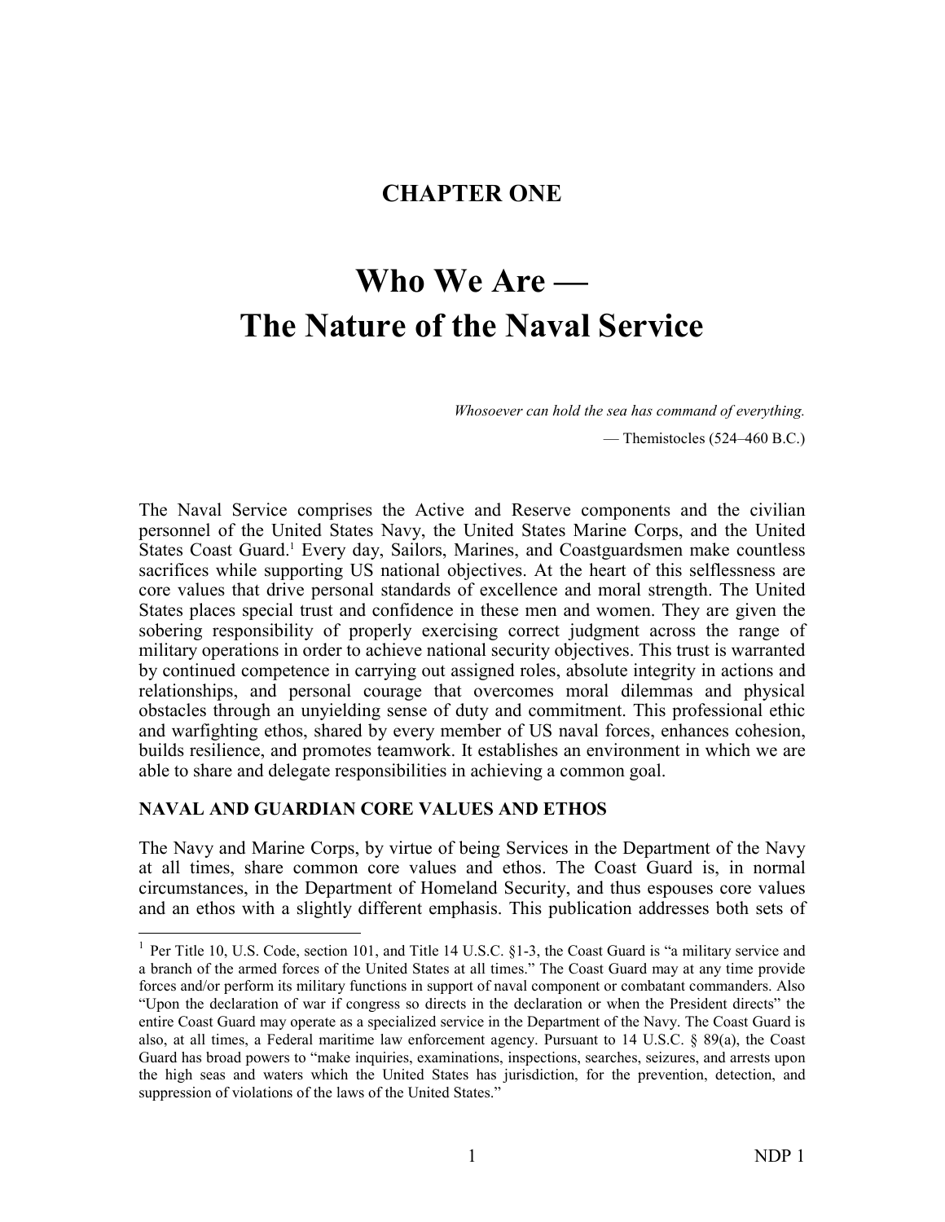# CHAPTER ONE

# Who We Are —
# The Nature of the Naval Service

*Whosoever can hold the sea has command of everything.*

— Themistocles (524–460 B.C.)

The Naval Service comprises the Active and Reserve components and the civilian personnel of the United States Navy, the United States Marine Corps, and the United States Coast Guard.[1] Every day, Sailors, Marines, and Coastguardsmen make countless sacrifices while supporting US national objectives. At the heart of this selflessness are core values that drive personal standards of excellence and moral strength. The United States places special trust and confidence in these men and women. They are given the sobering responsibility of properly exercising correct judgment across the range of military operations in order to achieve national security objectives. This trust is warranted by continued competence in carrying out assigned roles, absolute integrity in actions and relationships, and personal courage that overcomes moral dilemmas and physical obstacles through an unyielding sense of duty and commitment. This professional ethic and warfighting ethos, shared by every member of US naval forces, enhances cohesion, builds resilience, and promotes teamwork. It establishes an environment in which we are able to share and delegate responsibilities in achieving a common goal.

## NAVAL AND GUARDIAN CORE VALUES AND ETHOS

The Navy and Marine Corps, by virtue of being Services in the Department of the Navy at all times, share common core values and ethos. The Coast Guard is, in normal circumstances, in the Department of Homeland Security, and thus espouses core values and an ethos with a slightly different emphasis. This publication addresses both sets of

[1] Per Title 10, U.S. Code, section 101, and Title 14 U.S.C. §1-3, the Coast Guard is "a military service and a branch of the armed forces of the United States at all times." The Coast Guard may at any time provide forces and/or perform its military functions in support of naval component or combatant commanders. Also "Upon the declaration of war if congress so directs in the declaration or when the President directs" the entire Coast Guard may operate as a specialized service in the Department of the Navy. The Coast Guard is also, at all times, a Federal maritime law enforcement agency. Pursuant to 14 U.S.C. § 89(a), the Coast Guard has broad powers to "make inquiries, examinations, inspections, searches, seizures, and arrests upon the high seas and waters which the United States has jurisdiction, for the prevention, detection, and suppression of violations of the laws of the United States."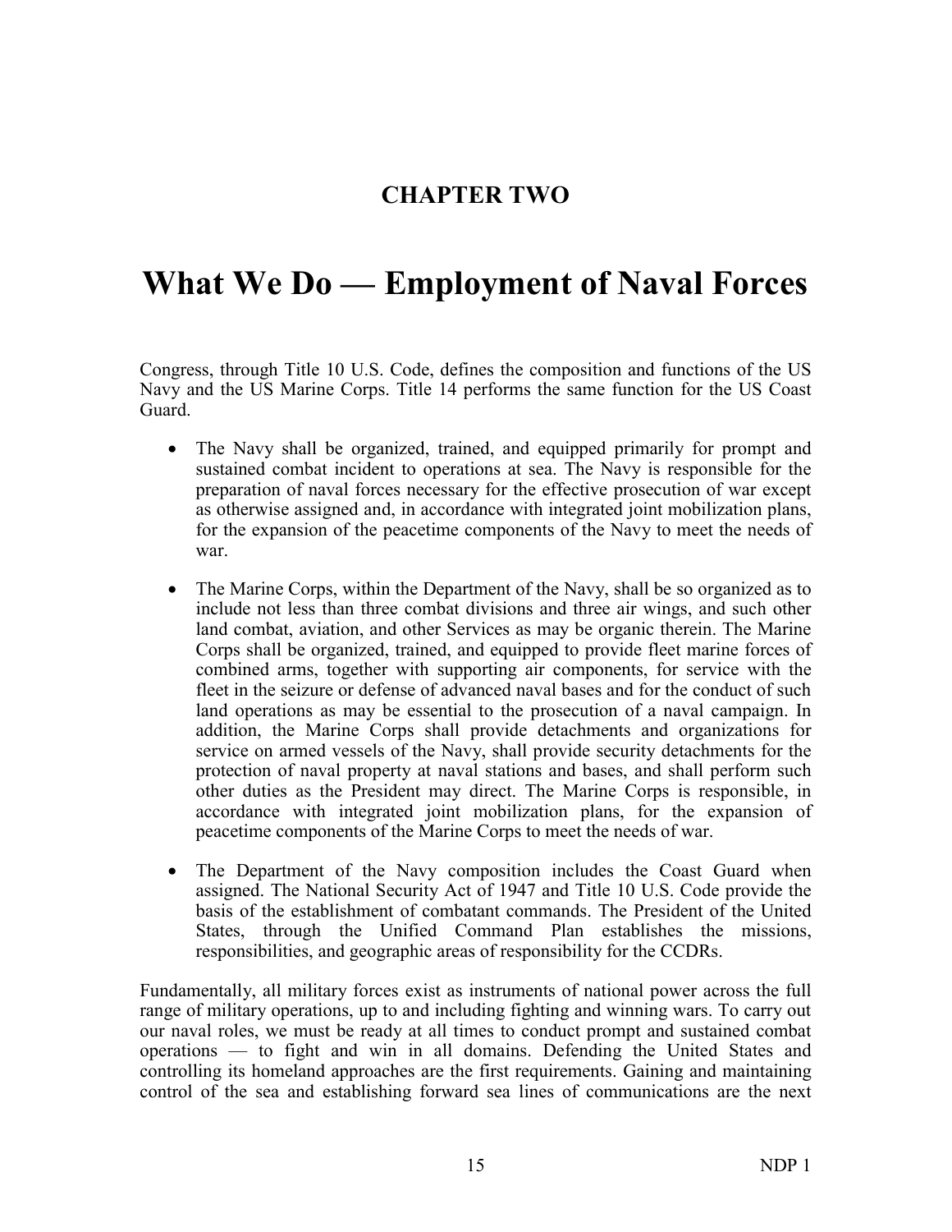## CHAPTER TWO

# What We Do — Employment of Naval Forces

Congress, through Title 10 U.S. Code, defines the composition and functions of the US Navy and the US Marine Corps. Title 14 performs the same function for the US Coast Guard.

- The Navy shall be organized, trained, and equipped primarily for prompt and sustained combat incident to operations at sea. The Navy is responsible for the preparation of naval forces necessary for the effective prosecution of war except as otherwise assigned and, in accordance with integrated joint mobilization plans, for the expansion of the peacetime components of the Navy to meet the needs of war.

- The Marine Corps, within the Department of the Navy, shall be so organized as to include not less than three combat divisions and three air wings, and such other land combat, aviation, and other Services as may be organic therein. The Marine Corps shall be organized, trained, and equipped to provide fleet marine forces of combined arms, together with supporting air components, for service with the fleet in the seizure or defense of advanced naval bases and for the conduct of such land operations as may be essential to the prosecution of a naval campaign. In addition, the Marine Corps shall provide detachments and organizations for service on armed vessels of the Navy, shall provide security detachments for the protection of naval property at naval stations and bases, and shall perform such other duties as the President may direct. The Marine Corps is responsible, in accordance with integrated joint mobilization plans, for the expansion of peacetime components of the Marine Corps to meet the needs of war.

- The Department of the Navy composition includes the Coast Guard when assigned. The National Security Act of 1947 and Title 10 U.S. Code provide the basis of the establishment of combatant commands. The President of the United States, through the Unified Command Plan establishes the missions, responsibilities, and geographic areas of responsibility for the CCDRs.

Fundamentally, all military forces exist as instruments of national power across the full range of military operations, up to and including fighting and winning wars. To carry out our naval roles, we must be ready at all times to conduct prompt and sustained combat operations — to fight and win in all domains. Defending the United States and controlling its homeland approaches are the first requirements. Gaining and maintaining control of the sea and establishing forward sea lines of communications are the next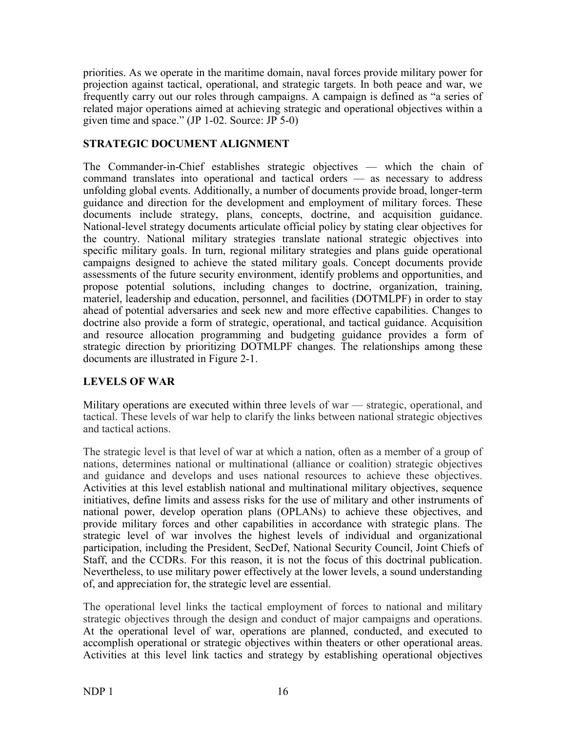priorities. As we operate in the maritime domain, naval forces provide military power for projection against tactical, operational, and strategic targets. In both peace and war, we frequently carry out our roles through campaigns. A campaign is defined as "a series of related major operations aimed at achieving strategic and operational objectives within a given time and space." (JP 1-02. Source: JP 5-0)

## STRATEGIC DOCUMENT ALIGNMENT

The Commander-in-Chief establishes strategic objectives — which the chain of command translates into operational and tactical orders — as necessary to address unfolding global events. Additionally, a number of documents provide broad, longer-term guidance and direction for the development and employment of military forces. These documents include strategy, plans, concepts, doctrine, and acquisition guidance. National-level strategy documents articulate official policy by stating clear objectives for the country. National military strategies translate national strategic objectives into specific military goals. In turn, regional military strategies and plans guide operational campaigns designed to achieve the stated military goals. Concept documents provide assessments of the future security environment, identify problems and opportunities, and propose potential solutions, including changes to doctrine, organization, training, materiel, leadership and education, personnel, and facilities (DOTMLPF) in order to stay ahead of potential adversaries and seek new and more effective capabilities. Changes to doctrine also provide a form of strategic, operational, and tactical guidance. Acquisition and resource allocation programming and budgeting guidance provides a form of strategic direction by prioritizing DOTMLPF changes. The relationships among these documents are illustrated in Figure 2-1.

## LEVELS OF WAR

Military operations are executed within three levels of war — strategic, operational, and tactical. These levels of war help to clarify the links between national strategic objectives and tactical actions.

The strategic level is that level of war at which a nation, often as a member of a group of nations, determines national or multinational (alliance or coalition) strategic objectives and guidance and develops and uses national resources to achieve these objectives. Activities at this level establish national and multinational military objectives, sequence initiatives, define limits and assess risks for the use of military and other instruments of national power, develop operation plans (OPLANs) to achieve these objectives, and provide military forces and other capabilities in accordance with strategic plans. The strategic level of war involves the highest levels of individual and organizational participation, including the President, SecDef, National Security Council, Joint Chiefs of Staff, and the CCDRs. For this reason, it is not the focus of this doctrinal publication. Nevertheless, to use military power effectively at the lower levels, a sound understanding of, and appreciation for, the strategic level are essential.

The operational level links the tactical employment of forces to national and military strategic objectives through the design and conduct of major campaigns and operations. At the operational level of war, operations are planned, conducted, and executed to accomplish operational or strategic objectives within theaters or other operational areas. Activities at this level link tactics and strategy by establishing operational objectives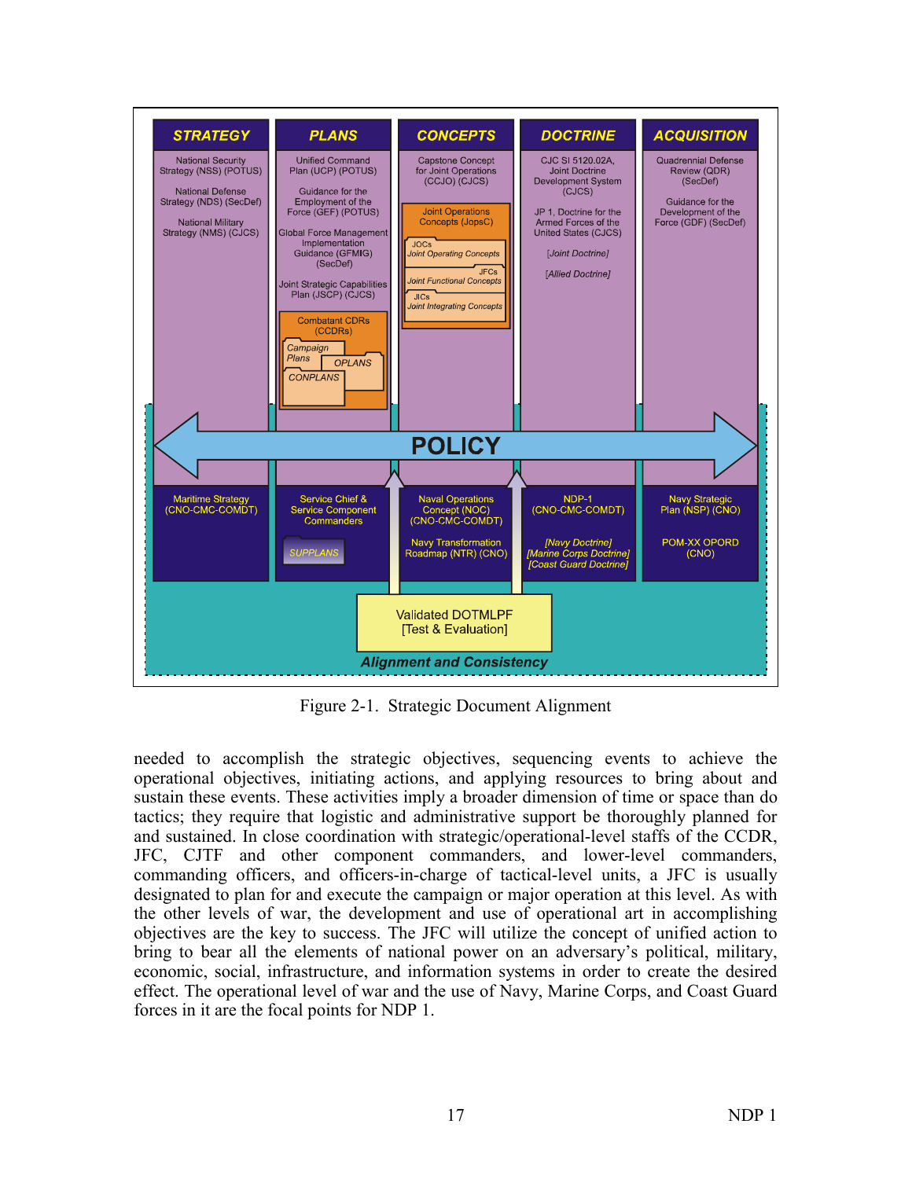| STRATEGY | PLANS | CONCEPTS | DOCTRINE | ACQUISITION |
| --- | --- | --- | --- | --- |
| National Security Strategy (NSS) (POTUS) | Unified Command Plan (UCP) (POTUS) | Capstone Concept for Joint Operations (CCJO) (CJCS) | CJC SI 5120.02A, Joint Doctrine Development System (CJCS) | Quadrennial Defense Review (QDR) (SecDef) |
| National Defense Strategy (NDS) (SecDef) | Guidance for the Employment of the Force (GEF) (POTUS) | Joint Operations Concepts (JopsC): JOCs Joint Operating Concepts; JFCs Joint Functional Concepts; JICs Joint Integrating Concepts | JP 1, Doctrine for the Armed Forces of the United States (CJCS) | Guidance for the Development of the Force (GDF) (SecDef) |
| National Military Strategy (NMS) (CJCS) | Global Force Management Implementation Guidance (GFMIG) (SecDef) | | [Joint Doctrine] | |
| | Joint Strategic Capabilities Plan (JSCP) (CJCS) | | [Allied Doctrine] | |
| | Combatant CDRs (CCDRs): Campaign Plans, OPLANS, CONPLANS | | | |

**POLICY**

| | | | | |
| --- | --- | --- | --- | --- |
| Maritime Strategy (CNO-CMC-COMDT) | Service Chief & Service Component Commanders; SUPPLANS | Naval Operations Concept (NOC) (CNO-CMC-COMDT); Navy Transformation Roadmap (NTR) (CNO) | NDP-1 (CNO-CMC-COMDT); [Navy Doctrine] [Marine Corps Doctrine] [Coast Guard Doctrine] | Navy Strategic Plan (NSP) (CNO); POM-XX OPORD (CNO) |

Validated DOTMLPF [Test & Evaluation]

*Alignment and Consistency*

Figure 2-1. Strategic Document Alignment

needed to accomplish the strategic objectives, sequencing events to achieve the operational objectives, initiating actions, and applying resources to bring about and sustain these events. These activities imply a broader dimension of time or space than do tactics; they require that logistic and administrative support be thoroughly planned for and sustained. In close coordination with strategic/operational-level staffs of the CCDR, JFC, CJTF and other component commanders, and lower-level commanders, commanding officers, and officers-in-charge of tactical-level units, a JFC is usually designated to plan for and execute the campaign or major operation at this level. As with the other levels of war, the development and use of operational art in accomplishing objectives are the key to success. The JFC will utilize the concept of unified action to bring to bear all the elements of national power on an adversary's political, military, economic, social, infrastructure, and information systems in order to create the desired effect. The operational level of war and the use of Navy, Marine Corps, and Coast Guard forces in it are the focal points for NDP 1.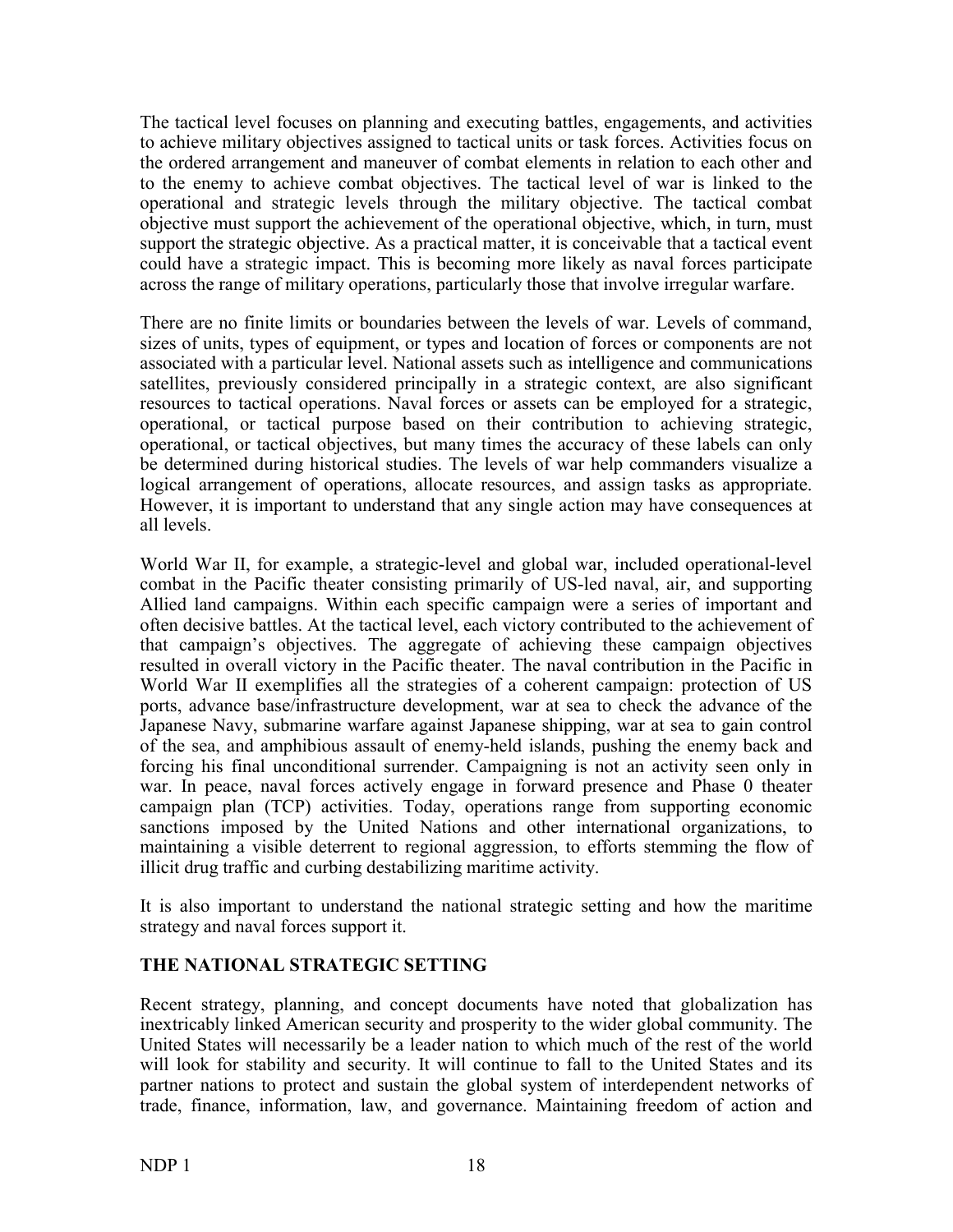The tactical level focuses on planning and executing battles, engagements, and activities to achieve military objectives assigned to tactical units or task forces. Activities focus on the ordered arrangement and maneuver of combat elements in relation to each other and to the enemy to achieve combat objectives. The tactical level of war is linked to the operational and strategic levels through the military objective. The tactical combat objective must support the achievement of the operational objective, which, in turn, must support the strategic objective. As a practical matter, it is conceivable that a tactical event could have a strategic impact. This is becoming more likely as naval forces participate across the range of military operations, particularly those that involve irregular warfare.

There are no finite limits or boundaries between the levels of war. Levels of command, sizes of units, types of equipment, or types and location of forces or components are not associated with a particular level. National assets such as intelligence and communications satellites, previously considered principally in a strategic context, are also significant resources to tactical operations. Naval forces or assets can be employed for a strategic, operational, or tactical purpose based on their contribution to achieving strategic, operational, or tactical objectives, but many times the accuracy of these labels can only be determined during historical studies. The levels of war help commanders visualize a logical arrangement of operations, allocate resources, and assign tasks as appropriate. However, it is important to understand that any single action may have consequences at all levels.

World War II, for example, a strategic-level and global war, included operational-level combat in the Pacific theater consisting primarily of US-led naval, air, and supporting Allied land campaigns. Within each specific campaign were a series of important and often decisive battles. At the tactical level, each victory contributed to the achievement of that campaign's objectives. The aggregate of achieving these campaign objectives resulted in overall victory in the Pacific theater. The naval contribution in the Pacific in World War II exemplifies all the strategies of a coherent campaign: protection of US ports, advance base/infrastructure development, war at sea to check the advance of the Japanese Navy, submarine warfare against Japanese shipping, war at sea to gain control of the sea, and amphibious assault of enemy-held islands, pushing the enemy back and forcing his final unconditional surrender. Campaigning is not an activity seen only in war. In peace, naval forces actively engage in forward presence and Phase 0 theater campaign plan (TCP) activities. Today, operations range from supporting economic sanctions imposed by the United Nations and other international organizations, to maintaining a visible deterrent to regional aggression, to efforts stemming the flow of illicit drug traffic and curbing destabilizing maritime activity.

It is also important to understand the national strategic setting and how the maritime strategy and naval forces support it.

## THE NATIONAL STRATEGIC SETTING

Recent strategy, planning, and concept documents have noted that globalization has inextricably linked American security and prosperity to the wider global community. The United States will necessarily be a leader nation to which much of the rest of the world will look for stability and security. It will continue to fall to the United States and its partner nations to protect and sustain the global system of interdependent networks of trade, finance, information, law, and governance. Maintaining freedom of action and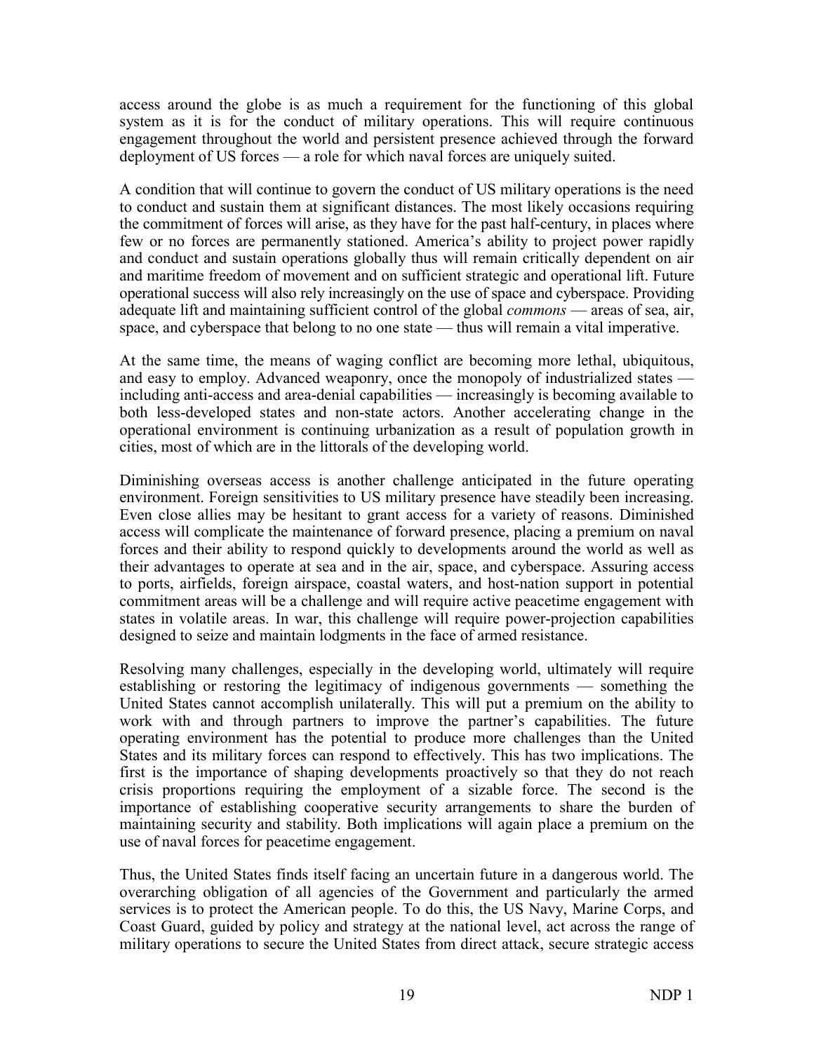access around the globe is as much a requirement for the functioning of this global system as it is for the conduct of military operations. This will require continuous engagement throughout the world and persistent presence achieved through the forward deployment of US forces — a role for which naval forces are uniquely suited.

A condition that will continue to govern the conduct of US military operations is the need to conduct and sustain them at significant distances. The most likely occasions requiring the commitment of forces will arise, as they have for the past half-century, in places where few or no forces are permanently stationed. America's ability to project power rapidly and conduct and sustain operations globally thus will remain critically dependent on air and maritime freedom of movement and on sufficient strategic and operational lift. Future operational success will also rely increasingly on the use of space and cyberspace. Providing adequate lift and maintaining sufficient control of the global *commons* — areas of sea, air, space, and cyberspace that belong to no one state — thus will remain a vital imperative.

At the same time, the means of waging conflict are becoming more lethal, ubiquitous, and easy to employ. Advanced weaponry, once the monopoly of industrialized states — including anti-access and area-denial capabilities — increasingly is becoming available to both less-developed states and non-state actors. Another accelerating change in the operational environment is continuing urbanization as a result of population growth in cities, most of which are in the littorals of the developing world.

Diminishing overseas access is another challenge anticipated in the future operating environment. Foreign sensitivities to US military presence have steadily been increasing. Even close allies may be hesitant to grant access for a variety of reasons. Diminished access will complicate the maintenance of forward presence, placing a premium on naval forces and their ability to respond quickly to developments around the world as well as their advantages to operate at sea and in the air, space, and cyberspace. Assuring access to ports, airfields, foreign airspace, coastal waters, and host-nation support in potential commitment areas will be a challenge and will require active peacetime engagement with states in volatile areas. In war, this challenge will require power-projection capabilities designed to seize and maintain lodgments in the face of armed resistance.

Resolving many challenges, especially in the developing world, ultimately will require establishing or restoring the legitimacy of indigenous governments — something the United States cannot accomplish unilaterally. This will put a premium on the ability to work with and through partners to improve the partner's capabilities. The future operating environment has the potential to produce more challenges than the United States and its military forces can respond to effectively. This has two implications. The first is the importance of shaping developments proactively so that they do not reach crisis proportions requiring the employment of a sizable force. The second is the importance of establishing cooperative security arrangements to share the burden of maintaining security and stability. Both implications will again place a premium on the use of naval forces for peacetime engagement.

Thus, the United States finds itself facing an uncertain future in a dangerous world. The overarching obligation of all agencies of the Government and particularly the armed services is to protect the American people. To do this, the US Navy, Marine Corps, and Coast Guard, guided by policy and strategy at the national level, act across the range of military operations to secure the United States from direct attack, secure strategic access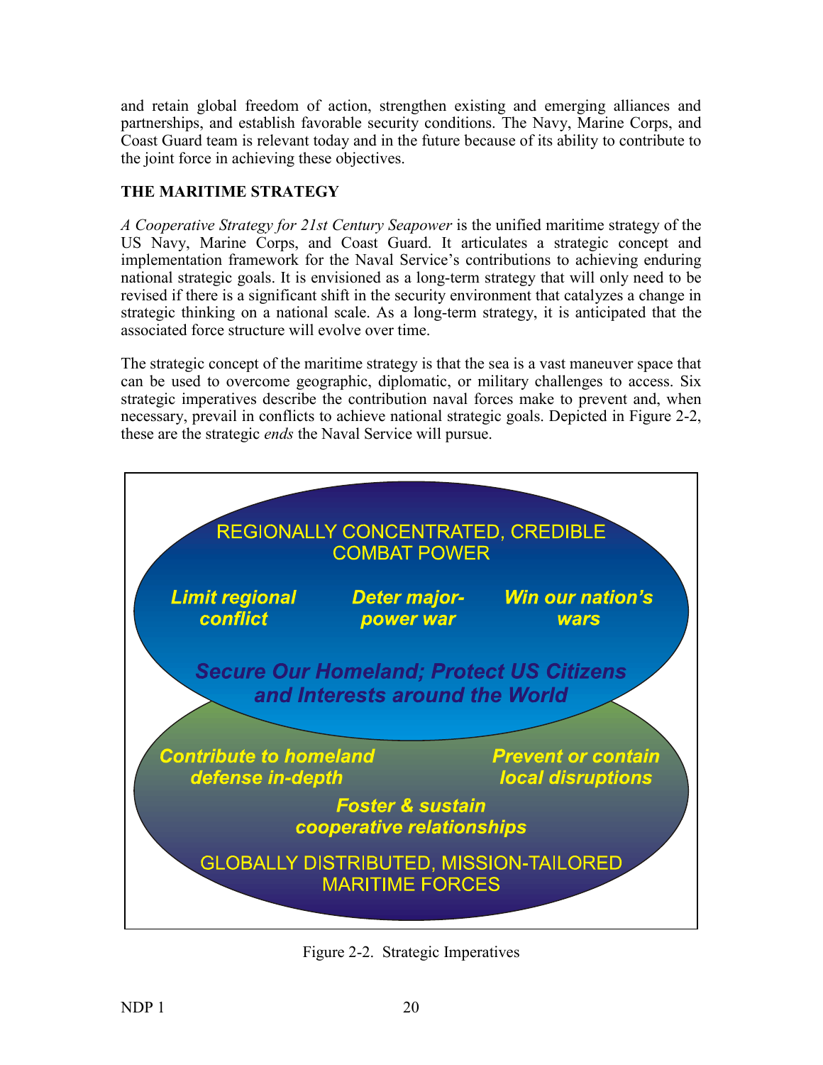and retain global freedom of action, strengthen existing and emerging alliances and partnerships, and establish favorable security conditions. The Navy, Marine Corps, and Coast Guard team is relevant today and in the future because of its ability to contribute to the joint force in achieving these objectives.

## THE MARITIME STRATEGY

*A Cooperative Strategy for 21st Century Seapower* is the unified maritime strategy of the US Navy, Marine Corps, and Coast Guard. It articulates a strategic concept and implementation framework for the Naval Service's contributions to achieving enduring national strategic goals. It is envisioned as a long-term strategy that will only need to be revised if there is a significant shift in the security environment that catalyzes a change in strategic thinking on a national scale. As a long-term strategy, it is anticipated that the associated force structure will evolve over time.

The strategic concept of the maritime strategy is that the sea is a vast maneuver space that can be used to overcome geographic, diplomatic, or military challenges to access. Six strategic imperatives describe the contribution naval forces make to prevent and, when necessary, prevail in conflicts to achieve national strategic goals. Depicted in Figure 2-2, these are the strategic *ends* the Naval Service will pursue.

REGIONALLY CONCENTRATED, CREDIBLE COMBAT POWER

*Limit regional conflict* — *Deter major-power war* — *Win our nation's wars*

*Secure Our Homeland; Protect US Citizens and Interests around the World*

*Contribute to homeland defense in-depth* — *Prevent or contain local disruptions*

*Foster & sustain cooperative relationships*

GLOBALLY DISTRIBUTED, MISSION-TAILORED MARITIME FORCES

Figure 2-2. Strategic Imperatives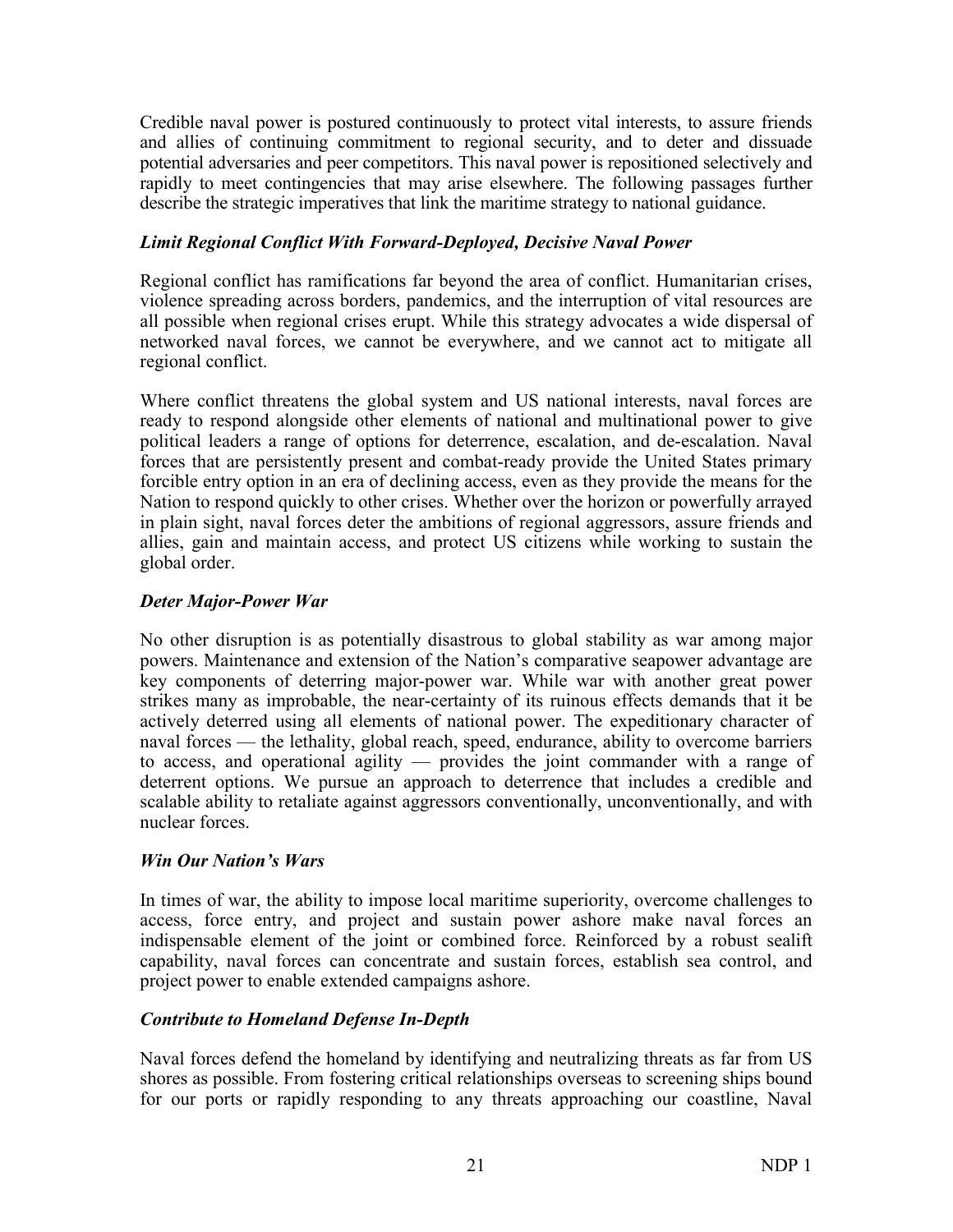Credible naval power is postured continuously to protect vital interests, to assure friends and allies of continuing commitment to regional security, and to deter and dissuade potential adversaries and peer competitors. This naval power is repositioned selectively and rapidly to meet contingencies that may arise elsewhere. The following passages further describe the strategic imperatives that link the maritime strategy to national guidance.

### *Limit Regional Conflict With Forward-Deployed, Decisive Naval Power*

Regional conflict has ramifications far beyond the area of conflict. Humanitarian crises, violence spreading across borders, pandemics, and the interruption of vital resources are all possible when regional crises erupt. While this strategy advocates a wide dispersal of networked naval forces, we cannot be everywhere, and we cannot act to mitigate all regional conflict.

Where conflict threatens the global system and US national interests, naval forces are ready to respond alongside other elements of national and multinational power to give political leaders a range of options for deterrence, escalation, and de-escalation. Naval forces that are persistently present and combat-ready provide the United States primary forcible entry option in an era of declining access, even as they provide the means for the Nation to respond quickly to other crises. Whether over the horizon or powerfully arrayed in plain sight, naval forces deter the ambitions of regional aggressors, assure friends and allies, gain and maintain access, and protect US citizens while working to sustain the global order.

### *Deter Major-Power War*

No other disruption is as potentially disastrous to global stability as war among major powers. Maintenance and extension of the Nation's comparative seapower advantage are key components of deterring major-power war. While war with another great power strikes many as improbable, the near-certainty of its ruinous effects demands that it be actively deterred using all elements of national power. The expeditionary character of naval forces — the lethality, global reach, speed, endurance, ability to overcome barriers to access, and operational agility — provides the joint commander with a range of deterrent options. We pursue an approach to deterrence that includes a credible and scalable ability to retaliate against aggressors conventionally, unconventionally, and with nuclear forces.

### *Win Our Nation's Wars*

In times of war, the ability to impose local maritime superiority, overcome challenges to access, force entry, and project and sustain power ashore make naval forces an indispensable element of the joint or combined force. Reinforced by a robust sealift capability, naval forces can concentrate and sustain forces, establish sea control, and project power to enable extended campaigns ashore.

### *Contribute to Homeland Defense In-Depth*

Naval forces defend the homeland by identifying and neutralizing threats as far from US shores as possible. From fostering critical relationships overseas to screening ships bound for our ports or rapidly responding to any threats approaching our coastline, Naval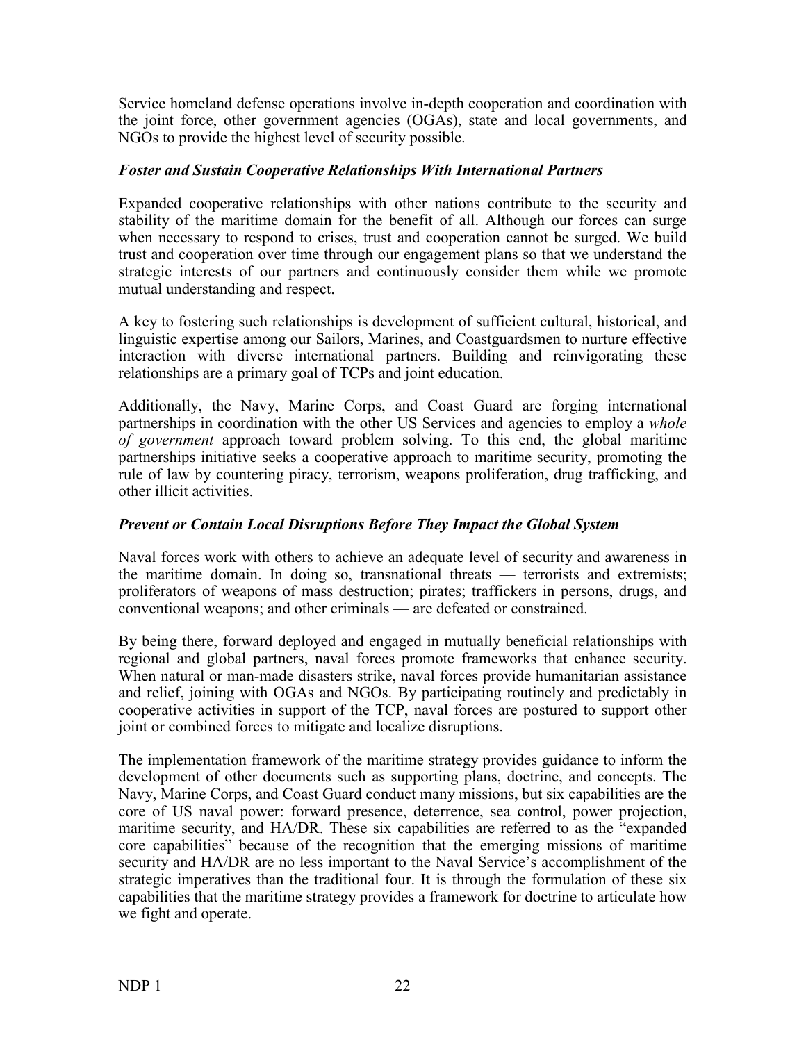Service homeland defense operations involve in-depth cooperation and coordination with the joint force, other government agencies (OGAs), state and local governments, and NGOs to provide the highest level of security possible.

### *Foster and Sustain Cooperative Relationships With International Partners*

Expanded cooperative relationships with other nations contribute to the security and stability of the maritime domain for the benefit of all. Although our forces can surge when necessary to respond to crises, trust and cooperation cannot be surged. We build trust and cooperation over time through our engagement plans so that we understand the strategic interests of our partners and continuously consider them while we promote mutual understanding and respect.

A key to fostering such relationships is development of sufficient cultural, historical, and linguistic expertise among our Sailors, Marines, and Coastguardsmen to nurture effective interaction with diverse international partners. Building and reinvigorating these relationships are a primary goal of TCPs and joint education.

Additionally, the Navy, Marine Corps, and Coast Guard are forging international partnerships in coordination with the other US Services and agencies to employ a *whole of government* approach toward problem solving. To this end, the global maritime partnerships initiative seeks a cooperative approach to maritime security, promoting the rule of law by countering piracy, terrorism, weapons proliferation, drug trafficking, and other illicit activities.

### *Prevent or Contain Local Disruptions Before They Impact the Global System*

Naval forces work with others to achieve an adequate level of security and awareness in the maritime domain. In doing so, transnational threats — terrorists and extremists; proliferators of weapons of mass destruction; pirates; traffickers in persons, drugs, and conventional weapons; and other criminals — are defeated or constrained.

By being there, forward deployed and engaged in mutually beneficial relationships with regional and global partners, naval forces promote frameworks that enhance security. When natural or man-made disasters strike, naval forces provide humanitarian assistance and relief, joining with OGAs and NGOs. By participating routinely and predictably in cooperative activities in support of the TCP, naval forces are postured to support other joint or combined forces to mitigate and localize disruptions.

The implementation framework of the maritime strategy provides guidance to inform the development of other documents such as supporting plans, doctrine, and concepts. The Navy, Marine Corps, and Coast Guard conduct many missions, but six capabilities are the core of US naval power: forward presence, deterrence, sea control, power projection, maritime security, and HA/DR. These six capabilities are referred to as the "expanded core capabilities" because of the recognition that the emerging missions of maritime security and HA/DR are no less important to the Naval Service's accomplishment of the strategic imperatives than the traditional four. It is through the formulation of these six capabilities that the maritime strategy provides a framework for doctrine to articulate how we fight and operate.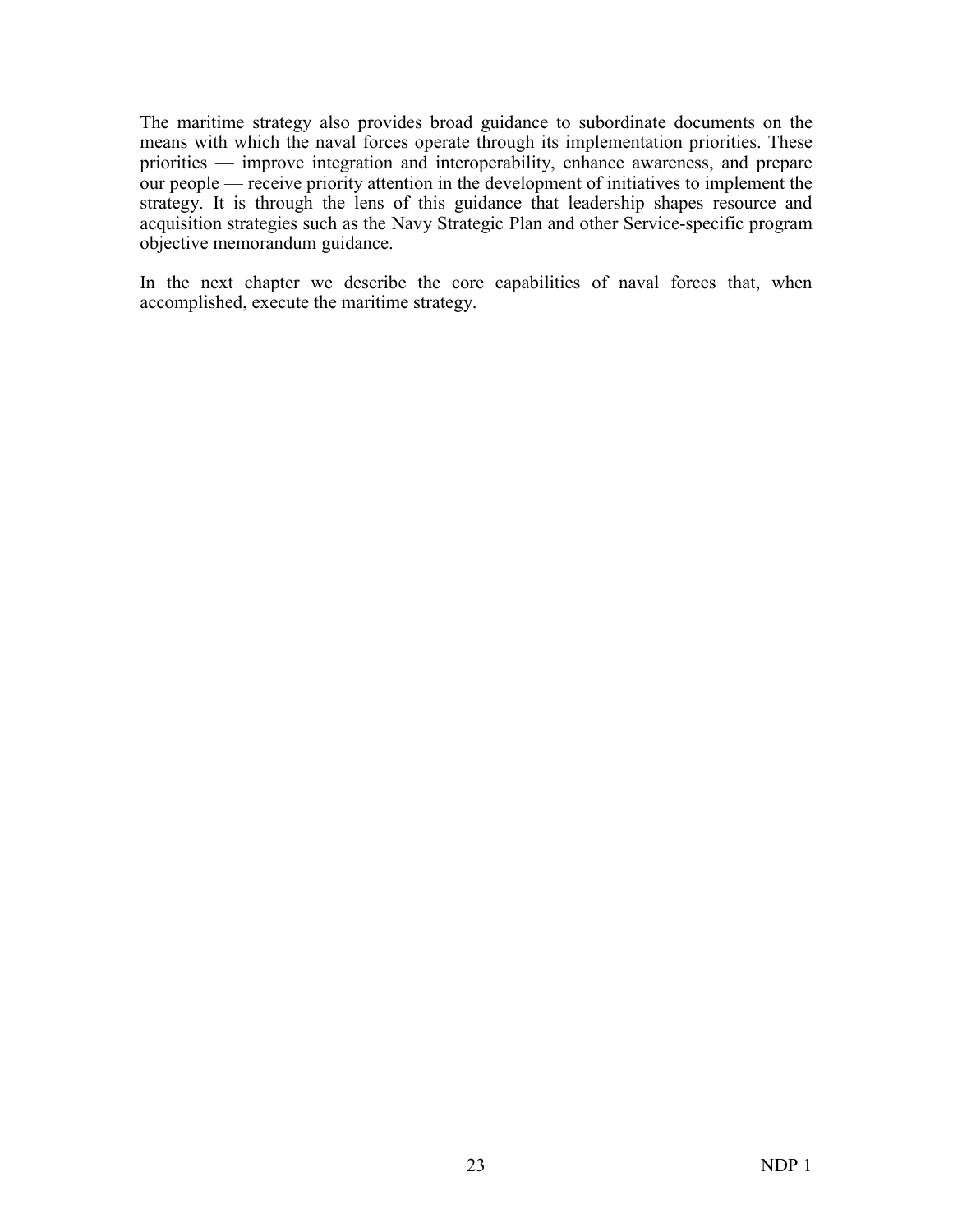The maritime strategy also provides broad guidance to subordinate documents on the means with which the naval forces operate through its implementation priorities. These priorities — improve integration and interoperability, enhance awareness, and prepare our people — receive priority attention in the development of initiatives to implement the strategy. It is through the lens of this guidance that leadership shapes resource and acquisition strategies such as the Navy Strategic Plan and other Service-specific program objective memorandum guidance.

In the next chapter we describe the core capabilities of naval forces that, when accomplished, execute the maritime strategy.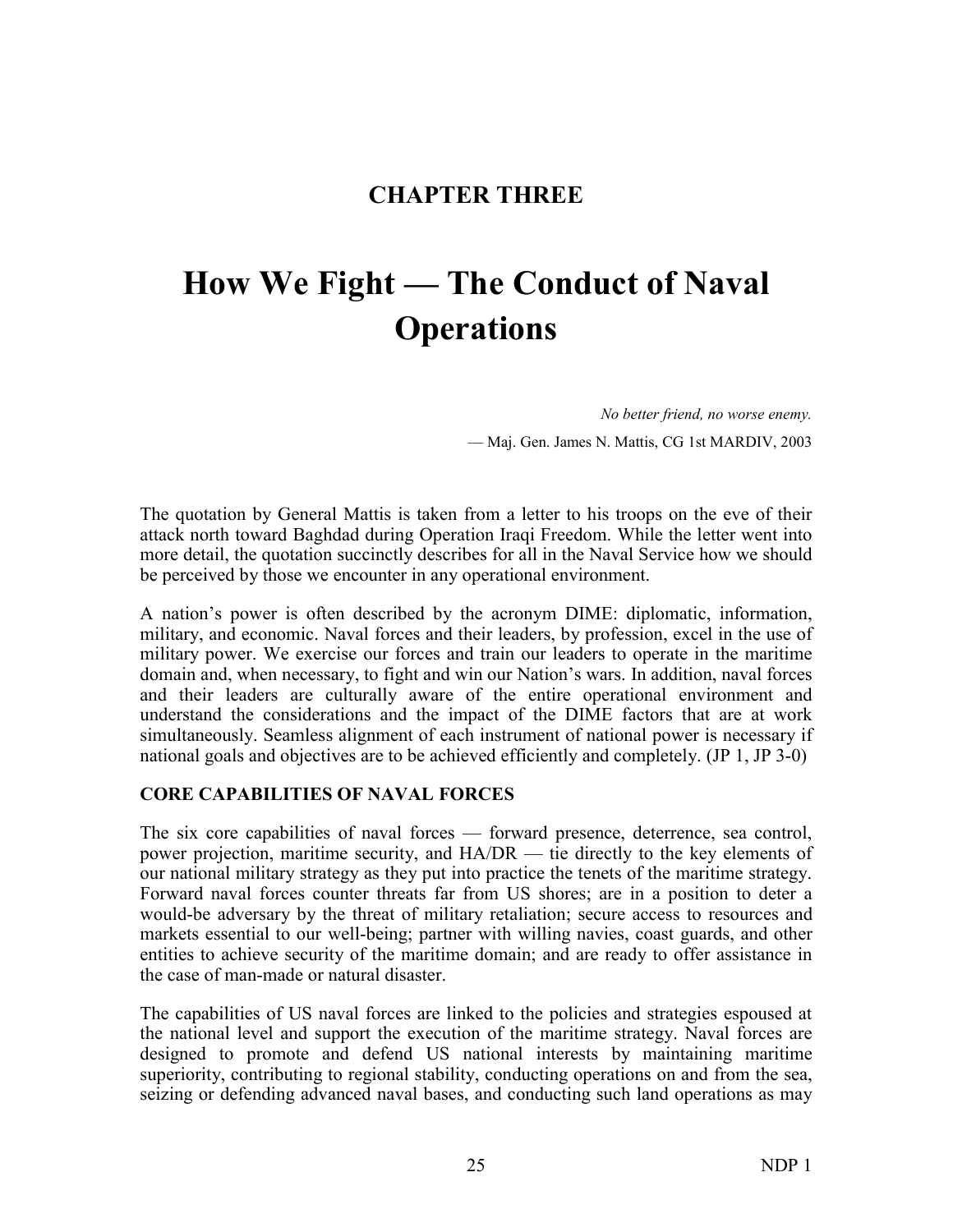## CHAPTER THREE

# How We Fight — The Conduct of Naval Operations

*No better friend, no worse enemy.*

— Maj. Gen. James N. Mattis, CG 1st MARDIV, 2003

The quotation by General Mattis is taken from a letter to his troops on the eve of their attack north toward Baghdad during Operation Iraqi Freedom. While the letter went into more detail, the quotation succinctly describes for all in the Naval Service how we should be perceived by those we encounter in any operational environment.

A nation's power is often described by the acronym DIME: diplomatic, information, military, and economic. Naval forces and their leaders, by profession, excel in the use of military power. We exercise our forces and train our leaders to operate in the maritime domain and, when necessary, to fight and win our Nation's wars. In addition, naval forces and their leaders are culturally aware of the entire operational environment and understand the considerations and the impact of the DIME factors that are at work simultaneously. Seamless alignment of each instrument of national power is necessary if national goals and objectives are to be achieved efficiently and completely. (JP 1, JP 3-0)

### CORE CAPABILITIES OF NAVAL FORCES

The six core capabilities of naval forces — forward presence, deterrence, sea control, power projection, maritime security, and HA/DR — tie directly to the key elements of our national military strategy as they put into practice the tenets of the maritime strategy. Forward naval forces counter threats far from US shores; are in a position to deter a would-be adversary by the threat of military retaliation; secure access to resources and markets essential to our well-being; partner with willing navies, coast guards, and other entities to achieve security of the maritime domain; and are ready to offer assistance in the case of man-made or natural disaster.

The capabilities of US naval forces are linked to the policies and strategies espoused at the national level and support the execution of the maritime strategy. Naval forces are designed to promote and defend US national interests by maintaining maritime superiority, contributing to regional stability, conducting operations on and from the sea, seizing or defending advanced naval bases, and conducting such land operations as may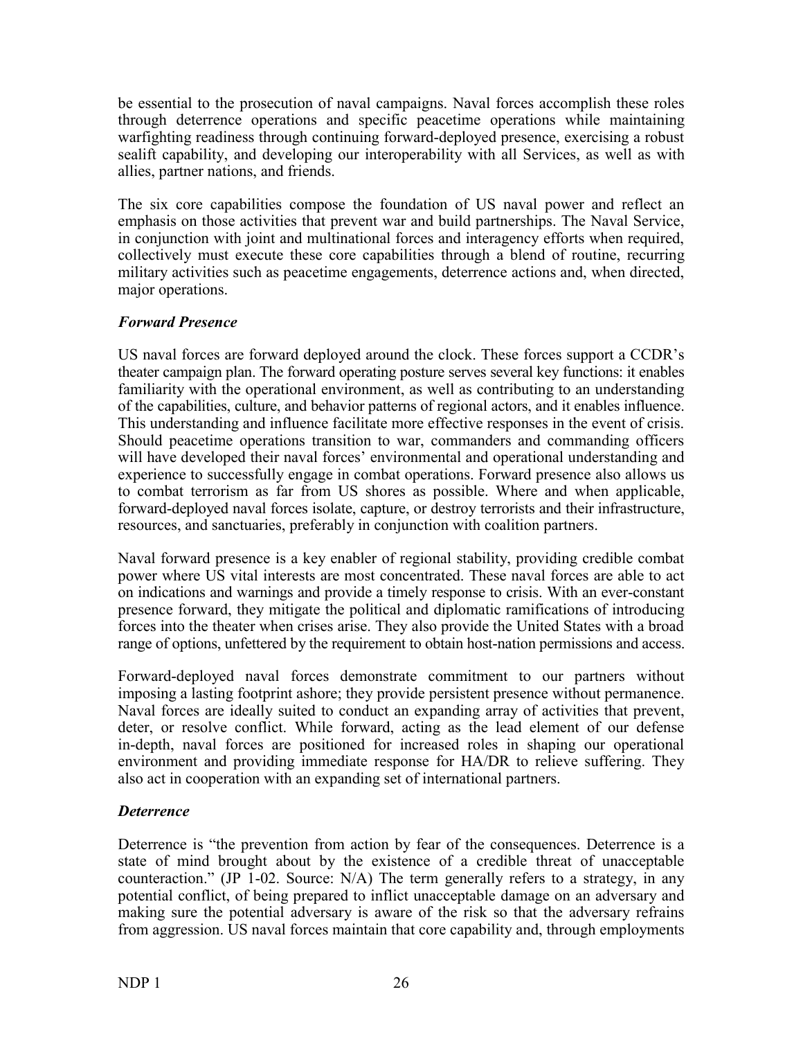be essential to the prosecution of naval campaigns. Naval forces accomplish these roles through deterrence operations and specific peacetime operations while maintaining warfighting readiness through continuing forward-deployed presence, exercising a robust sealift capability, and developing our interoperability with all Services, as well as with allies, partner nations, and friends.

The six core capabilities compose the foundation of US naval power and reflect an emphasis on those activities that prevent war and build partnerships. The Naval Service, in conjunction with joint and multinational forces and interagency efforts when required, collectively must execute these core capabilities through a blend of routine, recurring military activities such as peacetime engagements, deterrence actions and, when directed, major operations.

### *Forward Presence*

US naval forces are forward deployed around the clock. These forces support a CCDR's theater campaign plan. The forward operating posture serves several key functions: it enables familiarity with the operational environment, as well as contributing to an understanding of the capabilities, culture, and behavior patterns of regional actors, and it enables influence. This understanding and influence facilitate more effective responses in the event of crisis. Should peacetime operations transition to war, commanders and commanding officers will have developed their naval forces' environmental and operational understanding and experience to successfully engage in combat operations. Forward presence also allows us to combat terrorism as far from US shores as possible. Where and when applicable, forward-deployed naval forces isolate, capture, or destroy terrorists and their infrastructure, resources, and sanctuaries, preferably in conjunction with coalition partners.

Naval forward presence is a key enabler of regional stability, providing credible combat power where US vital interests are most concentrated. These naval forces are able to act on indications and warnings and provide a timely response to crisis. With an ever-constant presence forward, they mitigate the political and diplomatic ramifications of introducing forces into the theater when crises arise. They also provide the United States with a broad range of options, unfettered by the requirement to obtain host-nation permissions and access.

Forward-deployed naval forces demonstrate commitment to our partners without imposing a lasting footprint ashore; they provide persistent presence without permanence. Naval forces are ideally suited to conduct an expanding array of activities that prevent, deter, or resolve conflict. While forward, acting as the lead element of our defense in-depth, naval forces are positioned for increased roles in shaping our operational environment and providing immediate response for HA/DR to relieve suffering. They also act in cooperation with an expanding set of international partners.

### *Deterrence*

Deterrence is "the prevention from action by fear of the consequences. Deterrence is a state of mind brought about by the existence of a credible threat of unacceptable counteraction." (JP 1-02. Source: N/A) The term generally refers to a strategy, in any potential conflict, of being prepared to inflict unacceptable damage on an adversary and making sure the potential adversary is aware of the risk so that the adversary refrains from aggression. US naval forces maintain that core capability and, through employments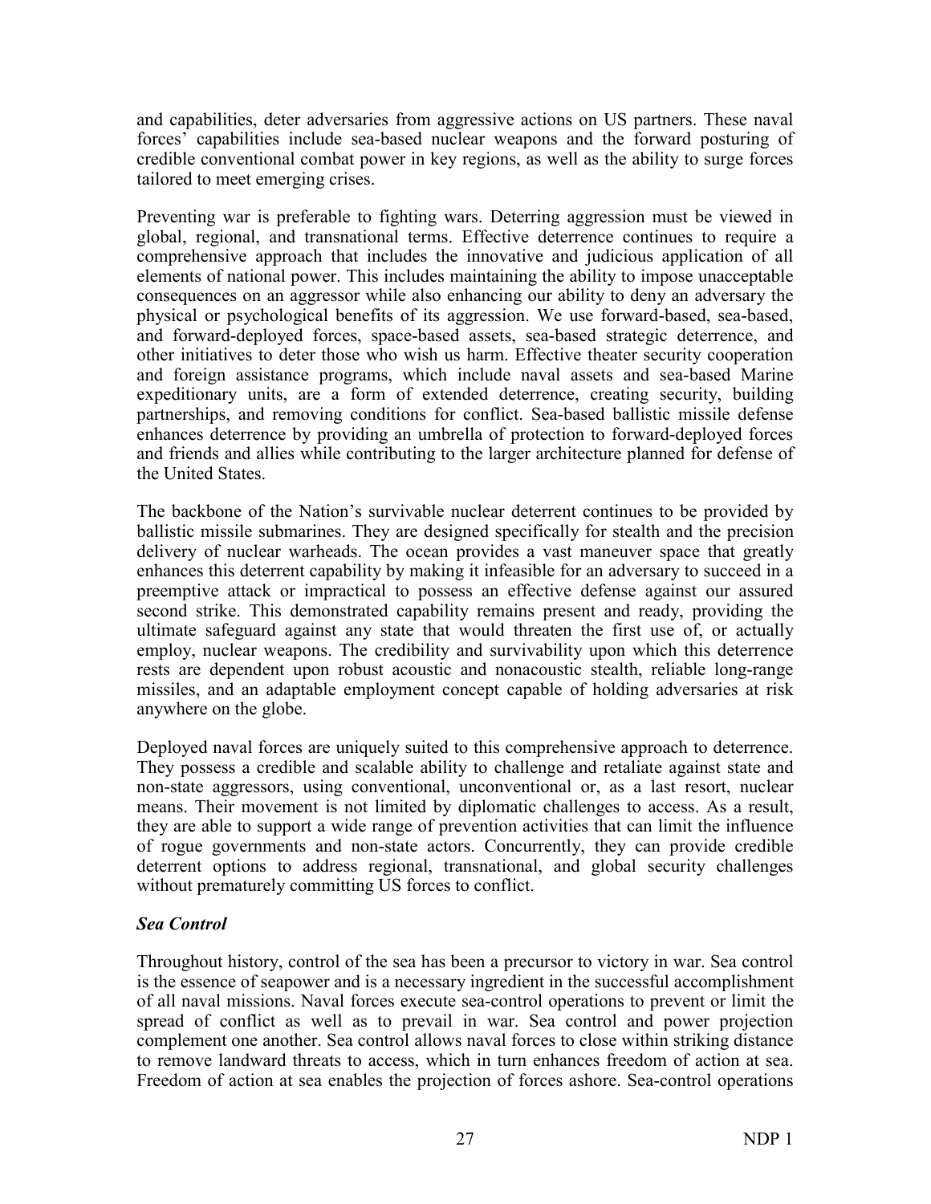and capabilities, deter adversaries from aggressive actions on US partners. These naval forces' capabilities include sea-based nuclear weapons and the forward posturing of credible conventional combat power in key regions, as well as the ability to surge forces tailored to meet emerging crises.

Preventing war is preferable to fighting wars. Deterring aggression must be viewed in global, regional, and transnational terms. Effective deterrence continues to require a comprehensive approach that includes the innovative and judicious application of all elements of national power. This includes maintaining the ability to impose unacceptable consequences on an aggressor while also enhancing our ability to deny an adversary the physical or psychological benefits of its aggression. We use forward-based, sea-based, and forward-deployed forces, space-based assets, sea-based strategic deterrence, and other initiatives to deter those who wish us harm. Effective theater security cooperation and foreign assistance programs, which include naval assets and sea-based Marine expeditionary units, are a form of extended deterrence, creating security, building partnerships, and removing conditions for conflict. Sea-based ballistic missile defense enhances deterrence by providing an umbrella of protection to forward-deployed forces and friends and allies while contributing to the larger architecture planned for defense of the United States.

The backbone of the Nation's survivable nuclear deterrent continues to be provided by ballistic missile submarines. They are designed specifically for stealth and the precision delivery of nuclear warheads. The ocean provides a vast maneuver space that greatly enhances this deterrent capability by making it infeasible for an adversary to succeed in a preemptive attack or impractical to possess an effective defense against our assured second strike. This demonstrated capability remains present and ready, providing the ultimate safeguard against any state that would threaten the first use of, or actually employ, nuclear weapons. The credibility and survivability upon which this deterrence rests are dependent upon robust acoustic and nonacoustic stealth, reliable long-range missiles, and an adaptable employment concept capable of holding adversaries at risk anywhere on the globe.

Deployed naval forces are uniquely suited to this comprehensive approach to deterrence. They possess a credible and scalable ability to challenge and retaliate against state and non-state aggressors, using conventional, unconventional or, as a last resort, nuclear means. Their movement is not limited by diplomatic challenges to access. As a result, they are able to support a wide range of prevention activities that can limit the influence of rogue governments and non-state actors. Concurrently, they can provide credible deterrent options to address regional, transnational, and global security challenges without prematurely committing US forces to conflict.

### *Sea Control*

Throughout history, control of the sea has been a precursor to victory in war. Sea control is the essence of seapower and is a necessary ingredient in the successful accomplishment of all naval missions. Naval forces execute sea-control operations to prevent or limit the spread of conflict as well as to prevail in war. Sea control and power projection complement one another. Sea control allows naval forces to close within striking distance to remove landward threats to access, which in turn enhances freedom of action at sea. Freedom of action at sea enables the projection of forces ashore. Sea-control operations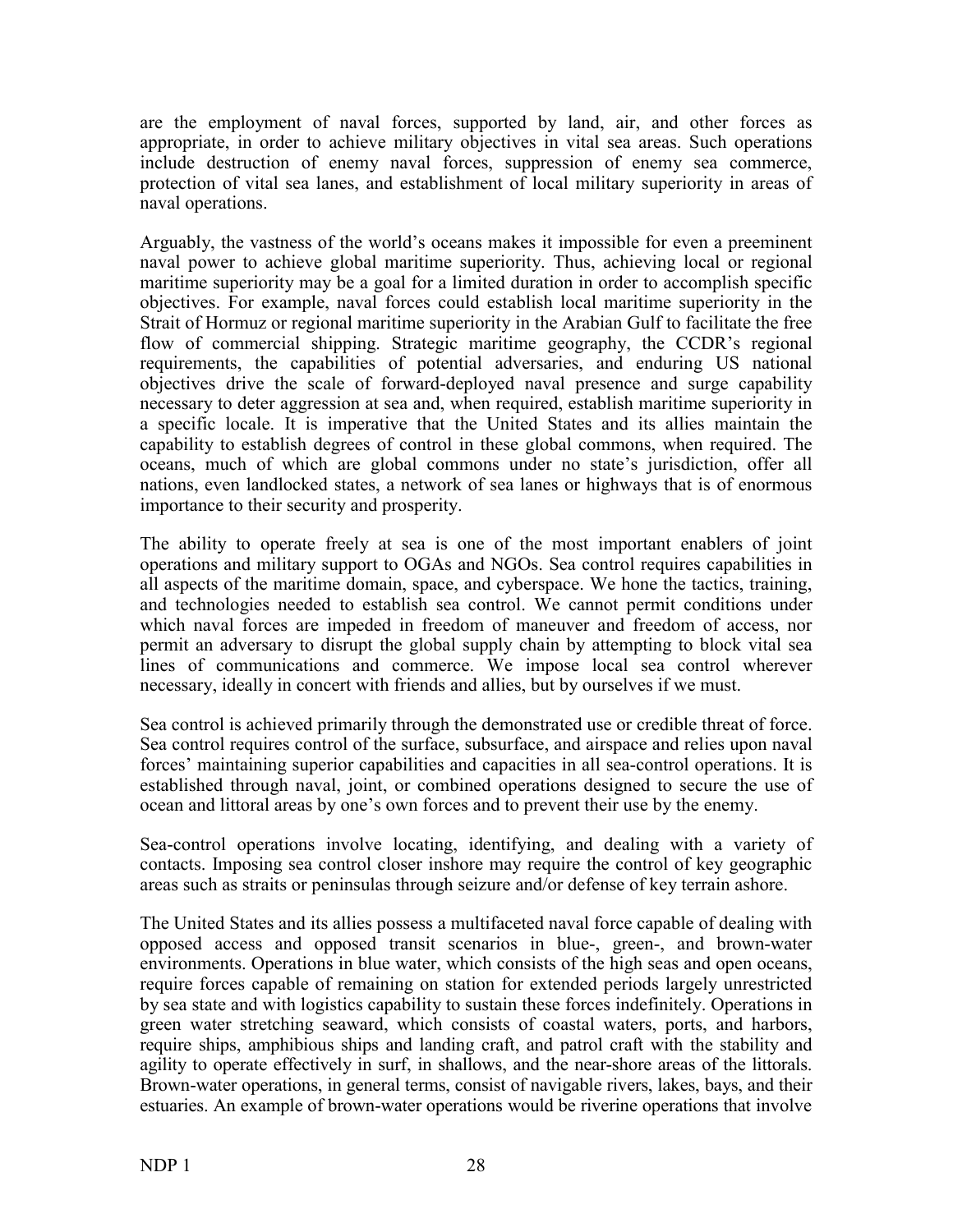are the employment of naval forces, supported by land, air, and other forces as appropriate, in order to achieve military objectives in vital sea areas. Such operations include destruction of enemy naval forces, suppression of enemy sea commerce, protection of vital sea lanes, and establishment of local military superiority in areas of naval operations.

Arguably, the vastness of the world's oceans makes it impossible for even a preeminent naval power to achieve global maritime superiority. Thus, achieving local or regional maritime superiority may be a goal for a limited duration in order to accomplish specific objectives. For example, naval forces could establish local maritime superiority in the Strait of Hormuz or regional maritime superiority in the Arabian Gulf to facilitate the free flow of commercial shipping. Strategic maritime geography, the CCDR's regional requirements, the capabilities of potential adversaries, and enduring US national objectives drive the scale of forward-deployed naval presence and surge capability necessary to deter aggression at sea and, when required, establish maritime superiority in a specific locale. It is imperative that the United States and its allies maintain the capability to establish degrees of control in these global commons, when required. The oceans, much of which are global commons under no state's jurisdiction, offer all nations, even landlocked states, a network of sea lanes or highways that is of enormous importance to their security and prosperity.

The ability to operate freely at sea is one of the most important enablers of joint operations and military support to OGAs and NGOs. Sea control requires capabilities in all aspects of the maritime domain, space, and cyberspace. We hone the tactics, training, and technologies needed to establish sea control. We cannot permit conditions under which naval forces are impeded in freedom of maneuver and freedom of access, nor permit an adversary to disrupt the global supply chain by attempting to block vital sea lines of communications and commerce. We impose local sea control wherever necessary, ideally in concert with friends and allies, but by ourselves if we must.

Sea control is achieved primarily through the demonstrated use or credible threat of force. Sea control requires control of the surface, subsurface, and airspace and relies upon naval forces' maintaining superior capabilities and capacities in all sea-control operations. It is established through naval, joint, or combined operations designed to secure the use of ocean and littoral areas by one's own forces and to prevent their use by the enemy.

Sea-control operations involve locating, identifying, and dealing with a variety of contacts. Imposing sea control closer inshore may require the control of key geographic areas such as straits or peninsulas through seizure and/or defense of key terrain ashore.

The United States and its allies possess a multifaceted naval force capable of dealing with opposed access and opposed transit scenarios in blue-, green-, and brown-water environments. Operations in blue water, which consists of the high seas and open oceans, require forces capable of remaining on station for extended periods largely unrestricted by sea state and with logistics capability to sustain these forces indefinitely. Operations in green water stretching seaward, which consists of coastal waters, ports, and harbors, require ships, amphibious ships and landing craft, and patrol craft with the stability and agility to operate effectively in surf, in shallows, and the near-shore areas of the littorals. Brown-water operations, in general terms, consist of navigable rivers, lakes, bays, and their estuaries. An example of brown-water operations would be riverine operations that involve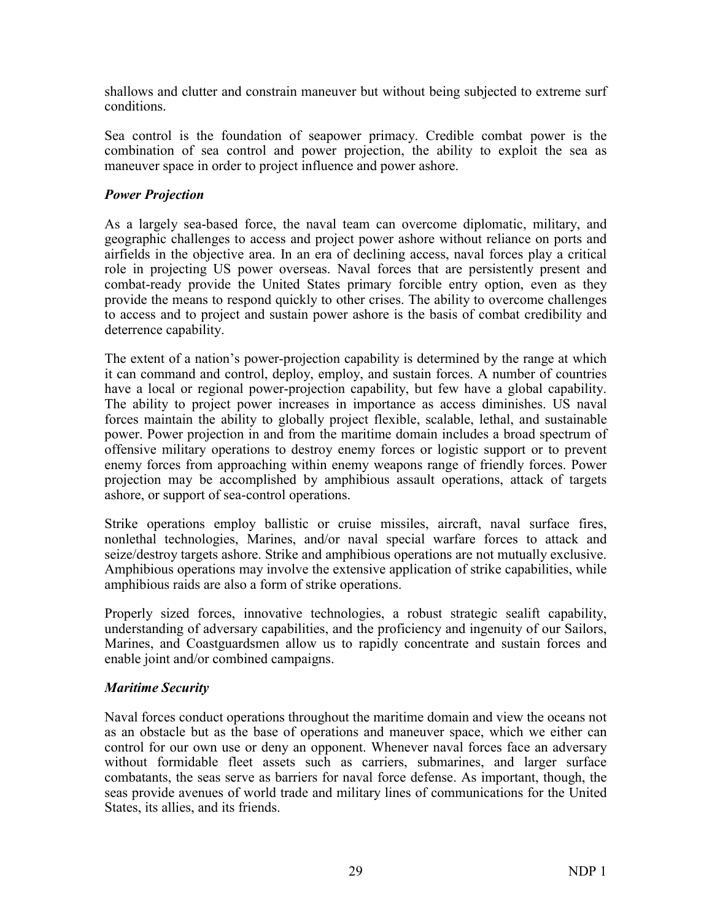shallows and clutter and constrain maneuver but without being subjected to extreme surf conditions.

Sea control is the foundation of seapower primacy. Credible combat power is the combination of sea control and power projection, the ability to exploit the sea as maneuver space in order to project influence and power ashore.

### *Power Projection*

As a largely sea-based force, the naval team can overcome diplomatic, military, and geographic challenges to access and project power ashore without reliance on ports and airfields in the objective area. In an era of declining access, naval forces play a critical role in projecting US power overseas. Naval forces that are persistently present and combat-ready provide the United States primary forcible entry option, even as they provide the means to respond quickly to other crises. The ability to overcome challenges to access and to project and sustain power ashore is the basis of combat credibility and deterrence capability.

The extent of a nation's power-projection capability is determined by the range at which it can command and control, deploy, employ, and sustain forces. A number of countries have a local or regional power-projection capability, but few have a global capability. The ability to project power increases in importance as access diminishes. US naval forces maintain the ability to globally project flexible, scalable, lethal, and sustainable power. Power projection in and from the maritime domain includes a broad spectrum of offensive military operations to destroy enemy forces or logistic support or to prevent enemy forces from approaching within enemy weapons range of friendly forces. Power projection may be accomplished by amphibious assault operations, attack of targets ashore, or support of sea-control operations.

Strike operations employ ballistic or cruise missiles, aircraft, naval surface fires, nonlethal technologies, Marines, and/or naval special warfare forces to attack and seize/destroy targets ashore. Strike and amphibious operations are not mutually exclusive. Amphibious operations may involve the extensive application of strike capabilities, while amphibious raids are also a form of strike operations.

Properly sized forces, innovative technologies, a robust strategic sealift capability, understanding of adversary capabilities, and the proficiency and ingenuity of our Sailors, Marines, and Coastguardsmen allow us to rapidly concentrate and sustain forces and enable joint and/or combined campaigns.

### *Maritime Security*

Naval forces conduct operations throughout the maritime domain and view the oceans not as an obstacle but as the base of operations and maneuver space, which we either can control for our own use or deny an opponent. Whenever naval forces face an adversary without formidable fleet assets such as carriers, submarines, and larger surface combatants, the seas serve as barriers for naval force defense. As important, though, the seas provide avenues of world trade and military lines of communications for the United States, its allies, and its friends.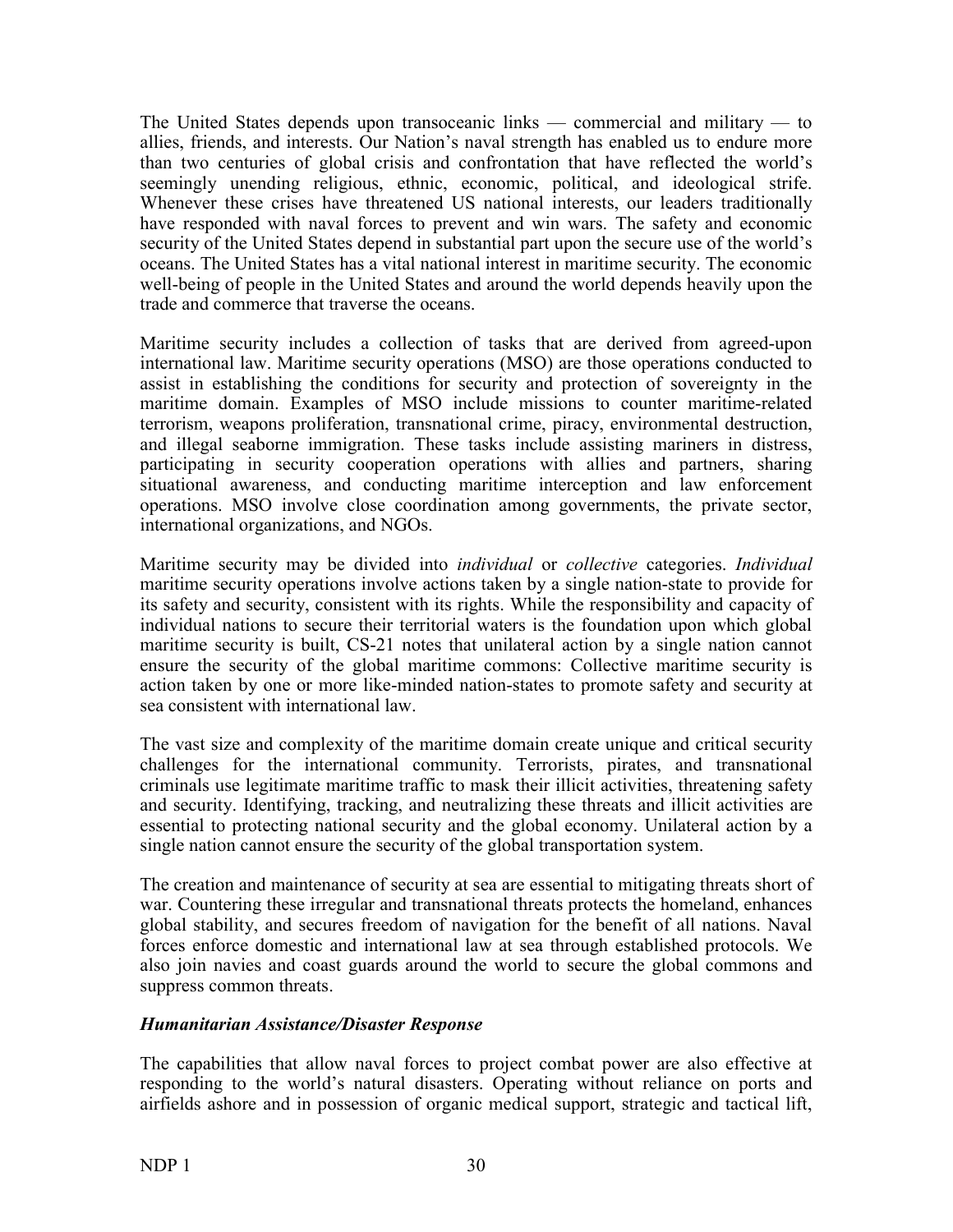The United States depends upon transoceanic links — commercial and military — to allies, friends, and interests. Our Nation's naval strength has enabled us to endure more than two centuries of global crisis and confrontation that have reflected the world's seemingly unending religious, ethnic, economic, political, and ideological strife. Whenever these crises have threatened US national interests, our leaders traditionally have responded with naval forces to prevent and win wars. The safety and economic security of the United States depend in substantial part upon the secure use of the world's oceans. The United States has a vital national interest in maritime security. The economic well-being of people in the United States and around the world depends heavily upon the trade and commerce that traverse the oceans.

Maritime security includes a collection of tasks that are derived from agreed-upon international law. Maritime security operations (MSO) are those operations conducted to assist in establishing the conditions for security and protection of sovereignty in the maritime domain. Examples of MSO include missions to counter maritime-related terrorism, weapons proliferation, transnational crime, piracy, environmental destruction, and illegal seaborne immigration. These tasks include assisting mariners in distress, participating in security cooperation operations with allies and partners, sharing situational awareness, and conducting maritime interception and law enforcement operations. MSO involve close coordination among governments, the private sector, international organizations, and NGOs.

Maritime security may be divided into *individual* or *collective* categories. *Individual* maritime security operations involve actions taken by a single nation-state to provide for its safety and security, consistent with its rights. While the responsibility and capacity of individual nations to secure their territorial waters is the foundation upon which global maritime security is built, CS-21 notes that unilateral action by a single nation cannot ensure the security of the global maritime commons: Collective maritime security is action taken by one or more like-minded nation-states to promote safety and security at sea consistent with international law.

The vast size and complexity of the maritime domain create unique and critical security challenges for the international community. Terrorists, pirates, and transnational criminals use legitimate maritime traffic to mask their illicit activities, threatening safety and security. Identifying, tracking, and neutralizing these threats and illicit activities are essential to protecting national security and the global economy. Unilateral action by a single nation cannot ensure the security of the global transportation system.

The creation and maintenance of security at sea are essential to mitigating threats short of war. Countering these irregular and transnational threats protects the homeland, enhances global stability, and secures freedom of navigation for the benefit of all nations. Naval forces enforce domestic and international law at sea through established protocols. We also join navies and coast guards around the world to secure the global commons and suppress common threats.

### *Humanitarian Assistance/Disaster Response*

The capabilities that allow naval forces to project combat power are also effective at responding to the world's natural disasters. Operating without reliance on ports and airfields ashore and in possession of organic medical support, strategic and tactical lift,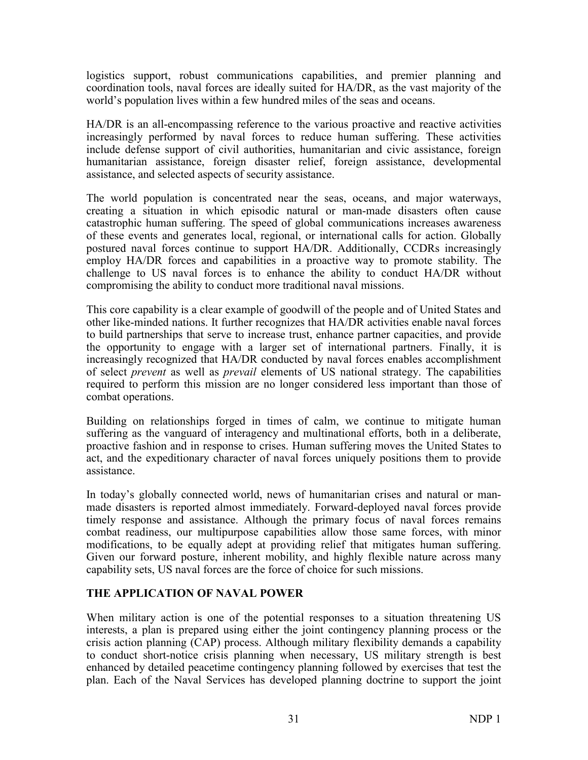logistics support, robust communications capabilities, and premier planning and coordination tools, naval forces are ideally suited for HA/DR, as the vast majority of the world's population lives within a few hundred miles of the seas and oceans.

HA/DR is an all-encompassing reference to the various proactive and reactive activities increasingly performed by naval forces to reduce human suffering. These activities include defense support of civil authorities, humanitarian and civic assistance, foreign humanitarian assistance, foreign disaster relief, foreign assistance, developmental assistance, and selected aspects of security assistance.

The world population is concentrated near the seas, oceans, and major waterways, creating a situation in which episodic natural or man-made disasters often cause catastrophic human suffering. The speed of global communications increases awareness of these events and generates local, regional, or international calls for action. Globally postured naval forces continue to support HA/DR. Additionally, CCDRs increasingly employ HA/DR forces and capabilities in a proactive way to promote stability. The challenge to US naval forces is to enhance the ability to conduct HA/DR without compromising the ability to conduct more traditional naval missions.

This core capability is a clear example of goodwill of the people and of United States and other like-minded nations. It further recognizes that HA/DR activities enable naval forces to build partnerships that serve to increase trust, enhance partner capacities, and provide the opportunity to engage with a larger set of international partners. Finally, it is increasingly recognized that HA/DR conducted by naval forces enables accomplishment of select *prevent* as well as *prevail* elements of US national strategy. The capabilities required to perform this mission are no longer considered less important than those of combat operations.

Building on relationships forged in times of calm, we continue to mitigate human suffering as the vanguard of interagency and multinational efforts, both in a deliberate, proactive fashion and in response to crises. Human suffering moves the United States to act, and the expeditionary character of naval forces uniquely positions them to provide assistance.

In today's globally connected world, news of humanitarian crises and natural or man-made disasters is reported almost immediately. Forward-deployed naval forces provide timely response and assistance. Although the primary focus of naval forces remains combat readiness, our multipurpose capabilities allow those same forces, with minor modifications, to be equally adept at providing relief that mitigates human suffering. Given our forward posture, inherent mobility, and highly flexible nature across many capability sets, US naval forces are the force of choice for such missions.

## THE APPLICATION OF NAVAL POWER

When military action is one of the potential responses to a situation threatening US interests, a plan is prepared using either the joint contingency planning process or the crisis action planning (CAP) process. Although military flexibility demands a capability to conduct short-notice crisis planning when necessary, US military strength is best enhanced by detailed peacetime contingency planning followed by exercises that test the plan. Each of the Naval Services has developed planning doctrine to support the joint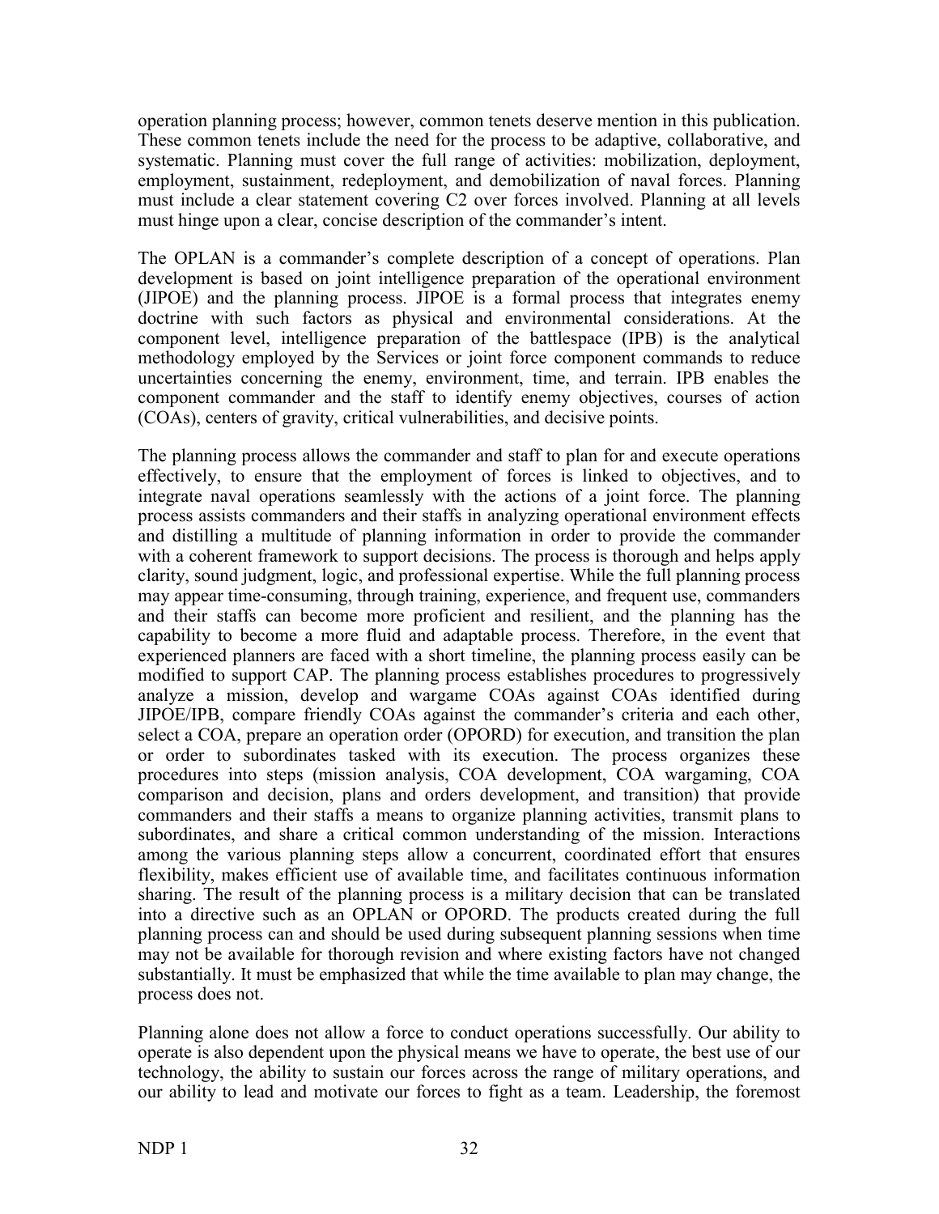operation planning process; however, common tenets deserve mention in this publication. These common tenets include the need for the process to be adaptive, collaborative, and systematic. Planning must cover the full range of activities: mobilization, deployment, employment, sustainment, redeployment, and demobilization of naval forces. Planning must include a clear statement covering C2 over forces involved. Planning at all levels must hinge upon a clear, concise description of the commander's intent.

The OPLAN is a commander's complete description of a concept of operations. Plan development is based on joint intelligence preparation of the operational environment (JIPOE) and the planning process. JIPOE is a formal process that integrates enemy doctrine with such factors as physical and environmental considerations. At the component level, intelligence preparation of the battlespace (IPB) is the analytical methodology employed by the Services or joint force component commands to reduce uncertainties concerning the enemy, environment, time, and terrain. IPB enables the component commander and the staff to identify enemy objectives, courses of action (COAs), centers of gravity, critical vulnerabilities, and decisive points.

The planning process allows the commander and staff to plan for and execute operations effectively, to ensure that the employment of forces is linked to objectives, and to integrate naval operations seamlessly with the actions of a joint force. The planning process assists commanders and their staffs in analyzing operational environment effects and distilling a multitude of planning information in order to provide the commander with a coherent framework to support decisions. The process is thorough and helps apply clarity, sound judgment, logic, and professional expertise. While the full planning process may appear time-consuming, through training, experience, and frequent use, commanders and their staffs can become more proficient and resilient, and the planning has the capability to become a more fluid and adaptable process. Therefore, in the event that experienced planners are faced with a short timeline, the planning process easily can be modified to support CAP. The planning process establishes procedures to progressively analyze a mission, develop and wargame COAs against COAs identified during JIPOE/IPB, compare friendly COAs against the commander's criteria and each other, select a COA, prepare an operation order (OPORD) for execution, and transition the plan or order to subordinates tasked with its execution. The process organizes these procedures into steps (mission analysis, COA development, COA wargaming, COA comparison and decision, plans and orders development, and transition) that provide commanders and their staffs a means to organize planning activities, transmit plans to subordinates, and share a critical common understanding of the mission. Interactions among the various planning steps allow a concurrent, coordinated effort that ensures flexibility, makes efficient use of available time, and facilitates continuous information sharing. The result of the planning process is a military decision that can be translated into a directive such as an OPLAN or OPORD. The products created during the full planning process can and should be used during subsequent planning sessions when time may not be available for thorough revision and where existing factors have not changed substantially. It must be emphasized that while the time available to plan may change, the process does not.

Planning alone does not allow a force to conduct operations successfully. Our ability to operate is also dependent upon the physical means we have to operate, the best use of our technology, the ability to sustain our forces across the range of military operations, and our ability to lead and motivate our forces to fight as a team. Leadership, the foremost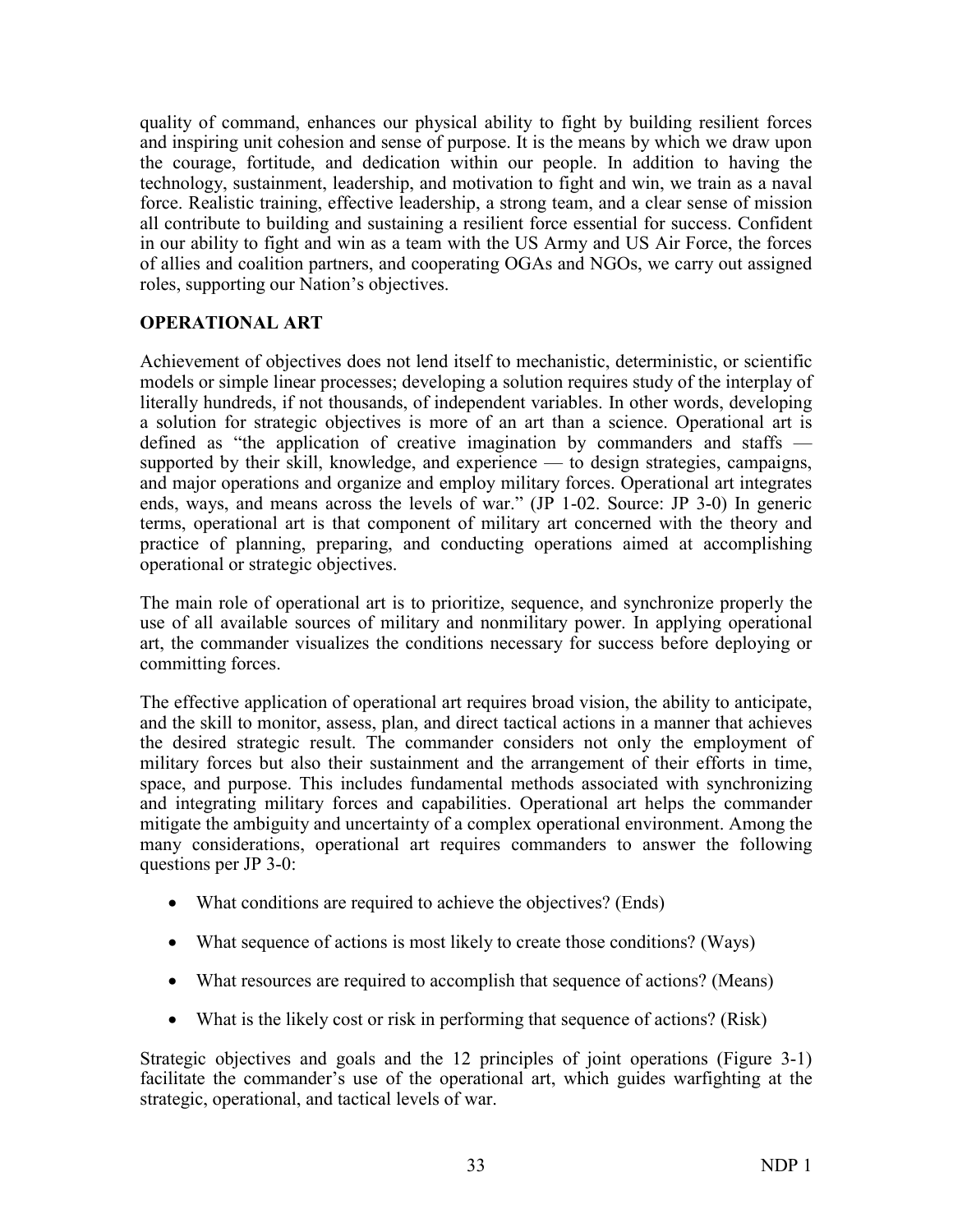quality of command, enhances our physical ability to fight by building resilient forces and inspiring unit cohesion and sense of purpose. It is the means by which we draw upon the courage, fortitude, and dedication within our people. In addition to having the technology, sustainment, leadership, and motivation to fight and win, we train as a naval force. Realistic training, effective leadership, a strong team, and a clear sense of mission all contribute to building and sustaining a resilient force essential for success. Confident in our ability to fight and win as a team with the US Army and US Air Force, the forces of allies and coalition partners, and cooperating OGAs and NGOs, we carry out assigned roles, supporting our Nation's objectives.

## OPERATIONAL ART

Achievement of objectives does not lend itself to mechanistic, deterministic, or scientific models or simple linear processes; developing a solution requires study of the interplay of literally hundreds, if not thousands, of independent variables. In other words, developing a solution for strategic objectives is more of an art than a science. Operational art is defined as "the application of creative imagination by commanders and staffs — supported by their skill, knowledge, and experience — to design strategies, campaigns, and major operations and organize and employ military forces. Operational art integrates ends, ways, and means across the levels of war." (JP 1-02. Source: JP 3-0) In generic terms, operational art is that component of military art concerned with the theory and practice of planning, preparing, and conducting operations aimed at accomplishing operational or strategic objectives.

The main role of operational art is to prioritize, sequence, and synchronize properly the use of all available sources of military and nonmilitary power. In applying operational art, the commander visualizes the conditions necessary for success before deploying or committing forces.

The effective application of operational art requires broad vision, the ability to anticipate, and the skill to monitor, assess, plan, and direct tactical actions in a manner that achieves the desired strategic result. The commander considers not only the employment of military forces but also their sustainment and the arrangement of their efforts in time, space, and purpose. This includes fundamental methods associated with synchronizing and integrating military forces and capabilities. Operational art helps the commander mitigate the ambiguity and uncertainty of a complex operational environment. Among the many considerations, operational art requires commanders to answer the following questions per JP 3-0:

- What conditions are required to achieve the objectives? (Ends)
- What sequence of actions is most likely to create those conditions? (Ways)
- What resources are required to accomplish that sequence of actions? (Means)
- What is the likely cost or risk in performing that sequence of actions? (Risk)

Strategic objectives and goals and the 12 principles of joint operations (Figure 3-1) facilitate the commander's use of the operational art, which guides warfighting at the strategic, operational, and tactical levels of war.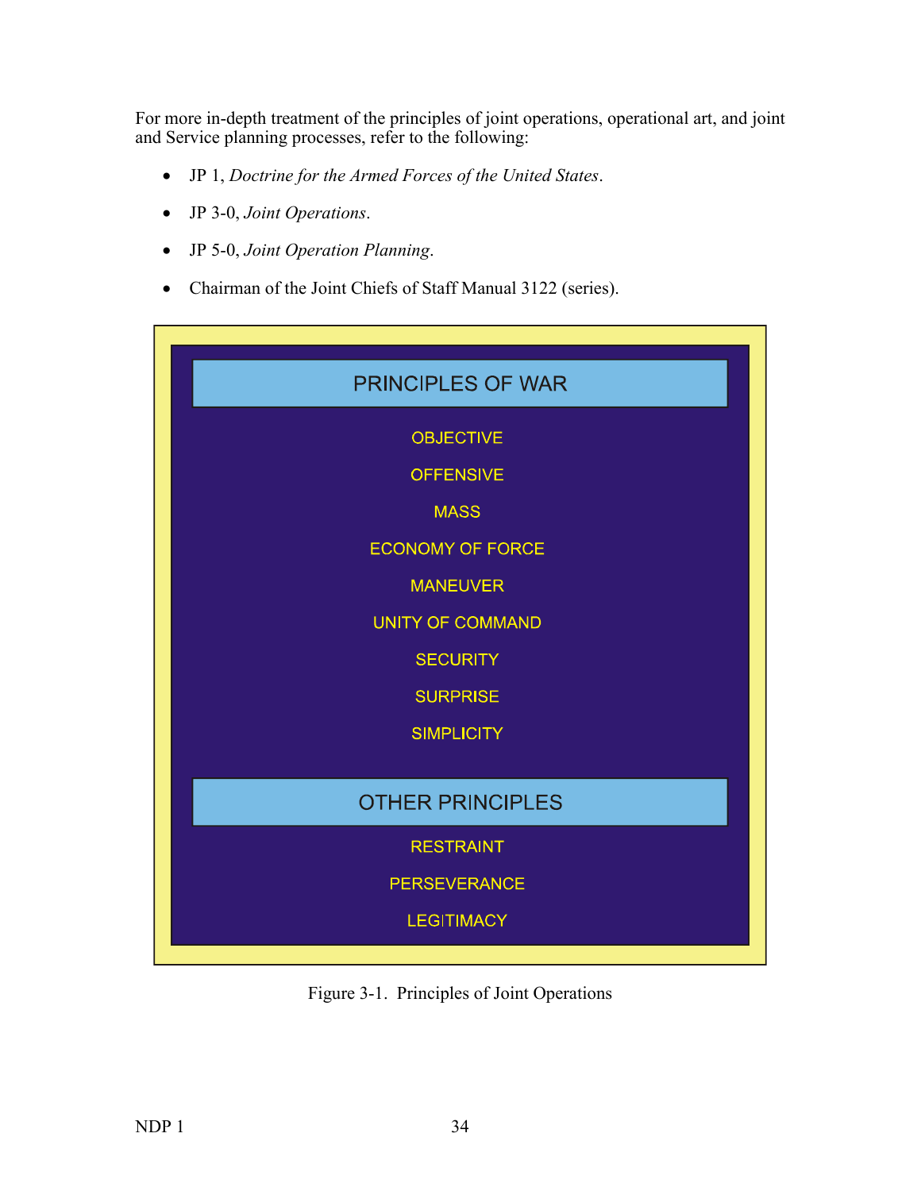For more in-depth treatment of the principles of joint operations, operational art, and joint and Service planning processes, refer to the following:

- JP 1, *Doctrine for the Armed Forces of the United States*.
- JP 3-0, *Joint Operations*.
- JP 5-0, *Joint Operation Planning*.
- Chairman of the Joint Chiefs of Staff Manual 3122 (series).

**PRINCIPLES OF WAR**

OBJECTIVE

OFFENSIVE

MASS

ECONOMY OF FORCE

MANEUVER

UNITY OF COMMAND

SECURITY

SURPRISE

SIMPLICITY

**OTHER PRINCIPLES**

RESTRAINT

PERSEVERANCE

LEGITIMACY

Figure 3-1. Principles of Joint Operations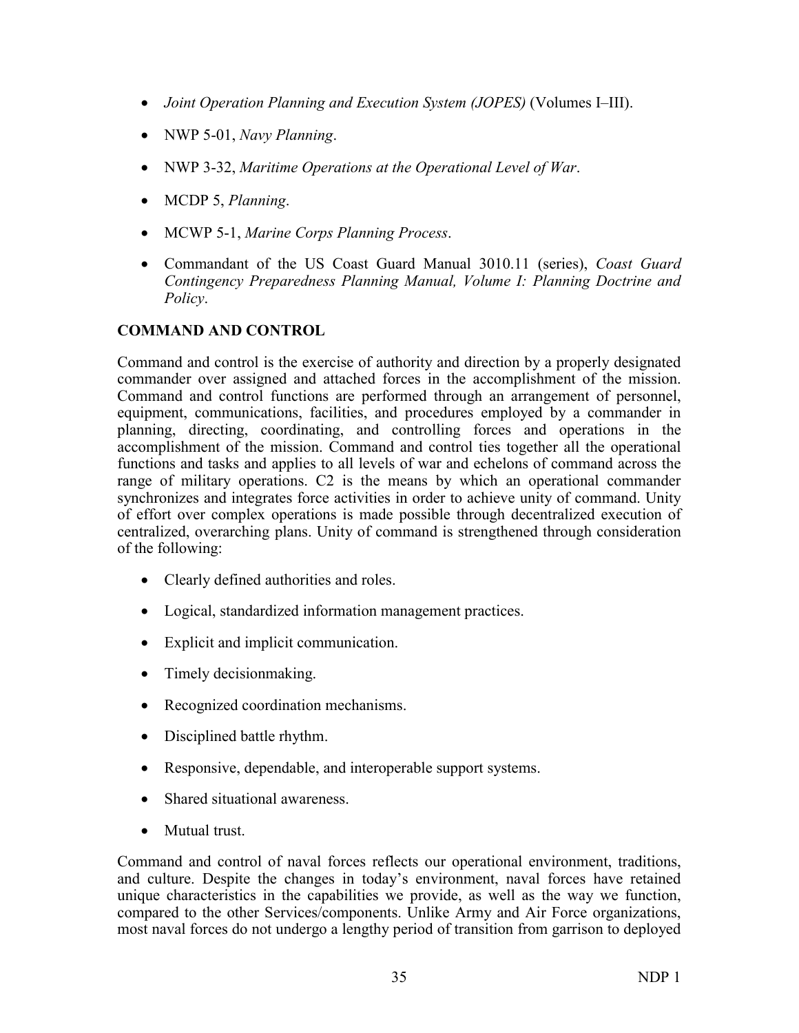- *Joint Operation Planning and Execution System (JOPES)* (Volumes I–III).

- NWP 5-01, *Navy Planning*.

- NWP 3-32, *Maritime Operations at the Operational Level of War*.

- MCDP 5, *Planning*.

- MCWP 5-1, *Marine Corps Planning Process*.

- Commandant of the US Coast Guard Manual 3010.11 (series), *Coast Guard Contingency Preparedness Planning Manual, Volume I: Planning Doctrine and Policy*.

## COMMAND AND CONTROL

Command and control is the exercise of authority and direction by a properly designated commander over assigned and attached forces in the accomplishment of the mission. Command and control functions are performed through an arrangement of personnel, equipment, communications, facilities, and procedures employed by a commander in planning, directing, coordinating, and controlling forces and operations in the accomplishment of the mission. Command and control ties together all the operational functions and tasks and applies to all levels of war and echelons of command across the range of military operations. C2 is the means by which an operational commander synchronizes and integrates force activities in order to achieve unity of command. Unity of effort over complex operations is made possible through decentralized execution of centralized, overarching plans. Unity of command is strengthened through consideration of the following:

- Clearly defined authorities and roles.

- Logical, standardized information management practices.

- Explicit and implicit communication.

- Timely decisionmaking.

- Recognized coordination mechanisms.

- Disciplined battle rhythm.

- Responsive, dependable, and interoperable support systems.

- Shared situational awareness.

- Mutual trust.

Command and control of naval forces reflects our operational environment, traditions, and culture. Despite the changes in today's environment, naval forces have retained unique characteristics in the capabilities we provide, as well as the way we function, compared to the other Services/components. Unlike Army and Air Force organizations, most naval forces do not undergo a lengthy period of transition from garrison to deployed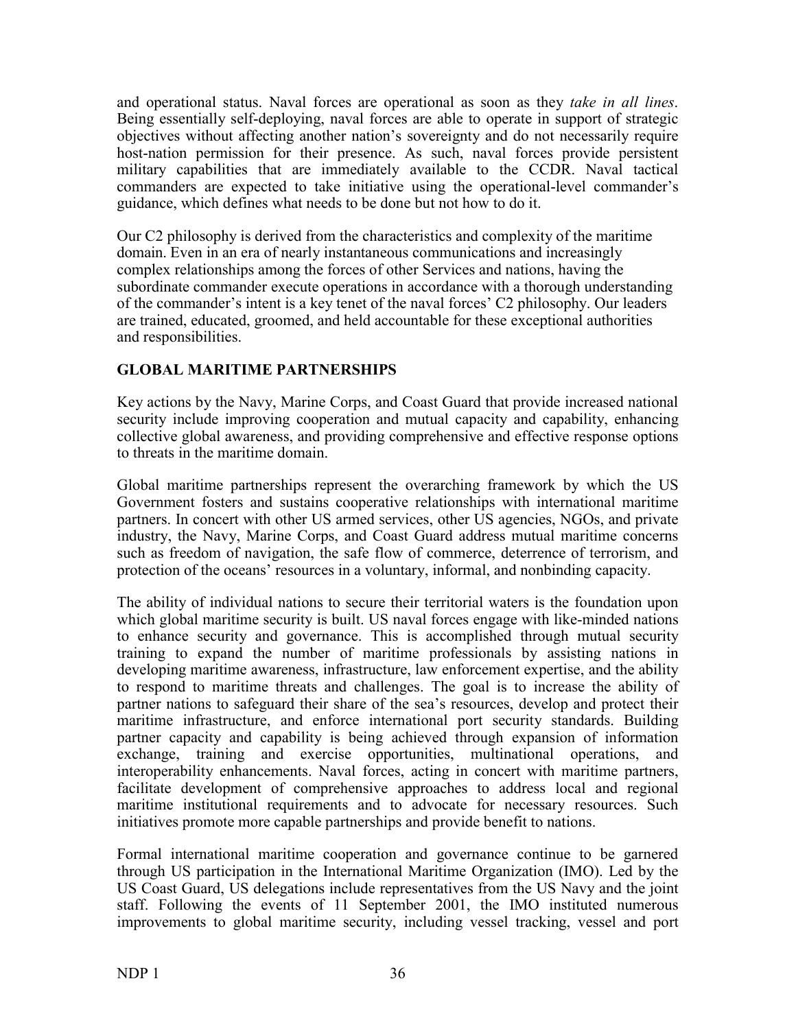and operational status. Naval forces are operational as soon as they *take in all lines*. Being essentially self-deploying, naval forces are able to operate in support of strategic objectives without affecting another nation's sovereignty and do not necessarily require host-nation permission for their presence. As such, naval forces provide persistent military capabilities that are immediately available to the CCDR. Naval tactical commanders are expected to take initiative using the operational-level commander's guidance, which defines what needs to be done but not how to do it.

Our C2 philosophy is derived from the characteristics and complexity of the maritime domain. Even in an era of nearly instantaneous communications and increasingly complex relationships among the forces of other Services and nations, having the subordinate commander execute operations in accordance with a thorough understanding of the commander's intent is a key tenet of the naval forces' C2 philosophy. Our leaders are trained, educated, groomed, and held accountable for these exceptional authorities and responsibilities.

## GLOBAL MARITIME PARTNERSHIPS

Key actions by the Navy, Marine Corps, and Coast Guard that provide increased national security include improving cooperation and mutual capacity and capability, enhancing collective global awareness, and providing comprehensive and effective response options to threats in the maritime domain.

Global maritime partnerships represent the overarching framework by which the US Government fosters and sustains cooperative relationships with international maritime partners. In concert with other US armed services, other US agencies, NGOs, and private industry, the Navy, Marine Corps, and Coast Guard address mutual maritime concerns such as freedom of navigation, the safe flow of commerce, deterrence of terrorism, and protection of the oceans' resources in a voluntary, informal, and nonbinding capacity.

The ability of individual nations to secure their territorial waters is the foundation upon which global maritime security is built. US naval forces engage with like-minded nations to enhance security and governance. This is accomplished through mutual security training to expand the number of maritime professionals by assisting nations in developing maritime awareness, infrastructure, law enforcement expertise, and the ability to respond to maritime threats and challenges. The goal is to increase the ability of partner nations to safeguard their share of the sea's resources, develop and protect their maritime infrastructure, and enforce international port security standards. Building partner capacity and capability is being achieved through expansion of information exchange, training and exercise opportunities, multinational operations, and interoperability enhancements. Naval forces, acting in concert with maritime partners, facilitate development of comprehensive approaches to address local and regional maritime institutional requirements and to advocate for necessary resources. Such initiatives promote more capable partnerships and provide benefit to nations.

Formal international maritime cooperation and governance continue to be garnered through US participation in the International Maritime Organization (IMO). Led by the US Coast Guard, US delegations include representatives from the US Navy and the joint staff. Following the events of 11 September 2001, the IMO instituted numerous improvements to global maritime security, including vessel tracking, vessel and port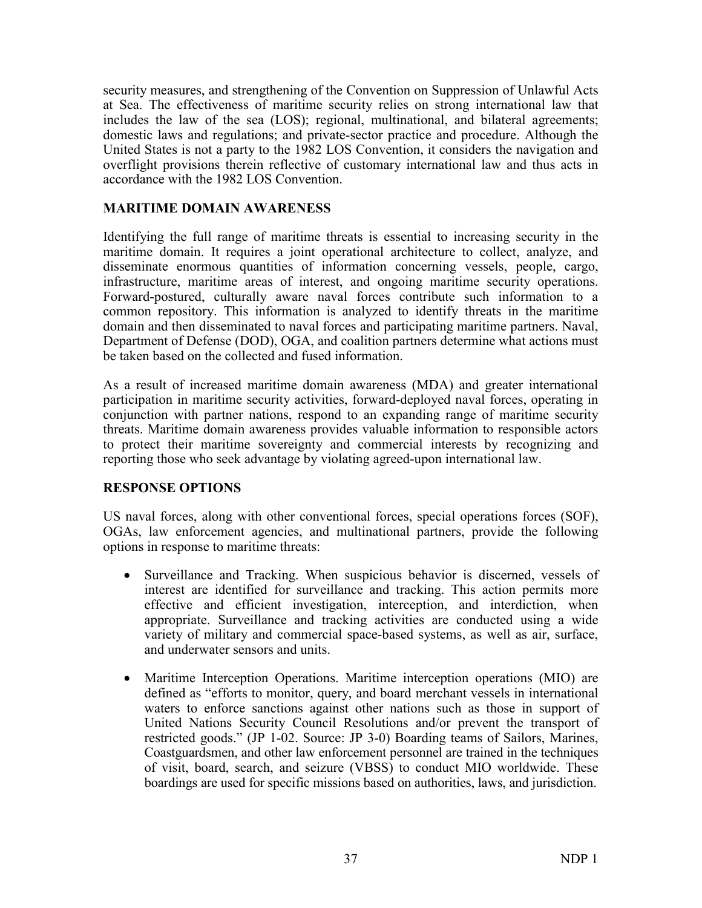security measures, and strengthening of the Convention on Suppression of Unlawful Acts at Sea. The effectiveness of maritime security relies on strong international law that includes the law of the sea (LOS); regional, multinational, and bilateral agreements; domestic laws and regulations; and private-sector practice and procedure. Although the United States is not a party to the 1982 LOS Convention, it considers the navigation and overflight provisions therein reflective of customary international law and thus acts in accordance with the 1982 LOS Convention.

## MARITIME DOMAIN AWARENESS

Identifying the full range of maritime threats is essential to increasing security in the maritime domain. It requires a joint operational architecture to collect, analyze, and disseminate enormous quantities of information concerning vessels, people, cargo, infrastructure, maritime areas of interest, and ongoing maritime security operations. Forward-postured, culturally aware naval forces contribute such information to a common repository. This information is analyzed to identify threats in the maritime domain and then disseminated to naval forces and participating maritime partners. Naval, Department of Defense (DOD), OGA, and coalition partners determine what actions must be taken based on the collected and fused information.

As a result of increased maritime domain awareness (MDA) and greater international participation in maritime security activities, forward-deployed naval forces, operating in conjunction with partner nations, respond to an expanding range of maritime security threats. Maritime domain awareness provides valuable information to responsible actors to protect their maritime sovereignty and commercial interests by recognizing and reporting those who seek advantage by violating agreed-upon international law.

## RESPONSE OPTIONS

US naval forces, along with other conventional forces, special operations forces (SOF), OGAs, law enforcement agencies, and multinational partners, provide the following options in response to maritime threats:

- Surveillance and Tracking. When suspicious behavior is discerned, vessels of interest are identified for surveillance and tracking. This action permits more effective and efficient investigation, interception, and interdiction, when appropriate. Surveillance and tracking activities are conducted using a wide variety of military and commercial space-based systems, as well as air, surface, and underwater sensors and units.

- Maritime Interception Operations. Maritime interception operations (MIO) are defined as "efforts to monitor, query, and board merchant vessels in international waters to enforce sanctions against other nations such as those in support of United Nations Security Council Resolutions and/or prevent the transport of restricted goods." (JP 1-02. Source: JP 3-0) Boarding teams of Sailors, Marines, Coastguardsmen, and other law enforcement personnel are trained in the techniques of visit, board, search, and seizure (VBSS) to conduct MIO worldwide. These boardings are used for specific missions based on authorities, laws, and jurisdiction.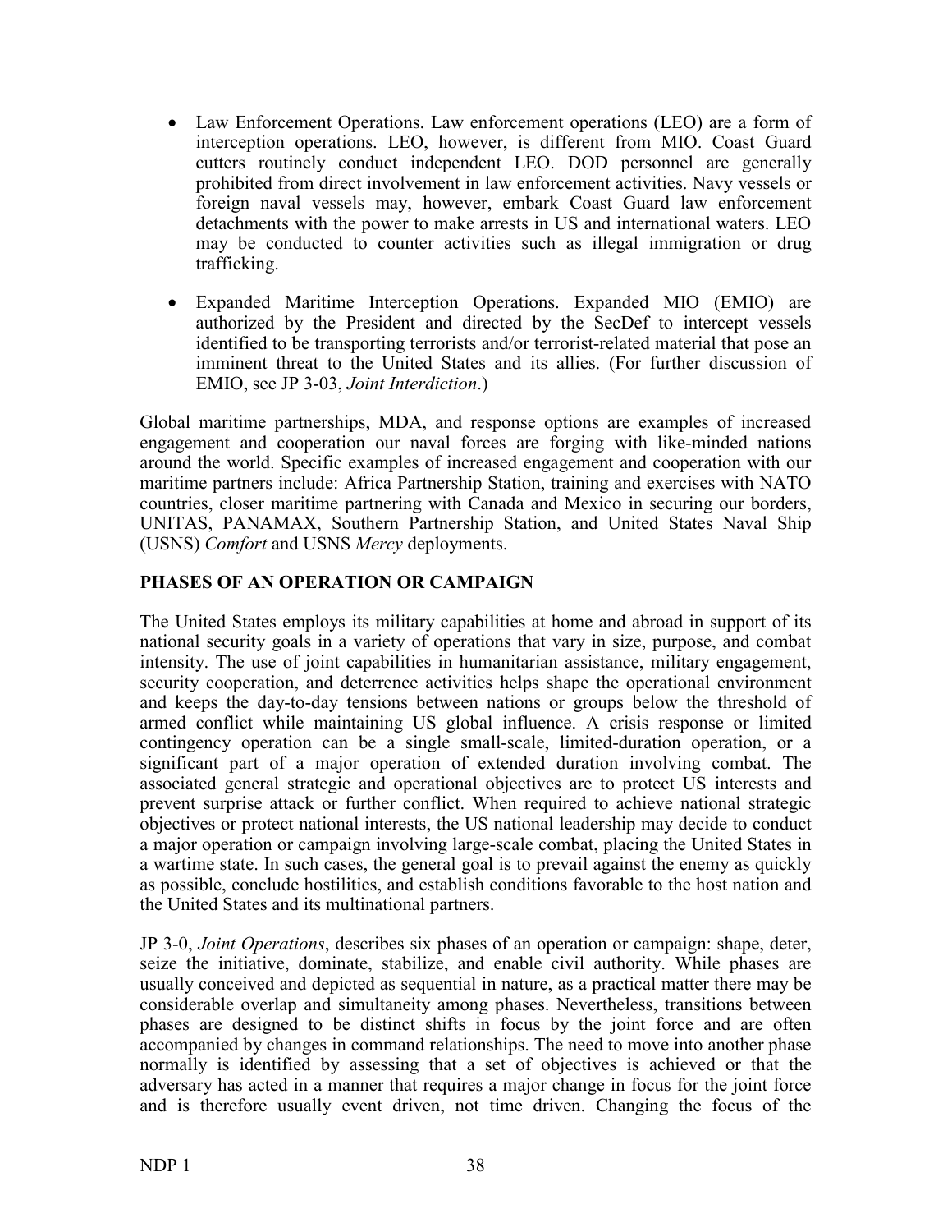- Law Enforcement Operations. Law enforcement operations (LEO) are a form of interception operations. LEO, however, is different from MIO. Coast Guard cutters routinely conduct independent LEO. DOD personnel are generally prohibited from direct involvement in law enforcement activities. Navy vessels or foreign naval vessels may, however, embark Coast Guard law enforcement detachments with the power to make arrests in US and international waters. LEO may be conducted to counter activities such as illegal immigration or drug trafficking.

- Expanded Maritime Interception Operations. Expanded MIO (EMIO) are authorized by the President and directed by the SecDef to intercept vessels identified to be transporting terrorists and/or terrorist-related material that pose an imminent threat to the United States and its allies. (For further discussion of EMIO, see JP 3-03, *Joint Interdiction*.)

Global maritime partnerships, MDA, and response options are examples of increased engagement and cooperation our naval forces are forging with like-minded nations around the world. Specific examples of increased engagement and cooperation with our maritime partners include: Africa Partnership Station, training and exercises with NATO countries, closer maritime partnering with Canada and Mexico in securing our borders, UNITAS, PANAMAX, Southern Partnership Station, and United States Naval Ship (USNS) *Comfort* and USNS *Mercy* deployments.

## PHASES OF AN OPERATION OR CAMPAIGN

The United States employs its military capabilities at home and abroad in support of its national security goals in a variety of operations that vary in size, purpose, and combat intensity. The use of joint capabilities in humanitarian assistance, military engagement, security cooperation, and deterrence activities helps shape the operational environment and keeps the day-to-day tensions between nations or groups below the threshold of armed conflict while maintaining US global influence. A crisis response or limited contingency operation can be a single small-scale, limited-duration operation, or a significant part of a major operation of extended duration involving combat. The associated general strategic and operational objectives are to protect US interests and prevent surprise attack or further conflict. When required to achieve national strategic objectives or protect national interests, the US national leadership may decide to conduct a major operation or campaign involving large-scale combat, placing the United States in a wartime state. In such cases, the general goal is to prevail against the enemy as quickly as possible, conclude hostilities, and establish conditions favorable to the host nation and the United States and its multinational partners.

JP 3-0, *Joint Operations*, describes six phases of an operation or campaign: shape, deter, seize the initiative, dominate, stabilize, and enable civil authority. While phases are usually conceived and depicted as sequential in nature, as a practical matter there may be considerable overlap and simultaneity among phases. Nevertheless, transitions between phases are designed to be distinct shifts in focus by the joint force and are often accompanied by changes in command relationships. The need to move into another phase normally is identified by assessing that a set of objectives is achieved or that the adversary has acted in a manner that requires a major change in focus for the joint force and is therefore usually event driven, not time driven. Changing the focus of the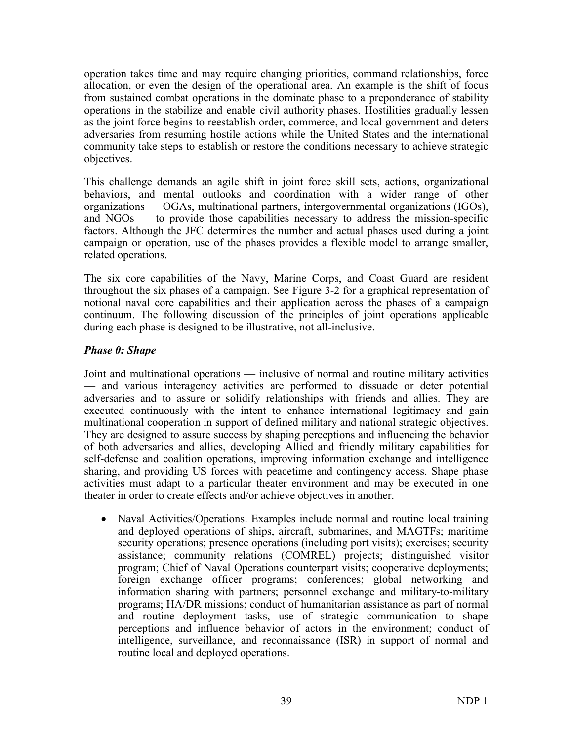operation takes time and may require changing priorities, command relationships, force allocation, or even the design of the operational area. An example is the shift of focus from sustained combat operations in the dominate phase to a preponderance of stability operations in the stabilize and enable civil authority phases. Hostilities gradually lessen as the joint force begins to reestablish order, commerce, and local government and deters adversaries from resuming hostile actions while the United States and the international community take steps to establish or restore the conditions necessary to achieve strategic objectives.

This challenge demands an agile shift in joint force skill sets, actions, organizational behaviors, and mental outlooks and coordination with a wider range of other organizations — OGAs, multinational partners, intergovernmental organizations (IGOs), and NGOs — to provide those capabilities necessary to address the mission-specific factors. Although the JFC determines the number and actual phases used during a joint campaign or operation, use of the phases provides a flexible model to arrange smaller, related operations.

The six core capabilities of the Navy, Marine Corps, and Coast Guard are resident throughout the six phases of a campaign. See Figure 3-2 for a graphical representation of notional naval core capabilities and their application across the phases of a campaign continuum. The following discussion of the principles of joint operations applicable during each phase is designed to be illustrative, not all-inclusive.

### *Phase 0: Shape*

Joint and multinational operations — inclusive of normal and routine military activities — and various interagency activities are performed to dissuade or deter potential adversaries and to assure or solidify relationships with friends and allies. They are executed continuously with the intent to enhance international legitimacy and gain multinational cooperation in support of defined military and national strategic objectives. They are designed to assure success by shaping perceptions and influencing the behavior of both adversaries and allies, developing Allied and friendly military capabilities for self-defense and coalition operations, improving information exchange and intelligence sharing, and providing US forces with peacetime and contingency access. Shape phase activities must adapt to a particular theater environment and may be executed in one theater in order to create effects and/or achieve objectives in another.

- Naval Activities/Operations. Examples include normal and routine local training and deployed operations of ships, aircraft, submarines, and MAGTFs; maritime security operations; presence operations (including port visits); exercises; security assistance; community relations (COMREL) projects; distinguished visitor program; Chief of Naval Operations counterpart visits; cooperative deployments; foreign exchange officer programs; conferences; global networking and information sharing with partners; personnel exchange and military-to-military programs; HA/DR missions; conduct of humanitarian assistance as part of normal and routine deployment tasks, use of strategic communication to shape perceptions and influence behavior of actors in the environment; conduct of intelligence, surveillance, and reconnaissance (ISR) in support of normal and routine local and deployed operations.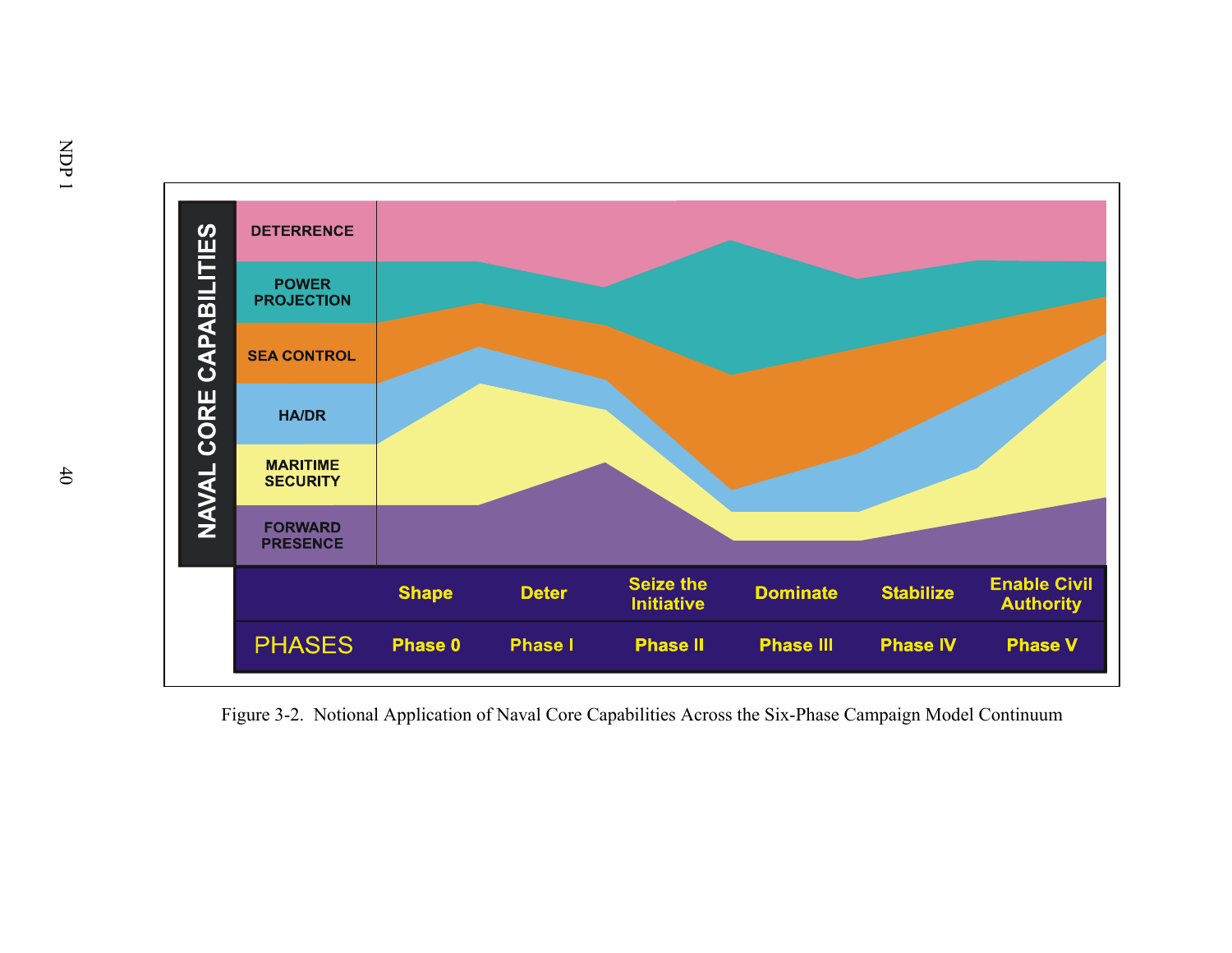NAVAL CORE CAPABILITIES

- DETERRENCE
- POWER PROJECTION
- SEA CONTROL
- HA/DR
- MARITIME SECURITY
- FORWARD PRESENCE

| PHASES | Phase 0 | Phase I | Phase II | Phase III | Phase IV | Phase V |
|---|---|---|---|---|---|---|
| | Shape | Deter | Seize the Initiative | Dominate | Stabilize | Enable Civil Authority |

Figure 3-2. Notional Application of Naval Core Capabilities Across the Six-Phase Campaign Model Continuum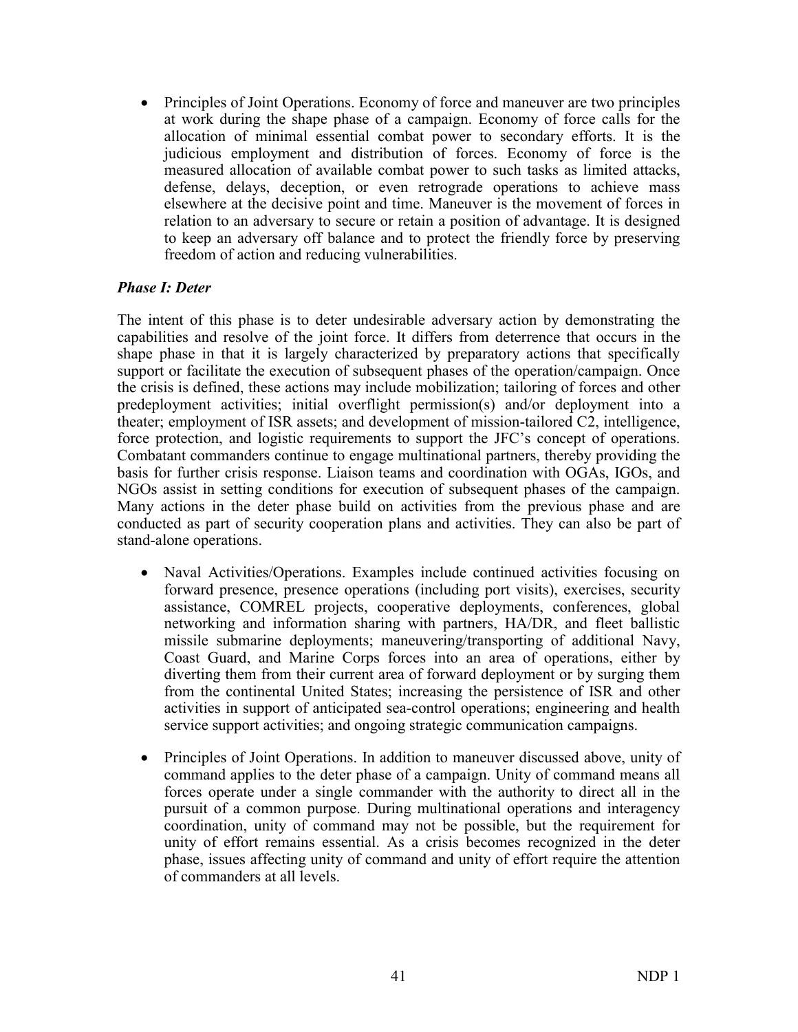- Principles of Joint Operations. Economy of force and maneuver are two principles at work during the shape phase of a campaign. Economy of force calls for the allocation of minimal essential combat power to secondary efforts. It is the judicious employment and distribution of forces. Economy of force is the measured allocation of available combat power to such tasks as limited attacks, defense, delays, deception, or even retrograde operations to achieve mass elsewhere at the decisive point and time. Maneuver is the movement of forces in relation to an adversary to secure or retain a position of advantage. It is designed to keep an adversary off balance and to protect the friendly force by preserving freedom of action and reducing vulnerabilities.

### *Phase I: Deter*

The intent of this phase is to deter undesirable adversary action by demonstrating the capabilities and resolve of the joint force. It differs from deterrence that occurs in the shape phase in that it is largely characterized by preparatory actions that specifically support or facilitate the execution of subsequent phases of the operation/campaign. Once the crisis is defined, these actions may include mobilization; tailoring of forces and other predeployment activities; initial overflight permission(s) and/or deployment into a theater; employment of ISR assets; and development of mission-tailored C2, intelligence, force protection, and logistic requirements to support the JFC's concept of operations. Combatant commanders continue to engage multinational partners, thereby providing the basis for further crisis response. Liaison teams and coordination with OGAs, IGOs, and NGOs assist in setting conditions for execution of subsequent phases of the campaign. Many actions in the deter phase build on activities from the previous phase and are conducted as part of security cooperation plans and activities. They can also be part of stand-alone operations.

- Naval Activities/Operations. Examples include continued activities focusing on forward presence, presence operations (including port visits), exercises, security assistance, COMREL projects, cooperative deployments, conferences, global networking and information sharing with partners, HA/DR, and fleet ballistic missile submarine deployments; maneuvering/transporting of additional Navy, Coast Guard, and Marine Corps forces into an area of operations, either by diverting them from their current area of forward deployment or by surging them from the continental United States; increasing the persistence of ISR and other activities in support of anticipated sea-control operations; engineering and health service support activities; and ongoing strategic communication campaigns.

- Principles of Joint Operations. In addition to maneuver discussed above, unity of command applies to the deter phase of a campaign. Unity of command means all forces operate under a single commander with the authority to direct all in the pursuit of a common purpose. During multinational operations and interagency coordination, unity of command may not be possible, but the requirement for unity of effort remains essential. As a crisis becomes recognized in the deter phase, issues affecting unity of command and unity of effort require the attention of commanders at all levels.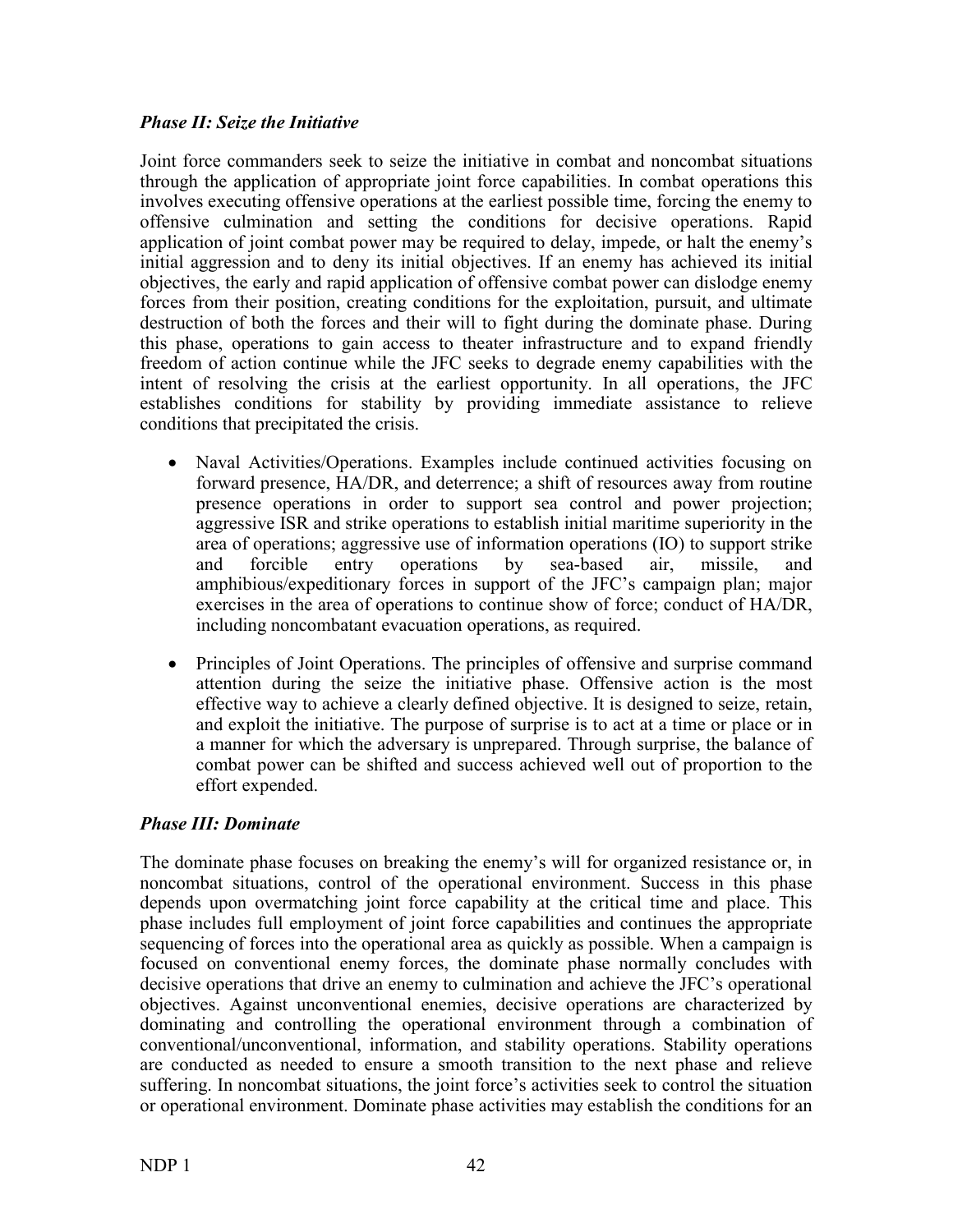### *Phase II: Seize the Initiative*

Joint force commanders seek to seize the initiative in combat and noncombat situations through the application of appropriate joint force capabilities. In combat operations this involves executing offensive operations at the earliest possible time, forcing the enemy to offensive culmination and setting the conditions for decisive operations. Rapid application of joint combat power may be required to delay, impede, or halt the enemy's initial aggression and to deny its initial objectives. If an enemy has achieved its initial objectives, the early and rapid application of offensive combat power can dislodge enemy forces from their position, creating conditions for the exploitation, pursuit, and ultimate destruction of both the forces and their will to fight during the dominate phase. During this phase, operations to gain access to theater infrastructure and to expand friendly freedom of action continue while the JFC seeks to degrade enemy capabilities with the intent of resolving the crisis at the earliest opportunity. In all operations, the JFC establishes conditions for stability by providing immediate assistance to relieve conditions that precipitated the crisis.

- Naval Activities/Operations. Examples include continued activities focusing on forward presence, HA/DR, and deterrence; a shift of resources away from routine presence operations in order to support sea control and power projection; aggressive ISR and strike operations to establish initial maritime superiority in the area of operations; aggressive use of information operations (IO) to support strike and forcible entry operations by sea-based air, missile, and amphibious/expeditionary forces in support of the JFC's campaign plan; major exercises in the area of operations to continue show of force; conduct of HA/DR, including noncombatant evacuation operations, as required.

- Principles of Joint Operations. The principles of offensive and surprise command attention during the seize the initiative phase. Offensive action is the most effective way to achieve a clearly defined objective. It is designed to seize, retain, and exploit the initiative. The purpose of surprise is to act at a time or place or in a manner for which the adversary is unprepared. Through surprise, the balance of combat power can be shifted and success achieved well out of proportion to the effort expended.

### *Phase III: Dominate*

The dominate phase focuses on breaking the enemy's will for organized resistance or, in noncombat situations, control of the operational environment. Success in this phase depends upon overmatching joint force capability at the critical time and place. This phase includes full employment of joint force capabilities and continues the appropriate sequencing of forces into the operational area as quickly as possible. When a campaign is focused on conventional enemy forces, the dominate phase normally concludes with decisive operations that drive an enemy to culmination and achieve the JFC's operational objectives. Against unconventional enemies, decisive operations are characterized by dominating and controlling the operational environment through a combination of conventional/unconventional, information, and stability operations. Stability operations are conducted as needed to ensure a smooth transition to the next phase and relieve suffering. In noncombat situations, the joint force's activities seek to control the situation or operational environment. Dominate phase activities may establish the conditions for an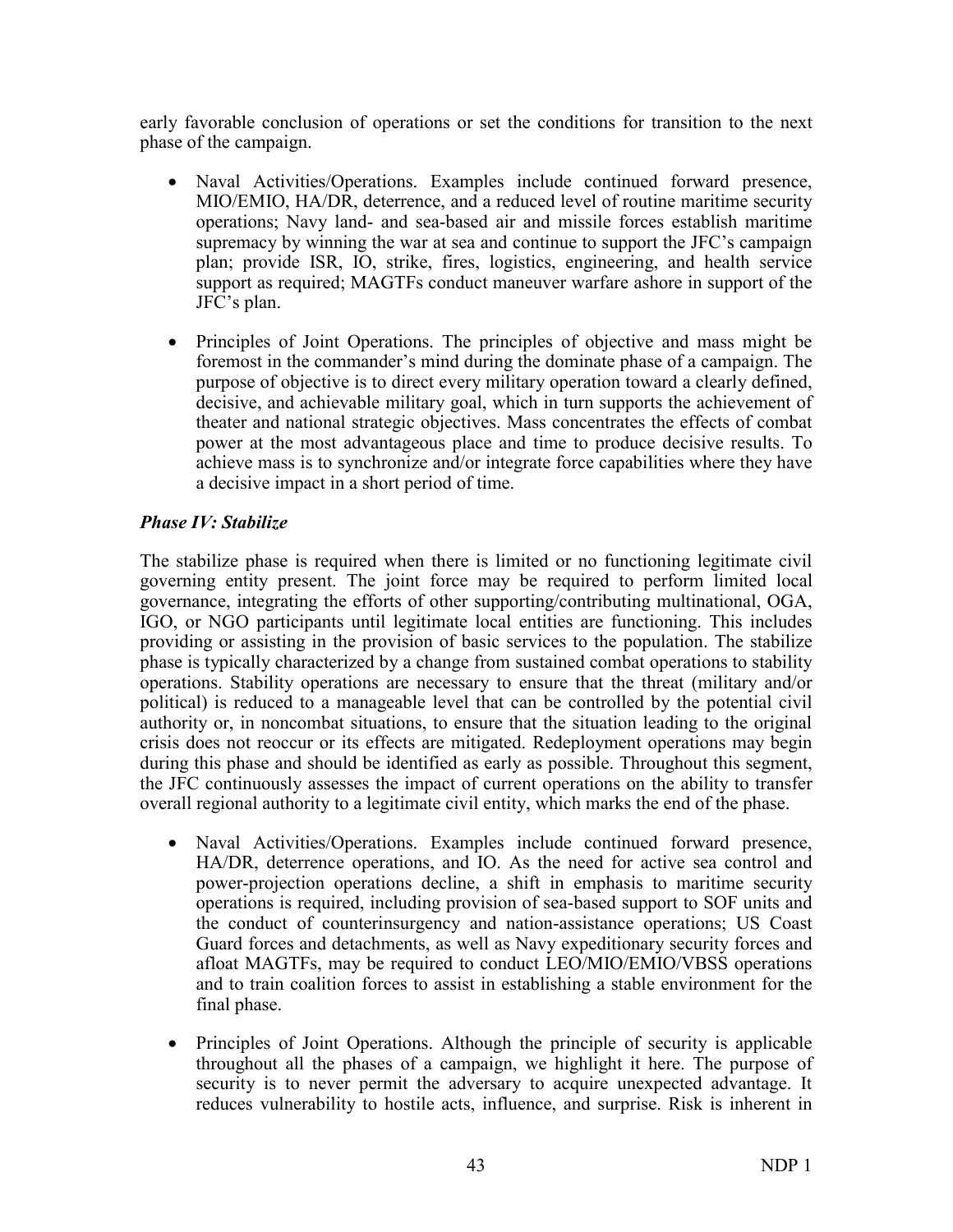early favorable conclusion of operations or set the conditions for transition to the next phase of the campaign.

- Naval Activities/Operations. Examples include continued forward presence, MIO/EMIO, HA/DR, deterrence, and a reduced level of routine maritime security operations; Navy land- and sea-based air and missile forces establish maritime supremacy by winning the war at sea and continue to support the JFC's campaign plan; provide ISR, IO, strike, fires, logistics, engineering, and health service support as required; MAGTFs conduct maneuver warfare ashore in support of the JFC's plan.

- Principles of Joint Operations. The principles of objective and mass might be foremost in the commander's mind during the dominate phase of a campaign. The purpose of objective is to direct every military operation toward a clearly defined, decisive, and achievable military goal, which in turn supports the achievement of theater and national strategic objectives. Mass concentrates the effects of combat power at the most advantageous place and time to produce decisive results. To achieve mass is to synchronize and/or integrate force capabilities where they have a decisive impact in a short period of time.

### *Phase IV: Stabilize*

The stabilize phase is required when there is limited or no functioning legitimate civil governing entity present. The joint force may be required to perform limited local governance, integrating the efforts of other supporting/contributing multinational, OGA, IGO, or NGO participants until legitimate local entities are functioning. This includes providing or assisting in the provision of basic services to the population. The stabilize phase is typically characterized by a change from sustained combat operations to stability operations. Stability operations are necessary to ensure that the threat (military and/or political) is reduced to a manageable level that can be controlled by the potential civil authority or, in noncombat situations, to ensure that the situation leading to the original crisis does not reoccur or its effects are mitigated. Redeployment operations may begin during this phase and should be identified as early as possible. Throughout this segment, the JFC continuously assesses the impact of current operations on the ability to transfer overall regional authority to a legitimate civil entity, which marks the end of the phase.

- Naval Activities/Operations. Examples include continued forward presence, HA/DR, deterrence operations, and IO. As the need for active sea control and power-projection operations decline, a shift in emphasis to maritime security operations is required, including provision of sea-based support to SOF units and the conduct of counterinsurgency and nation-assistance operations; US Coast Guard forces and detachments, as well as Navy expeditionary security forces and afloat MAGTFs, may be required to conduct LEO/MIO/EMIO/VBSS operations and to train coalition forces to assist in establishing a stable environment for the final phase.

- Principles of Joint Operations. Although the principle of security is applicable throughout all the phases of a campaign, we highlight it here. The purpose of security is to never permit the adversary to acquire unexpected advantage. It reduces vulnerability to hostile acts, influence, and surprise. Risk is inherent in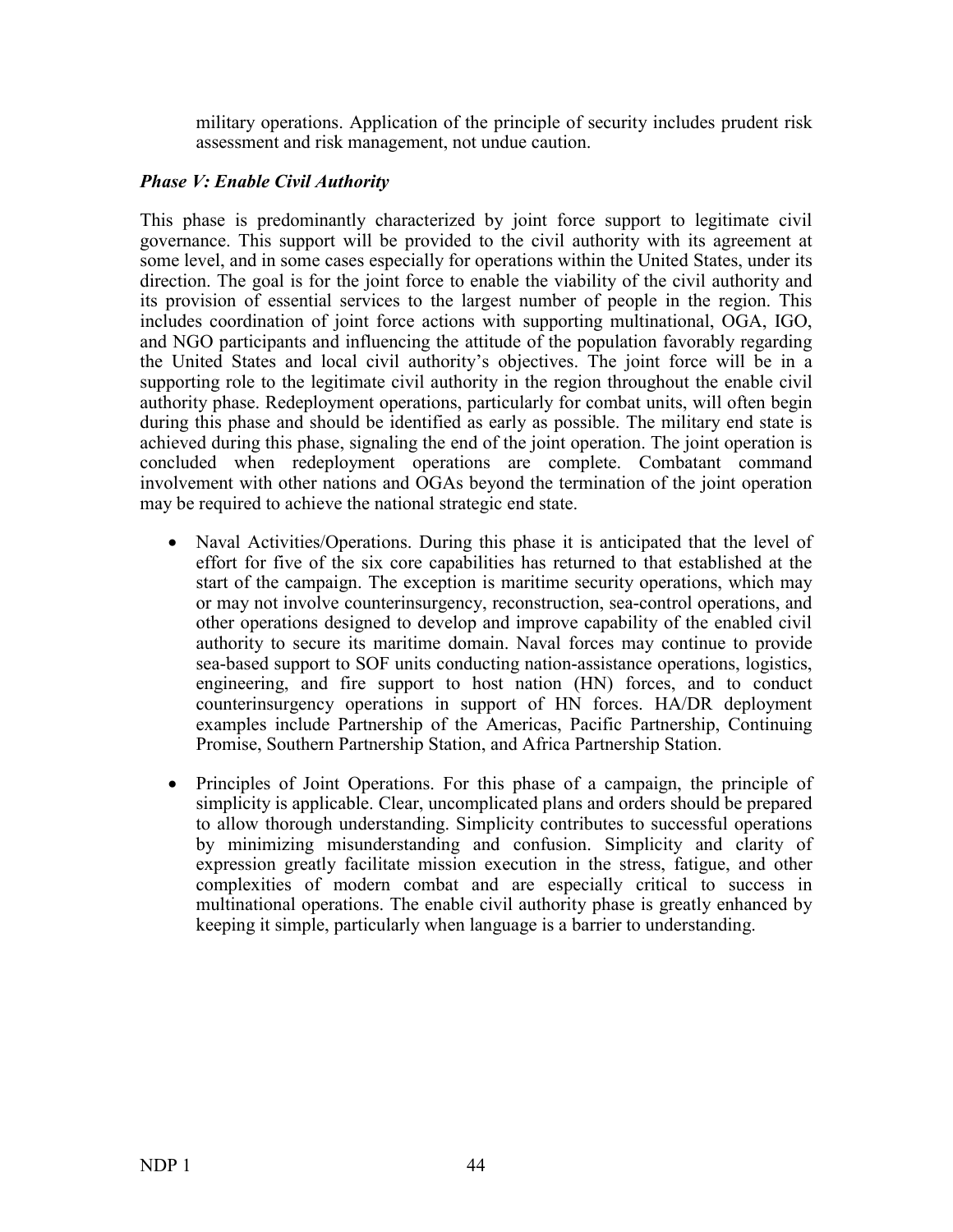military operations. Application of the principle of security includes prudent risk assessment and risk management, not undue caution.

***Phase V: Enable Civil Authority***

This phase is predominantly characterized by joint force support to legitimate civil governance. This support will be provided to the civil authority with its agreement at some level, and in some cases especially for operations within the United States, under its direction. The goal is for the joint force to enable the viability of the civil authority and its provision of essential services to the largest number of people in the region. This includes coordination of joint force actions with supporting multinational, OGA, IGO, and NGO participants and influencing the attitude of the population favorably regarding the United States and local civil authority's objectives. The joint force will be in a supporting role to the legitimate civil authority in the region throughout the enable civil authority phase. Redeployment operations, particularly for combat units, will often begin during this phase and should be identified as early as possible. The military end state is achieved during this phase, signaling the end of the joint operation. The joint operation is concluded when redeployment operations are complete. Combatant command involvement with other nations and OGAs beyond the termination of the joint operation may be required to achieve the national strategic end state.

- Naval Activities/Operations. During this phase it is anticipated that the level of effort for five of the six core capabilities has returned to that established at the start of the campaign. The exception is maritime security operations, which may or may not involve counterinsurgency, reconstruction, sea-control operations, and other operations designed to develop and improve capability of the enabled civil authority to secure its maritime domain. Naval forces may continue to provide sea-based support to SOF units conducting nation-assistance operations, logistics, engineering, and fire support to host nation (HN) forces, and to conduct counterinsurgency operations in support of HN forces. HA/DR deployment examples include Partnership of the Americas, Pacific Partnership, Continuing Promise, Southern Partnership Station, and Africa Partnership Station.

- Principles of Joint Operations. For this phase of a campaign, the principle of simplicity is applicable. Clear, uncomplicated plans and orders should be prepared to allow thorough understanding. Simplicity contributes to successful operations by minimizing misunderstanding and confusion. Simplicity and clarity of expression greatly facilitate mission execution in the stress, fatigue, and other complexities of modern combat and are especially critical to success in multinational operations. The enable civil authority phase is greatly enhanced by keeping it simple, particularly when language is a barrier to understanding.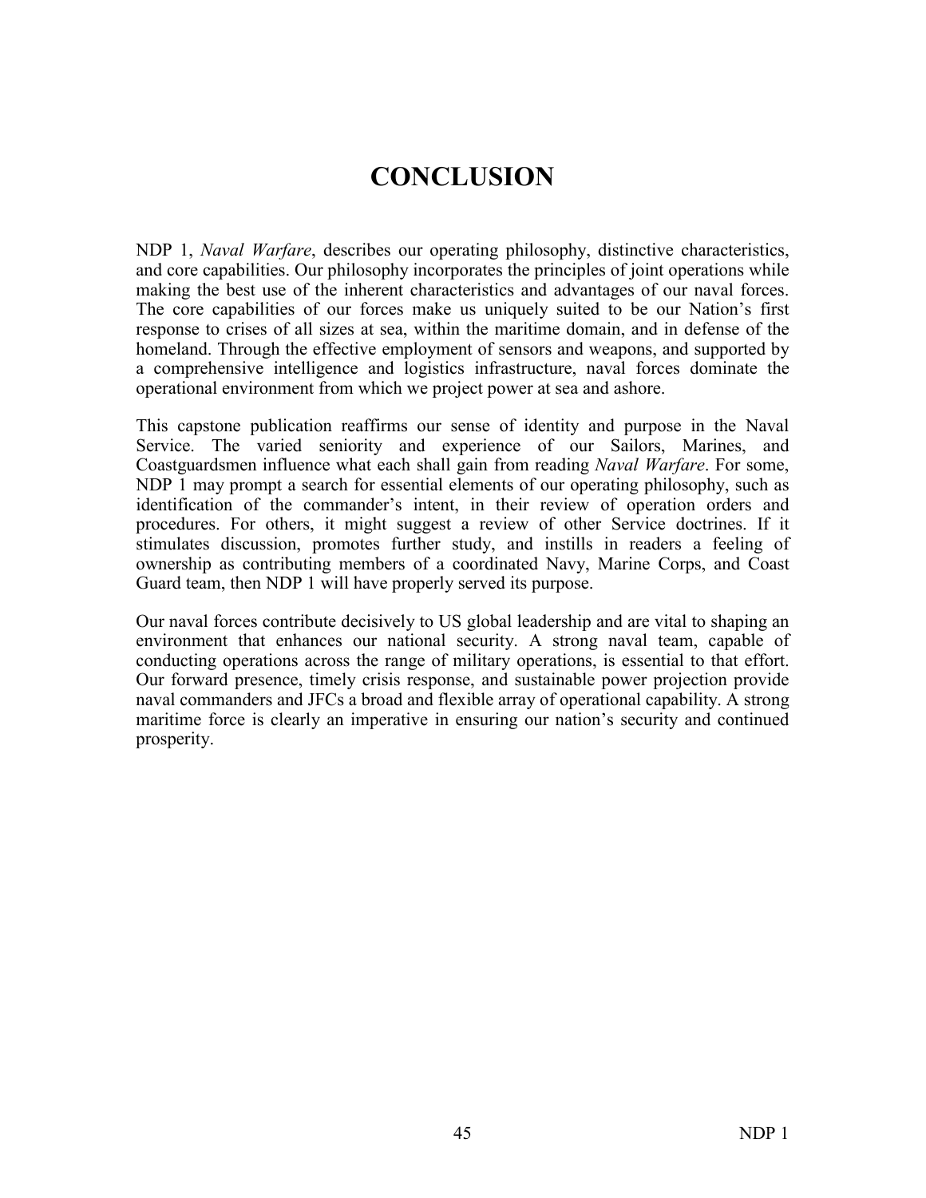# CONCLUSION

NDP 1, *Naval Warfare*, describes our operating philosophy, distinctive characteristics, and core capabilities. Our philosophy incorporates the principles of joint operations while making the best use of the inherent characteristics and advantages of our naval forces. The core capabilities of our forces make us uniquely suited to be our Nation's first response to crises of all sizes at sea, within the maritime domain, and in defense of the homeland. Through the effective employment of sensors and weapons, and supported by a comprehensive intelligence and logistics infrastructure, naval forces dominate the operational environment from which we project power at sea and ashore.

This capstone publication reaffirms our sense of identity and purpose in the Naval Service. The varied seniority and experience of our Sailors, Marines, and Coastguardsmen influence what each shall gain from reading *Naval Warfare*. For some, NDP 1 may prompt a search for essential elements of our operating philosophy, such as identification of the commander's intent, in their review of operation orders and procedures. For others, it might suggest a review of other Service doctrines. If it stimulates discussion, promotes further study, and instills in readers a feeling of ownership as contributing members of a coordinated Navy, Marine Corps, and Coast Guard team, then NDP 1 will have properly served its purpose.

Our naval forces contribute decisively to US global leadership and are vital to shaping an environment that enhances our national security. A strong naval team, capable of conducting operations across the range of military operations, is essential to that effort. Our forward presence, timely crisis response, and sustainable power projection provide naval commanders and JFCs a broad and flexible array of operational capability. A strong maritime force is clearly an imperative in ensuring our nation's security and continued prosperity.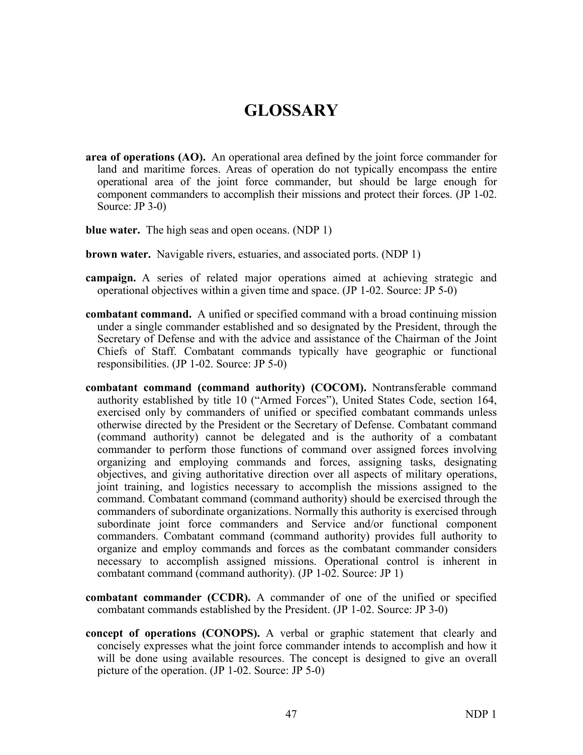# GLOSSARY

**area of operations (AO).** An operational area defined by the joint force commander for land and maritime forces. Areas of operation do not typically encompass the entire operational area of the joint force commander, but should be large enough for component commanders to accomplish their missions and protect their forces. (JP 1-02. Source: JP 3-0)

**blue water.** The high seas and open oceans. (NDP 1)

**brown water.** Navigable rivers, estuaries, and associated ports. (NDP 1)

**campaign.** A series of related major operations aimed at achieving strategic and operational objectives within a given time and space. (JP 1-02. Source: JP 5-0)

**combatant command.** A unified or specified command with a broad continuing mission under a single commander established and so designated by the President, through the Secretary of Defense and with the advice and assistance of the Chairman of the Joint Chiefs of Staff. Combatant commands typically have geographic or functional responsibilities. (JP 1-02. Source: JP 5-0)

**combatant command (command authority) (COCOM).** Nontransferable command authority established by title 10 ("Armed Forces"), United States Code, section 164, exercised only by commanders of unified or specified combatant commands unless otherwise directed by the President or the Secretary of Defense. Combatant command (command authority) cannot be delegated and is the authority of a combatant commander to perform those functions of command over assigned forces involving organizing and employing commands and forces, assigning tasks, designating objectives, and giving authoritative direction over all aspects of military operations, joint training, and logistics necessary to accomplish the missions assigned to the command. Combatant command (command authority) should be exercised through the commanders of subordinate organizations. Normally this authority is exercised through subordinate joint force commanders and Service and/or functional component commanders. Combatant command (command authority) provides full authority to organize and employ commands and forces as the combatant commander considers necessary to accomplish assigned missions. Operational control is inherent in combatant command (command authority). (JP 1-02. Source: JP 1)

**combatant commander (CCDR).** A commander of one of the unified or specified combatant commands established by the President. (JP 1-02. Source: JP 3-0)

**concept of operations (CONOPS).** A verbal or graphic statement that clearly and concisely expresses what the joint force commander intends to accomplish and how it will be done using available resources. The concept is designed to give an overall picture of the operation. (JP 1-02. Source: JP 5-0)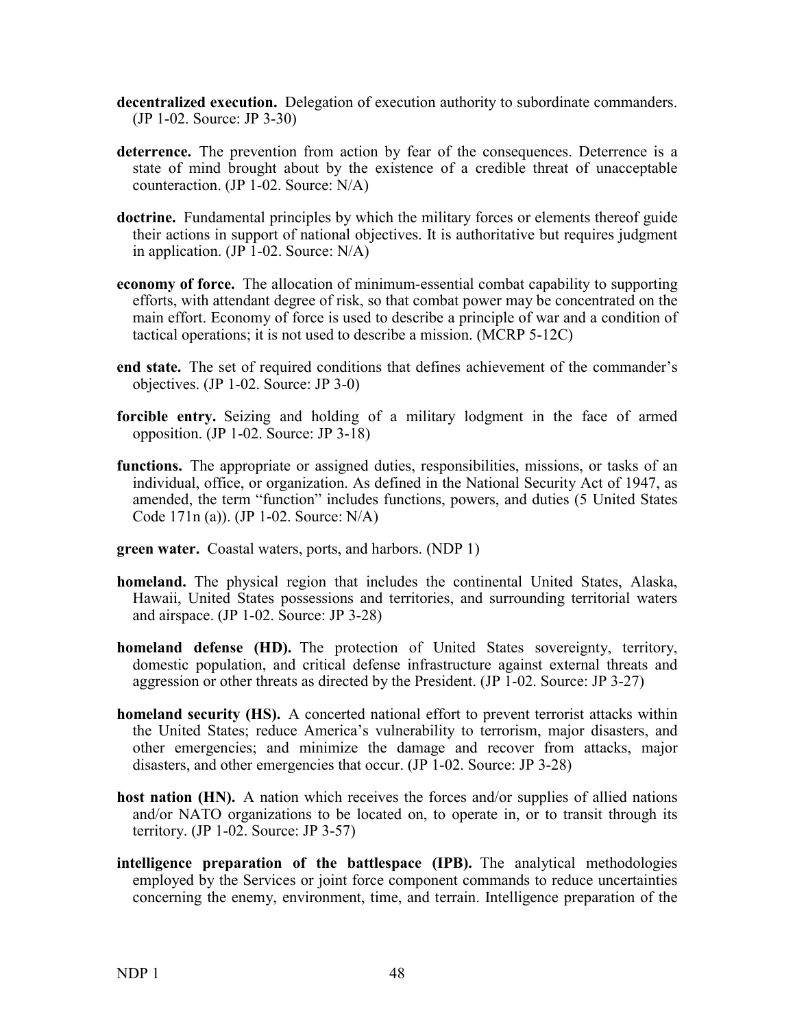**decentralized execution.** Delegation of execution authority to subordinate commanders. (JP 1-02. Source: JP 3-30)

**deterrence.** The prevention from action by fear of the consequences. Deterrence is a state of mind brought about by the existence of a credible threat of unacceptable counteraction. (JP 1-02. Source: N/A)

**doctrine.** Fundamental principles by which the military forces or elements thereof guide their actions in support of national objectives. It is authoritative but requires judgment in application. (JP 1-02. Source: N/A)

**economy of force.** The allocation of minimum-essential combat capability to supporting efforts, with attendant degree of risk, so that combat power may be concentrated on the main effort. Economy of force is used to describe a principle of war and a condition of tactical operations; it is not used to describe a mission. (MCRP 5-12C)

**end state.** The set of required conditions that defines achievement of the commander's objectives. (JP 1-02. Source: JP 3-0)

**forcible entry.** Seizing and holding of a military lodgment in the face of armed opposition. (JP 1-02. Source: JP 3-18)

**functions.** The appropriate or assigned duties, responsibilities, missions, or tasks of an individual, office, or organization. As defined in the National Security Act of 1947, as amended, the term "function" includes functions, powers, and duties (5 United States Code 171n (a)). (JP 1-02. Source: N/A)

**green water.** Coastal waters, ports, and harbors. (NDP 1)

**homeland.** The physical region that includes the continental United States, Alaska, Hawaii, United States possessions and territories, and surrounding territorial waters and airspace. (JP 1-02. Source: JP 3-28)

**homeland defense (HD).** The protection of United States sovereignty, territory, domestic population, and critical defense infrastructure against external threats and aggression or other threats as directed by the President. (JP 1-02. Source: JP 3-27)

**homeland security (HS).** A concerted national effort to prevent terrorist attacks within the United States; reduce America's vulnerability to terrorism, major disasters, and other emergencies; and minimize the damage and recover from attacks, major disasters, and other emergencies that occur. (JP 1-02. Source: JP 3-28)

**host nation (HN).** A nation which receives the forces and/or supplies of allied nations and/or NATO organizations to be located on, to operate in, or to transit through its territory. (JP 1-02. Source: JP 3-57)

**intelligence preparation of the battlespace (IPB).** The analytical methodologies employed by the Services or joint force component commands to reduce uncertainties concerning the enemy, environment, time, and terrain. Intelligence preparation of the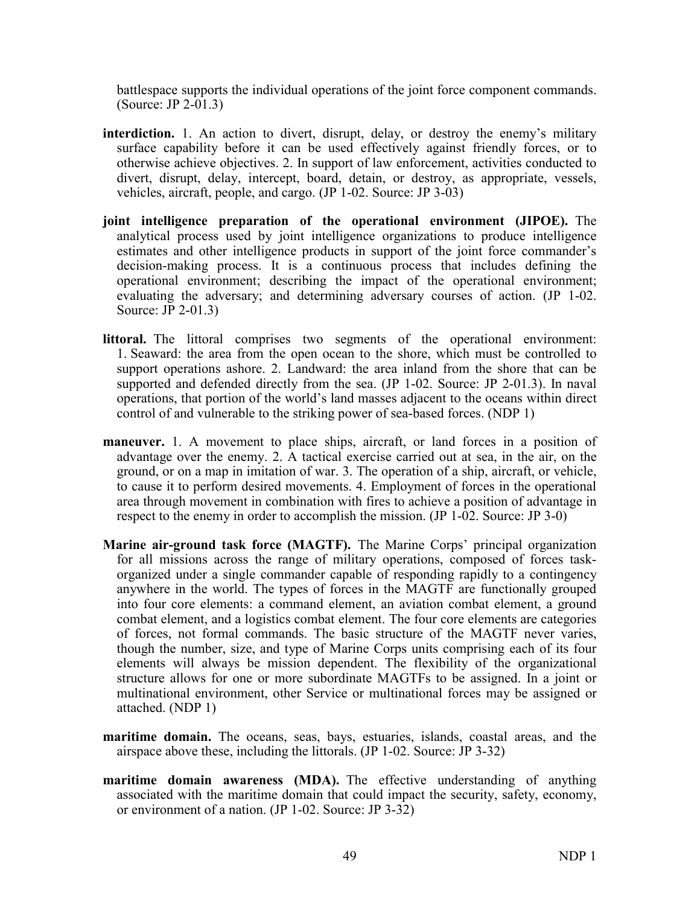battlespace supports the individual operations of the joint force component commands. (Source: JP 2-01.3)

**interdiction.** 1. An action to divert, disrupt, delay, or destroy the enemy's military surface capability before it can be used effectively against friendly forces, or to otherwise achieve objectives. 2. In support of law enforcement, activities conducted to divert, disrupt, delay, intercept, board, detain, or destroy, as appropriate, vessels, vehicles, aircraft, people, and cargo. (JP 1-02. Source: JP 3-03)

**joint intelligence preparation of the operational environment (JIPOE).** The analytical process used by joint intelligence organizations to produce intelligence estimates and other intelligence products in support of the joint force commander's decision-making process. It is a continuous process that includes defining the operational environment; describing the impact of the operational environment; evaluating the adversary; and determining adversary courses of action. (JP 1-02. Source: JP 2-01.3)

**littoral.** The littoral comprises two segments of the operational environment: 1. Seaward: the area from the open ocean to the shore, which must be controlled to support operations ashore. 2. Landward: the area inland from the shore that can be supported and defended directly from the sea. (JP 1-02. Source: JP 2-01.3). In naval operations, that portion of the world's land masses adjacent to the oceans within direct control of and vulnerable to the striking power of sea-based forces. (NDP 1)

**maneuver.** 1. A movement to place ships, aircraft, or land forces in a position of advantage over the enemy. 2. A tactical exercise carried out at sea, in the air, on the ground, or on a map in imitation of war. 3. The operation of a ship, aircraft, or vehicle, to cause it to perform desired movements. 4. Employment of forces in the operational area through movement in combination with fires to achieve a position of advantage in respect to the enemy in order to accomplish the mission. (JP 1-02. Source: JP 3-0)

**Marine air-ground task force (MAGTF).** The Marine Corps' principal organization for all missions across the range of military operations, composed of forces task-organized under a single commander capable of responding rapidly to a contingency anywhere in the world. The types of forces in the MAGTF are functionally grouped into four core elements: a command element, an aviation combat element, a ground combat element, and a logistics combat element. The four core elements are categories of forces, not formal commands. The basic structure of the MAGTF never varies, though the number, size, and type of Marine Corps units comprising each of its four elements will always be mission dependent. The flexibility of the organizational structure allows for one or more subordinate MAGTFs to be assigned. In a joint or multinational environment, other Service or multinational forces may be assigned or attached. (NDP 1)

**maritime domain.** The oceans, seas, bays, estuaries, islands, coastal areas, and the airspace above these, including the littorals. (JP 1-02. Source: JP 3-32)

**maritime domain awareness (MDA).** The effective understanding of anything associated with the maritime domain that could impact the security, safety, economy, or environment of a nation. (JP 1-02. Source: JP 3-32)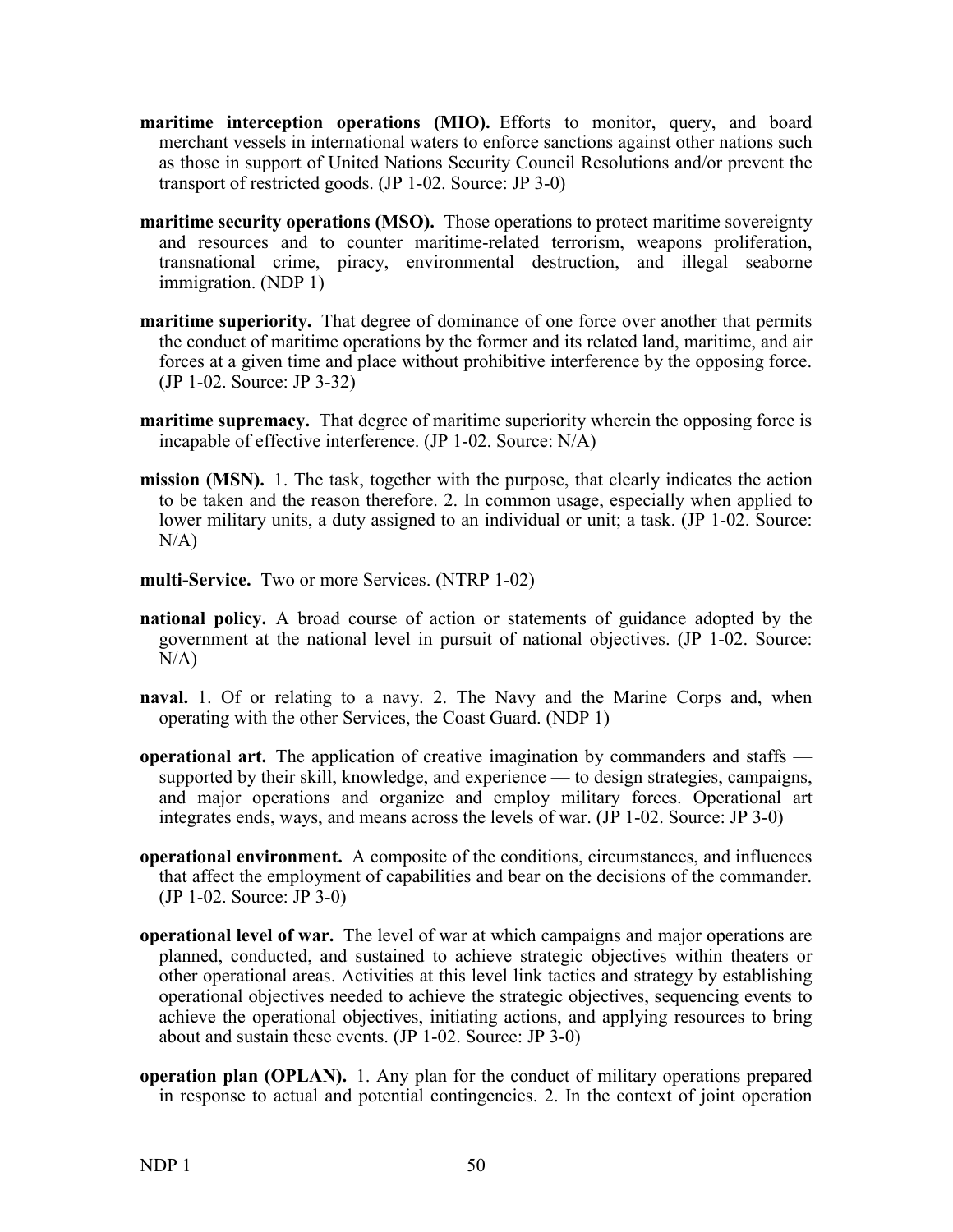**maritime interception operations (MIO).** Efforts to monitor, query, and board merchant vessels in international waters to enforce sanctions against other nations such as those in support of United Nations Security Council Resolutions and/or prevent the transport of restricted goods. (JP 1-02. Source: JP 3-0)

**maritime security operations (MSO).** Those operations to protect maritime sovereignty and resources and to counter maritime-related terrorism, weapons proliferation, transnational crime, piracy, environmental destruction, and illegal seaborne immigration. (NDP 1)

**maritime superiority.** That degree of dominance of one force over another that permits the conduct of maritime operations by the former and its related land, maritime, and air forces at a given time and place without prohibitive interference by the opposing force. (JP 1-02. Source: JP 3-32)

**maritime supremacy.** That degree of maritime superiority wherein the opposing force is incapable of effective interference. (JP 1-02. Source: N/A)

**mission (MSN).** 1. The task, together with the purpose, that clearly indicates the action to be taken and the reason therefore. 2. In common usage, especially when applied to lower military units, a duty assigned to an individual or unit; a task. (JP 1-02. Source: N/A)

**multi-Service.** Two or more Services. (NTRP 1-02)

**national policy.** A broad course of action or statements of guidance adopted by the government at the national level in pursuit of national objectives. (JP 1-02. Source: N/A)

**naval.** 1. Of or relating to a navy. 2. The Navy and the Marine Corps and, when operating with the other Services, the Coast Guard. (NDP 1)

**operational art.** The application of creative imagination by commanders and staffs — supported by their skill, knowledge, and experience — to design strategies, campaigns, and major operations and organize and employ military forces. Operational art integrates ends, ways, and means across the levels of war. (JP 1-02. Source: JP 3-0)

**operational environment.** A composite of the conditions, circumstances, and influences that affect the employment of capabilities and bear on the decisions of the commander. (JP 1-02. Source: JP 3-0)

**operational level of war.** The level of war at which campaigns and major operations are planned, conducted, and sustained to achieve strategic objectives within theaters or other operational areas. Activities at this level link tactics and strategy by establishing operational objectives needed to achieve the strategic objectives, sequencing events to achieve the operational objectives, initiating actions, and applying resources to bring about and sustain these events. (JP 1-02. Source: JP 3-0)

**operation plan (OPLAN).** 1. Any plan for the conduct of military operations prepared in response to actual and potential contingencies. 2. In the context of joint operation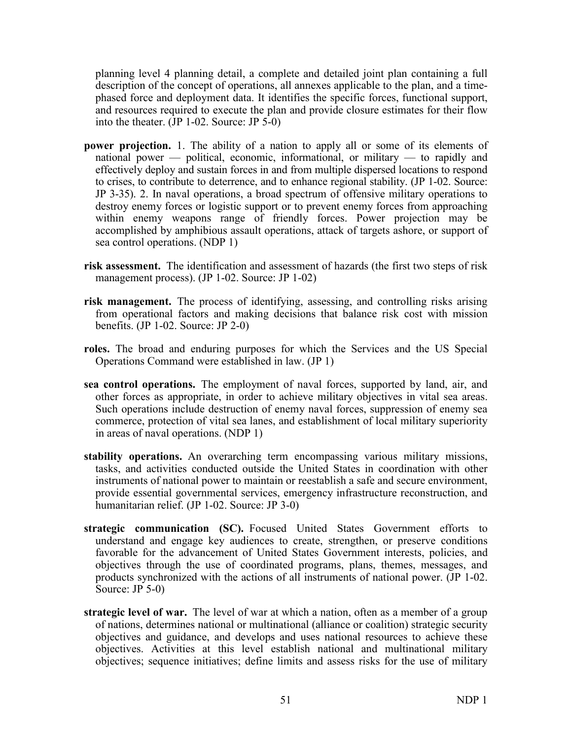planning level 4 planning detail, a complete and detailed joint plan containing a full description of the concept of operations, all annexes applicable to the plan, and a time-phased force and deployment data. It identifies the specific forces, functional support, and resources required to execute the plan and provide closure estimates for their flow into the theater. (JP 1-02. Source: JP 5-0)

**power projection.** 1. The ability of a nation to apply all or some of its elements of national power — political, economic, informational, or military — to rapidly and effectively deploy and sustain forces in and from multiple dispersed locations to respond to crises, to contribute to deterrence, and to enhance regional stability. (JP 1-02. Source: JP 3-35). 2. In naval operations, a broad spectrum of offensive military operations to destroy enemy forces or logistic support or to prevent enemy forces from approaching within enemy weapons range of friendly forces. Power projection may be accomplished by amphibious assault operations, attack of targets ashore, or support of sea control operations. (NDP 1)

**risk assessment.** The identification and assessment of hazards (the first two steps of risk management process). (JP 1-02. Source: JP 1-02)

**risk management.** The process of identifying, assessing, and controlling risks arising from operational factors and making decisions that balance risk cost with mission benefits. (JP 1-02. Source: JP 2-0)

**roles.** The broad and enduring purposes for which the Services and the US Special Operations Command were established in law. (JP 1)

**sea control operations.** The employment of naval forces, supported by land, air, and other forces as appropriate, in order to achieve military objectives in vital sea areas. Such operations include destruction of enemy naval forces, suppression of enemy sea commerce, protection of vital sea lanes, and establishment of local military superiority in areas of naval operations. (NDP 1)

**stability operations.** An overarching term encompassing various military missions, tasks, and activities conducted outside the United States in coordination with other instruments of national power to maintain or reestablish a safe and secure environment, provide essential governmental services, emergency infrastructure reconstruction, and humanitarian relief. (JP 1-02. Source: JP 3-0)

**strategic communication (SC).** Focused United States Government efforts to understand and engage key audiences to create, strengthen, or preserve conditions favorable for the advancement of United States Government interests, policies, and objectives through the use of coordinated programs, plans, themes, messages, and products synchronized with the actions of all instruments of national power. (JP 1-02. Source: JP 5-0)

**strategic level of war.** The level of war at which a nation, often as a member of a group of nations, determines national or multinational (alliance or coalition) strategic security objectives and guidance, and develops and uses national resources to achieve these objectives. Activities at this level establish national and multinational military objectives; sequence initiatives; define limits and assess risks for the use of military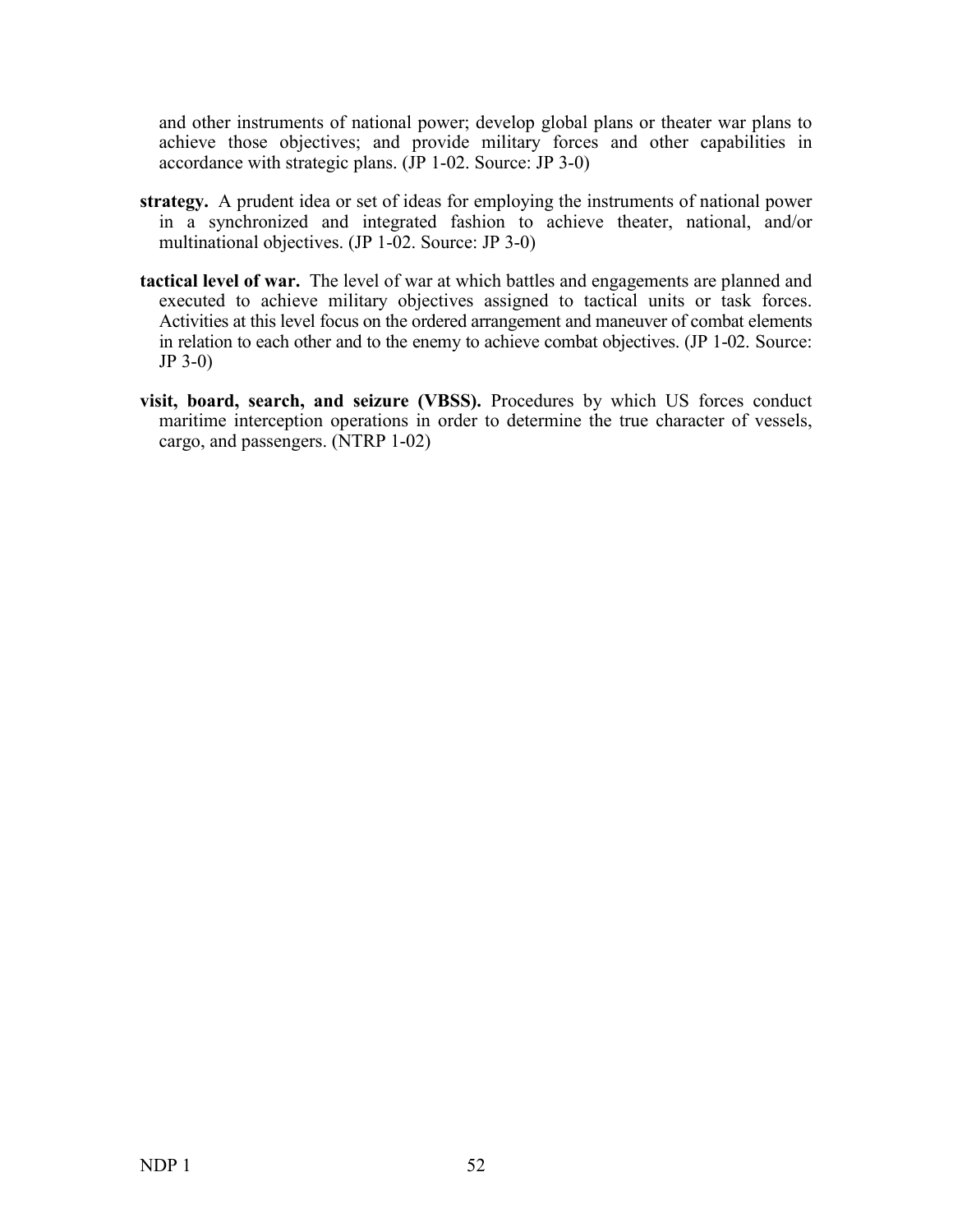and other instruments of national power; develop global plans or theater war plans to achieve those objectives; and provide military forces and other capabilities in accordance with strategic plans. (JP 1-02. Source: JP 3-0)

**strategy.** A prudent idea or set of ideas for employing the instruments of national power in a synchronized and integrated fashion to achieve theater, national, and/or multinational objectives. (JP 1-02. Source: JP 3-0)

**tactical level of war.** The level of war at which battles and engagements are planned and executed to achieve military objectives assigned to tactical units or task forces. Activities at this level focus on the ordered arrangement and maneuver of combat elements in relation to each other and to the enemy to achieve combat objectives. (JP 1-02. Source: JP 3-0)

**visit, board, search, and seizure (VBSS).** Procedures by which US forces conduct maritime interception operations in order to determine the true character of vessels, cargo, and passengers. (NTRP 1-02)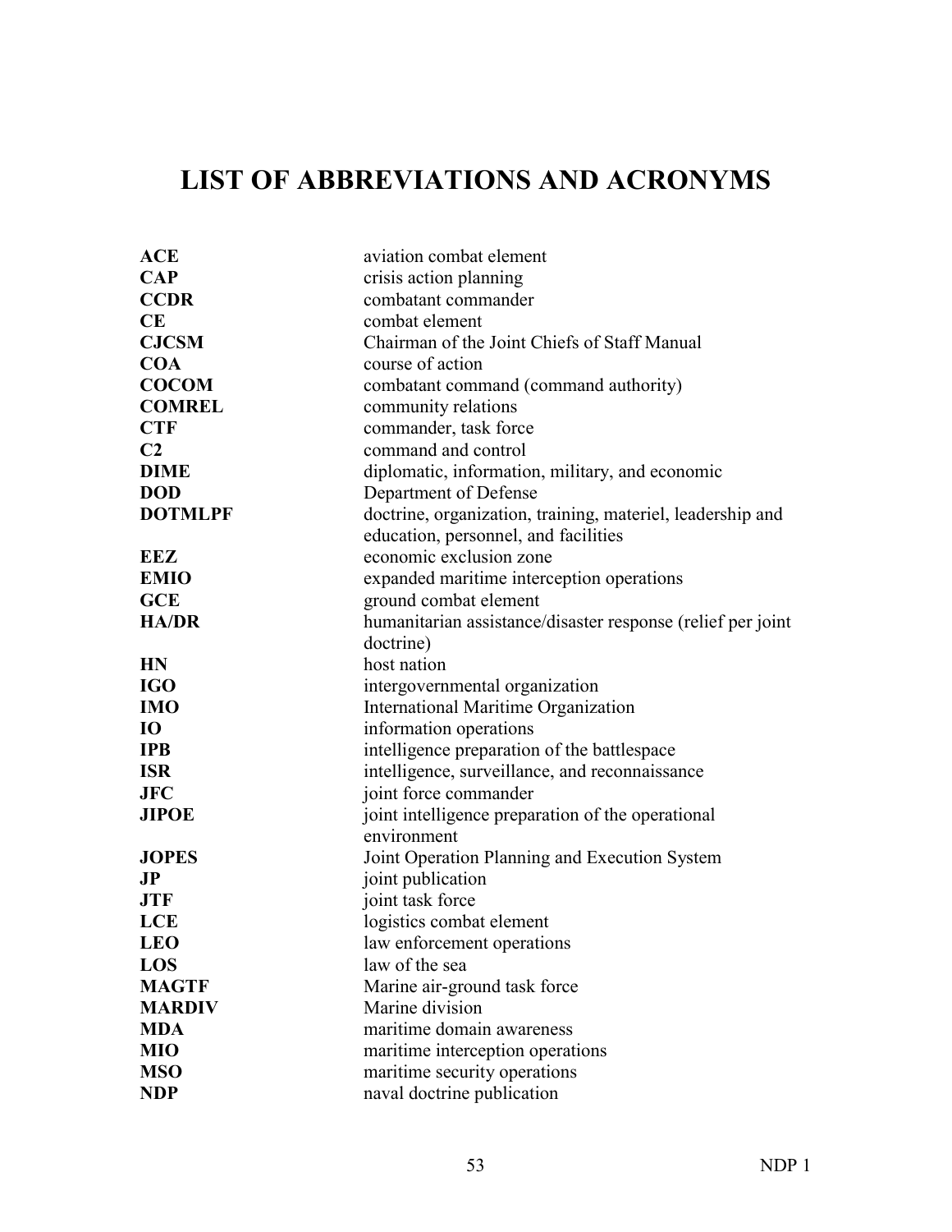# LIST OF ABBREVIATIONS AND ACRONYMS

| | |
|---|---|
| **ACE** | aviation combat element |
| **CAP** | crisis action planning |
| **CCDR** | combatant commander |
| **CE** | combat element |
| **CJCSM** | Chairman of the Joint Chiefs of Staff Manual |
| **COA** | course of action |
| **COCOM** | combatant command (command authority) |
| **COMREL** | community relations |
| **CTF** | commander, task force |
| **C2** | command and control |
| **DIME** | diplomatic, information, military, and economic |
| **DOD** | Department of Defense |
| **DOTMLPF** | doctrine, organization, training, materiel, leadership and education, personnel, and facilities |
| **EEZ** | economic exclusion zone |
| **EMIO** | expanded maritime interception operations |
| **GCE** | ground combat element |
| **HA/DR** | humanitarian assistance/disaster response (relief per joint doctrine) |
| **HN** | host nation |
| **IGO** | intergovernmental organization |
| **IMO** | International Maritime Organization |
| **IO** | information operations |
| **IPB** | intelligence preparation of the battlespace |
| **ISR** | intelligence, surveillance, and reconnaissance |
| **JFC** | joint force commander |
| **JIPOE** | joint intelligence preparation of the operational environment |
| **JOPES** | Joint Operation Planning and Execution System |
| **JP** | joint publication |
| **JTF** | joint task force |
| **LCE** | logistics combat element |
| **LEO** | law enforcement operations |
| **LOS** | law of the sea |
| **MAGTF** | Marine air-ground task force |
| **MARDIV** | Marine division |
| **MDA** | maritime domain awareness |
| **MIO** | maritime interception operations |
| **MSO** | maritime security operations |
| **NDP** | naval doctrine publication |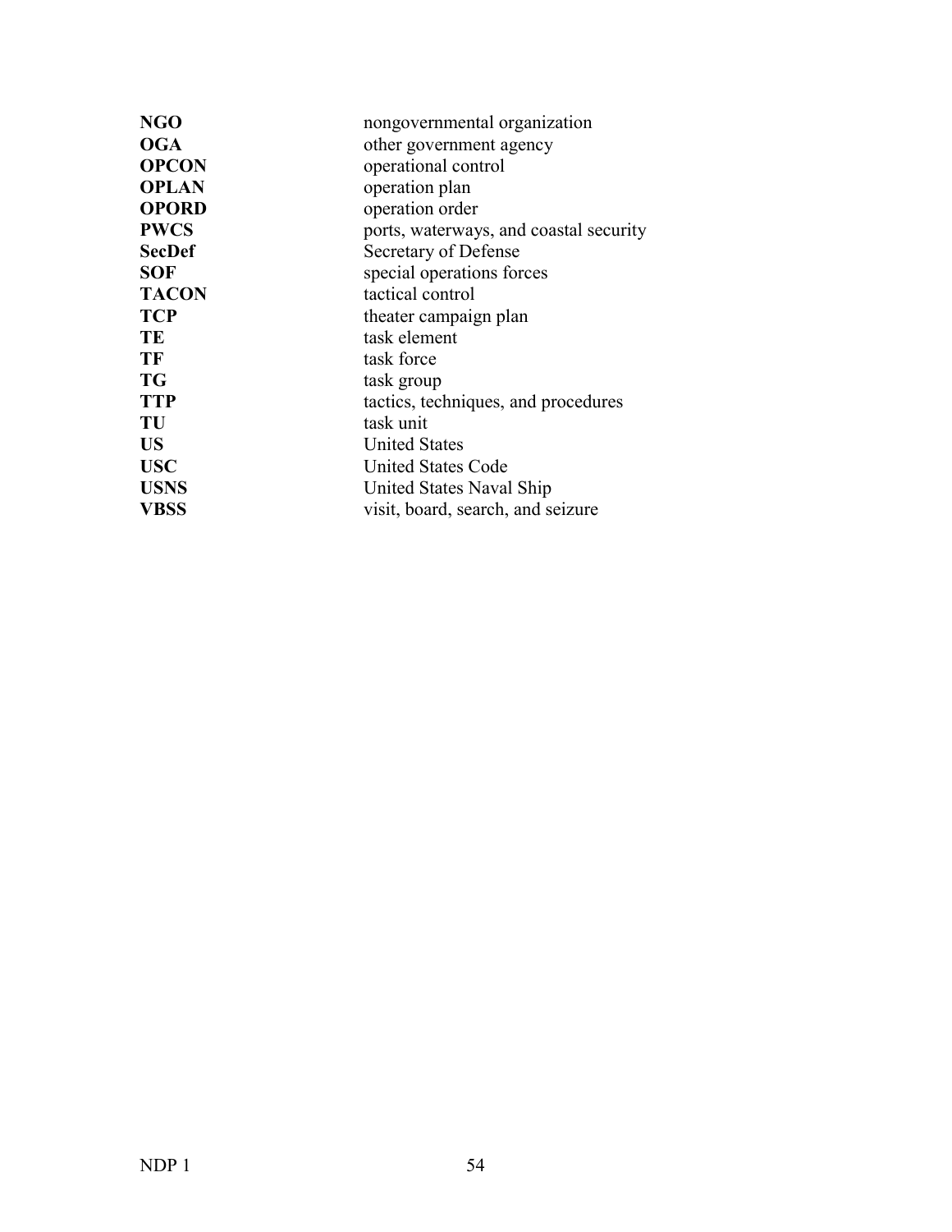| | |
|---|---|
| **NGO** | nongovernmental organization |
| **OGA** | other government agency |
| **OPCON** | operational control |
| **OPLAN** | operation plan |
| **OPORD** | operation order |
| **PWCS** | ports, waterways, and coastal security |
| **SecDef** | Secretary of Defense |
| **SOF** | special operations forces |
| **TACON** | tactical control |
| **TCP** | theater campaign plan |
| **TE** | task element |
| **TF** | task force |
| **TG** | task group |
| **TTP** | tactics, techniques, and procedures |
| **TU** | task unit |
| **US** | United States |
| **USC** | United States Code |
| **USNS** | United States Naval Ship |
| **VBSS** | visit, board, search, and seizure |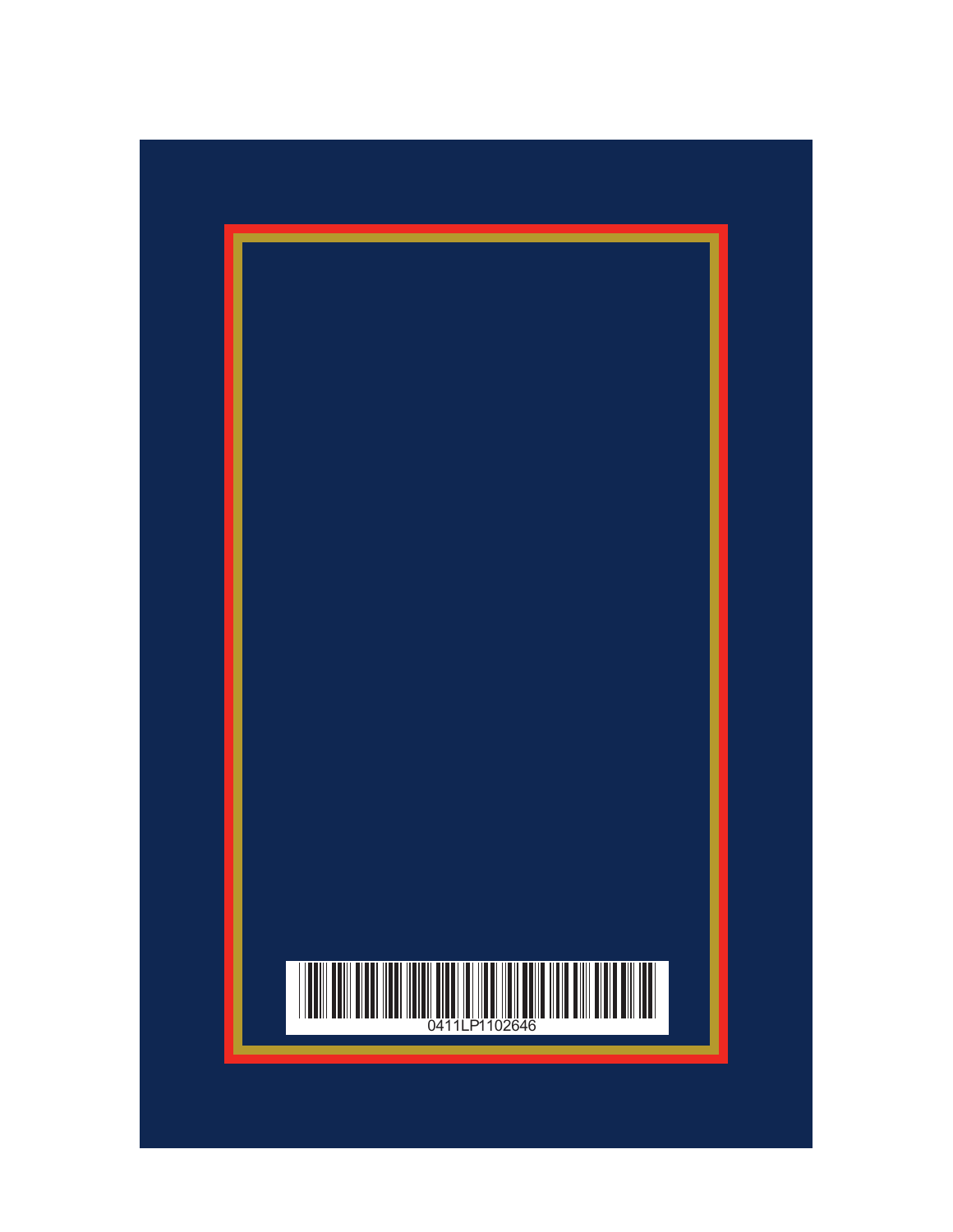0411LP1102646